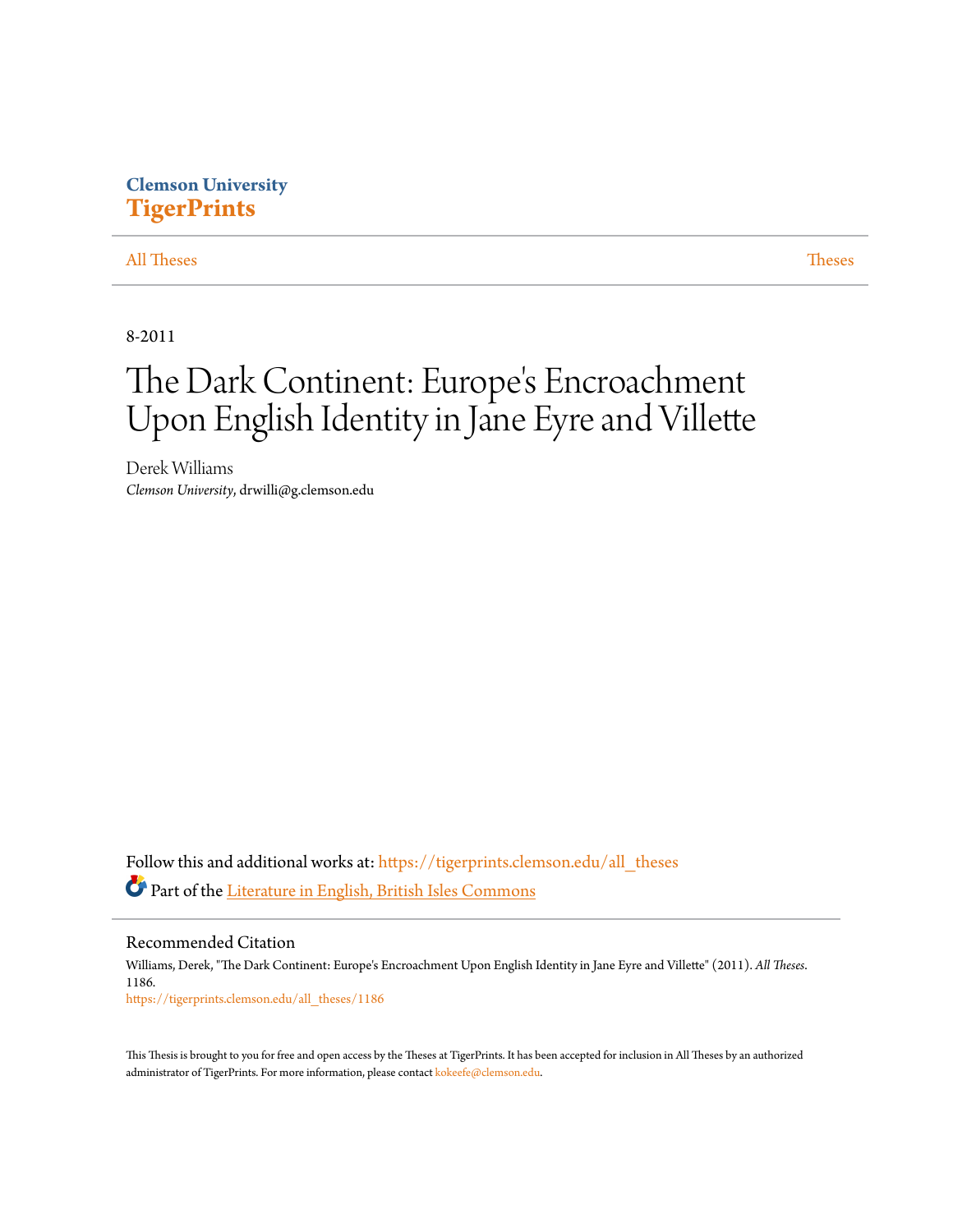Clemson University

**TigerPrints**

All Theses | Theses

8-2011

# The Dark Continent: Europe's Encroachment Upon English Identity in Jane Eyre and Villette

Derek Williams

*Clemson University*, drwilli@g.clemson.edu

Follow this and additional works at: https://tigerprints.clemson.edu/all_theses

Part of the Literature in English, British Isles Commons

## Recommended Citation

Williams, Derek, "The Dark Continent: Europe's Encroachment Upon English Identity in Jane Eyre and Villette" (2011). *All Theses*. 1186.

https://tigerprints.clemson.edu/all_theses/1186

This Thesis is brought to you for free and open access by the Theses at TigerPrints. It has been accepted for inclusion in All Theses by an authorized administrator of TigerPrints. For more information, please contact kokeefe@clemson.edu.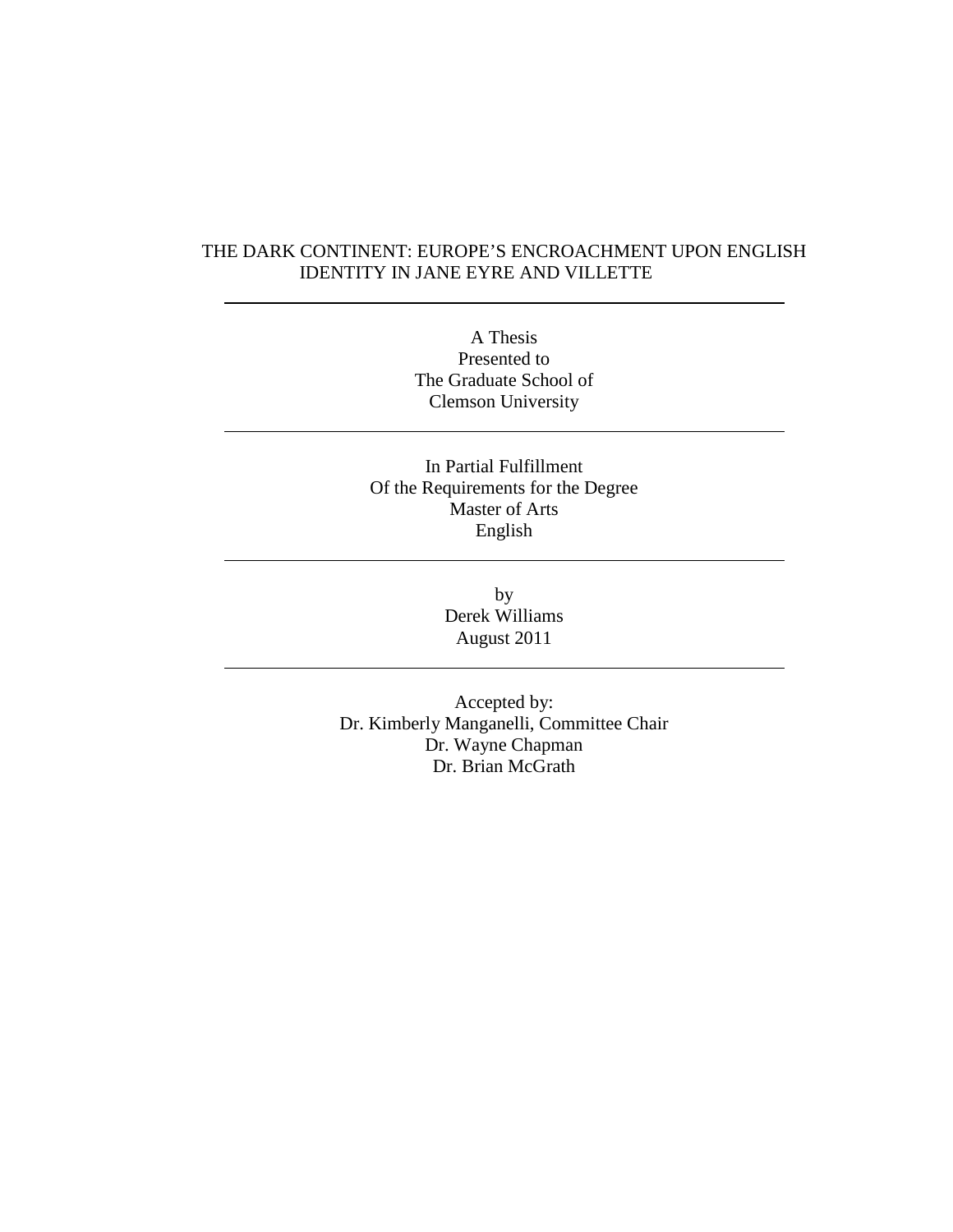# THE DARK CONTINENT: EUROPE'S ENCROACHMENT UPON ENGLISH IDENTITY IN JANE EYRE AND VILLETTE

---

A Thesis
Presented to
The Graduate School of
Clemson University

---

In Partial Fulfillment
Of the Requirements for the Degree
Master of Arts
English

---

by
Derek Williams
August 2011

---

Accepted by:
Dr. Kimberly Manganelli, Committee Chair
Dr. Wayne Chapman
Dr. Brian McGrath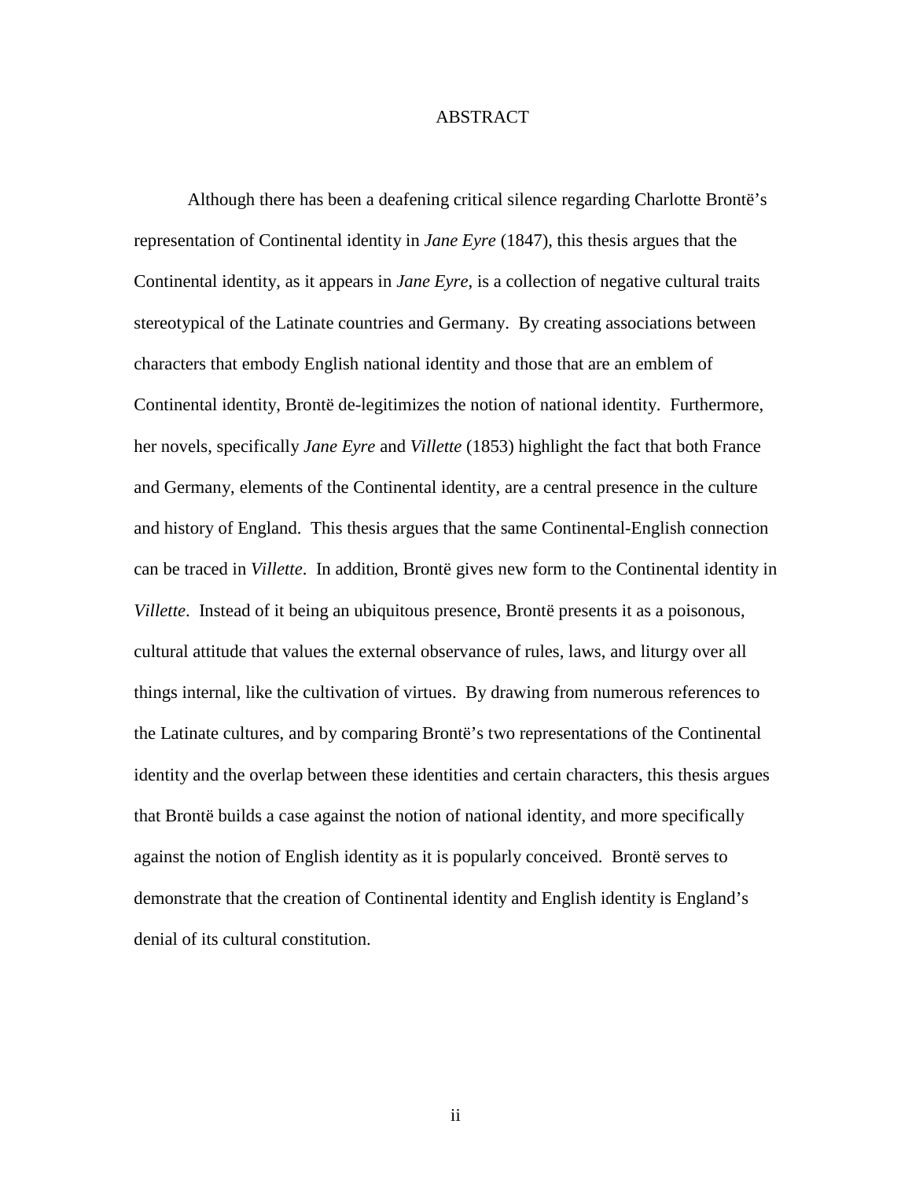# ABSTRACT

Although there has been a deafening critical silence regarding Charlotte Brontë's representation of Continental identity in *Jane Eyre* (1847), this thesis argues that the Continental identity, as it appears in *Jane Eyre*, is a collection of negative cultural traits stereotypical of the Latinate countries and Germany. By creating associations between characters that embody English national identity and those that are an emblem of Continental identity, Brontë de-legitimizes the notion of national identity. Furthermore, her novels, specifically *Jane Eyre* and *Villette* (1853) highlight the fact that both France and Germany, elements of the Continental identity, are a central presence in the culture and history of England. This thesis argues that the same Continental-English connection can be traced in *Villette*. In addition, Brontë gives new form to the Continental identity in *Villette*. Instead of it being an ubiquitous presence, Brontë presents it as a poisonous, cultural attitude that values the external observance of rules, laws, and liturgy over all things internal, like the cultivation of virtues. By drawing from numerous references to the Latinate cultures, and by comparing Brontë's two representations of the Continental identity and the overlap between these identities and certain characters, this thesis argues that Brontë builds a case against the notion of national identity, and more specifically against the notion of English identity as it is popularly conceived. Brontë serves to demonstrate that the creation of Continental identity and English identity is England's denial of its cultural constitution.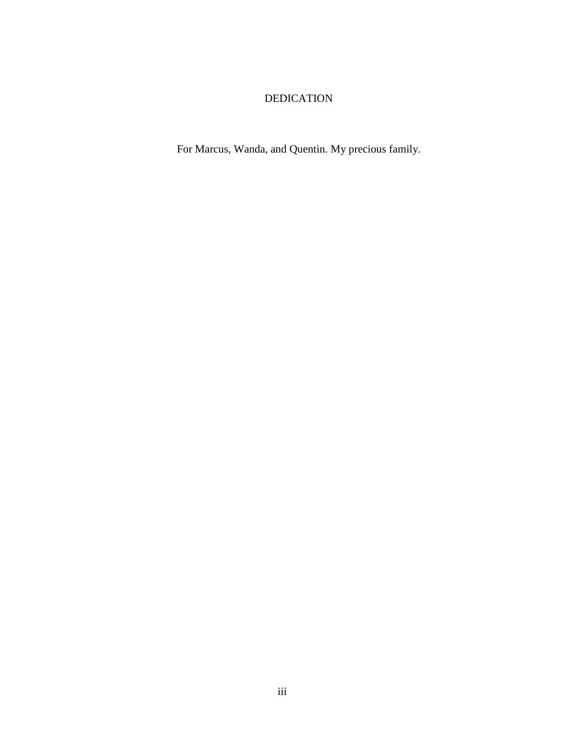# DEDICATION

For Marcus, Wanda, and Quentin. My precious family.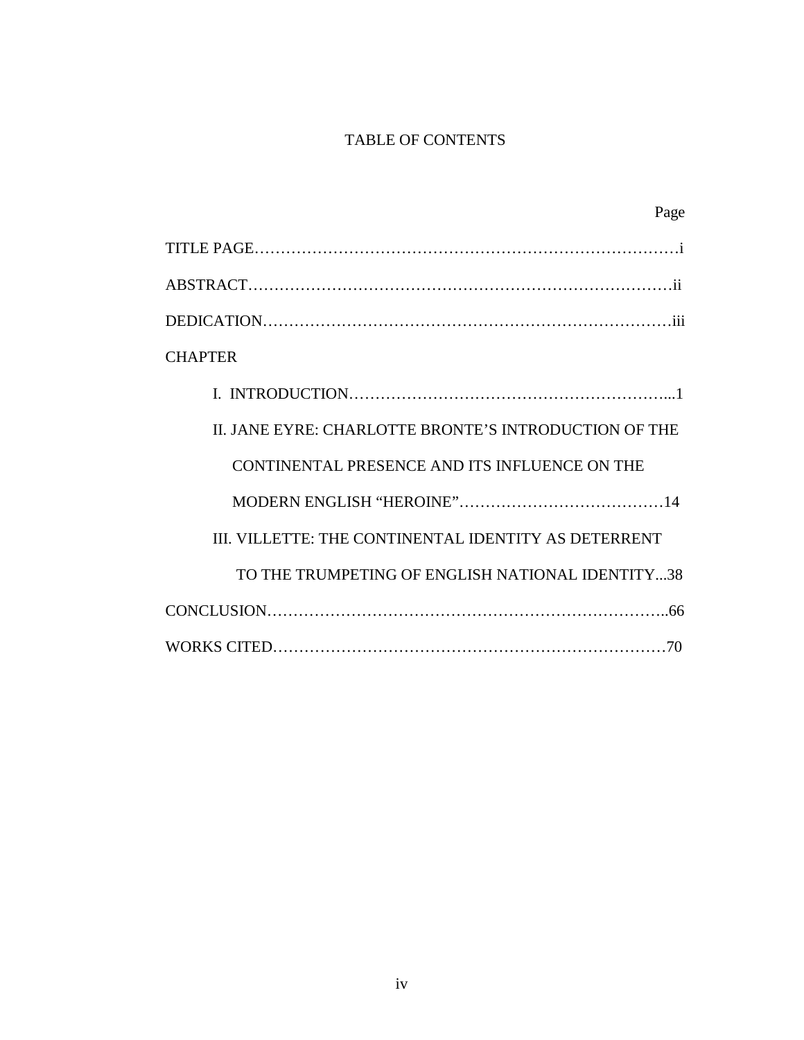# TABLE OF CONTENTS

Page

TITLE PAGE……………………………………………………………………….i

ABSTRACT………………………………………………………………………ii

DEDICATION……………………………………………………………………iii

CHAPTER

I. INTRODUCTION……………………………………………………...1

II. JANE EYRE: CHARLOTTE BRONTE'S INTRODUCTION OF THE CONTINENTAL PRESENCE AND ITS INFLUENCE ON THE MODERN ENGLISH "HEROINE"…………………………………14

III. VILLETTE: THE CONTINENTAL IDENTITY AS DETERRENT TO THE TRUMPETING OF ENGLISH NATIONAL IDENTITY...38

CONCLUSION………………………………………………………………..66

WORKS CITED………………………………………………………………70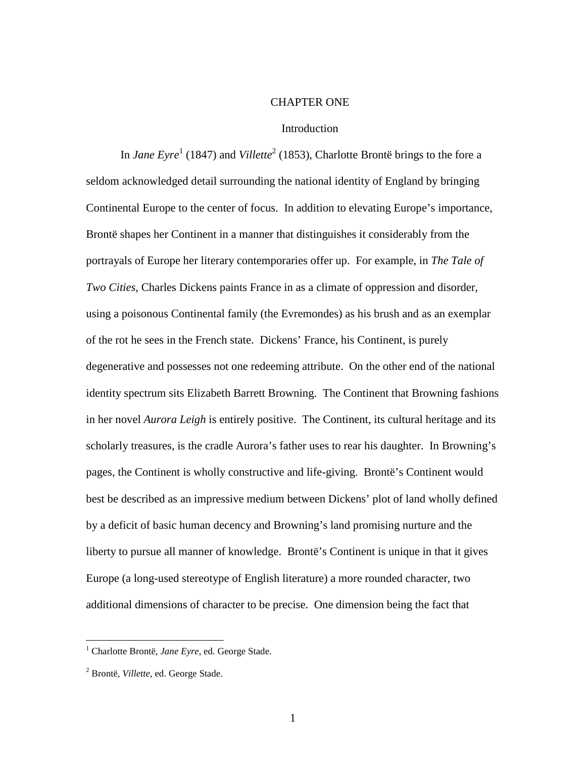# CHAPTER ONE

## Introduction

In *Jane Eyre*[1] (1847) and *Villette*[2] (1853), Charlotte Brontë brings to the fore a seldom acknowledged detail surrounding the national identity of England by bringing Continental Europe to the center of focus. In addition to elevating Europe's importance, Brontë shapes her Continent in a manner that distinguishes it considerably from the portrayals of Europe her literary contemporaries offer up. For example, in *The Tale of Two Cities*, Charles Dickens paints France in as a climate of oppression and disorder, using a poisonous Continental family (the Evremondes) as his brush and as an exemplar of the rot he sees in the French state. Dickens' France, his Continent, is purely degenerative and possesses not one redeeming attribute. On the other end of the national identity spectrum sits Elizabeth Barrett Browning. The Continent that Browning fashions in her novel *Aurora Leigh* is entirely positive. The Continent, its cultural heritage and its scholarly treasures, is the cradle Aurora's father uses to rear his daughter. In Browning's pages, the Continent is wholly constructive and life-giving. Brontë's Continent would best be described as an impressive medium between Dickens' plot of land wholly defined by a deficit of basic human decency and Browning's land promising nurture and the liberty to pursue all manner of knowledge. Brontë's Continent is unique in that it gives Europe (a long-used stereotype of English literature) a more rounded character, two additional dimensions of character to be precise. One dimension being the fact that

---

[1] Charlotte Brontë, *Jane Eyre*, ed. George Stade.

[2] Brontë, *Villette*, ed. George Stade.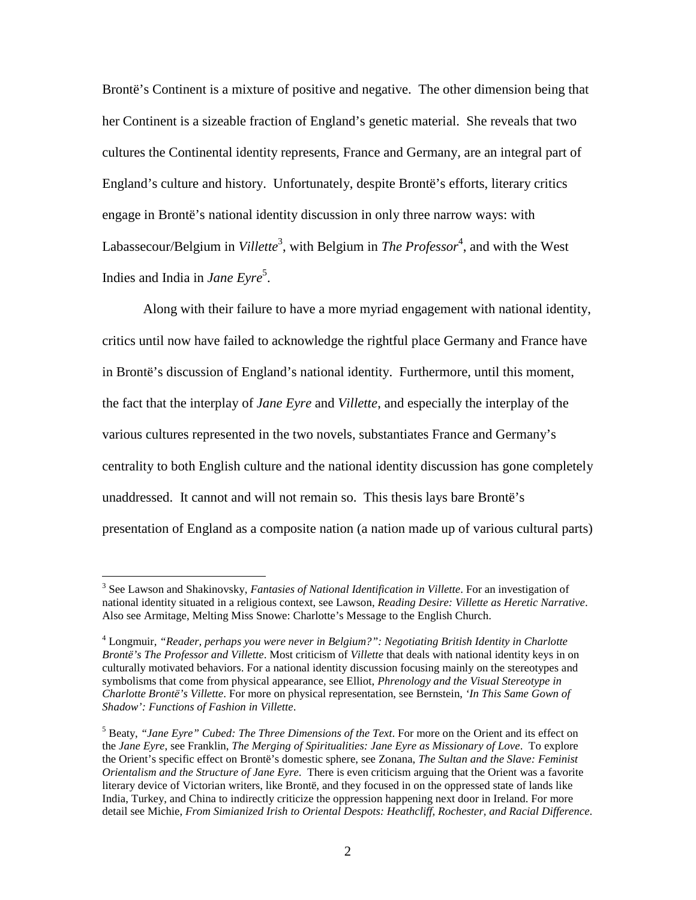Brontë's Continent is a mixture of positive and negative. The other dimension being that her Continent is a sizeable fraction of England's genetic material. She reveals that two cultures the Continental identity represents, France and Germany, are an integral part of England's culture and history. Unfortunately, despite Brontë's efforts, literary critics engage in Brontë's national identity discussion in only three narrow ways: with Labassecour/Belgium in *Villette*[3], with Belgium in *The Professor*[4], and with the West Indies and India in *Jane Eyre*[5].

Along with their failure to have a more myriad engagement with national identity, critics until now have failed to acknowledge the rightful place Germany and France have in Brontë's discussion of England's national identity. Furthermore, until this moment, the fact that the interplay of *Jane Eyre* and *Villette*, and especially the interplay of the various cultures represented in the two novels, substantiates France and Germany's centrality to both English culture and the national identity discussion has gone completely unaddressed. It cannot and will not remain so. This thesis lays bare Brontë's presentation of England as a composite nation (a nation made up of various cultural parts)

---

[3] See Lawson and Shakinovsky, *Fantasies of National Identification in Villette*. For an investigation of national identity situated in a religious context, see Lawson, *Reading Desire: Villette as Heretic Narrative*. Also see Armitage, Melting Miss Snowe: Charlotte's Message to the English Church.

[4] Longmuir, *"Reader, perhaps you were never in Belgium?": Negotiating British Identity in Charlotte Brontë's The Professor and Villette*. Most criticism of *Villette* that deals with national identity keys in on culturally motivated behaviors. For a national identity discussion focusing mainly on the stereotypes and symbolisms that come from physical appearance, see Elliot, *Phrenology and the Visual Stereotype in Charlotte Brontë's Villette*. For more on physical representation, see Bernstein, *'In This Same Gown of Shadow': Functions of Fashion in Villette*.

[5] Beaty, *"Jane Eyre" Cubed: The Three Dimensions of the Text*. For more on the Orient and its effect on the *Jane Eyre*, see Franklin, *The Merging of Spiritualities: Jane Eyre as Missionary of Love*. To explore the Orient's specific effect on Brontë's domestic sphere, see Zonana, *The Sultan and the Slave: Feminist Orientalism and the Structure of Jane Eyre*. There is even criticism arguing that the Orient was a favorite literary device of Victorian writers, like Brontë, and they focused in on the oppressed state of lands like India, Turkey, and China to indirectly criticize the oppression happening next door in Ireland. For more detail see Michie, *From Simianized Irish to Oriental Despots: Heathcliff, Rochester, and Racial Difference*.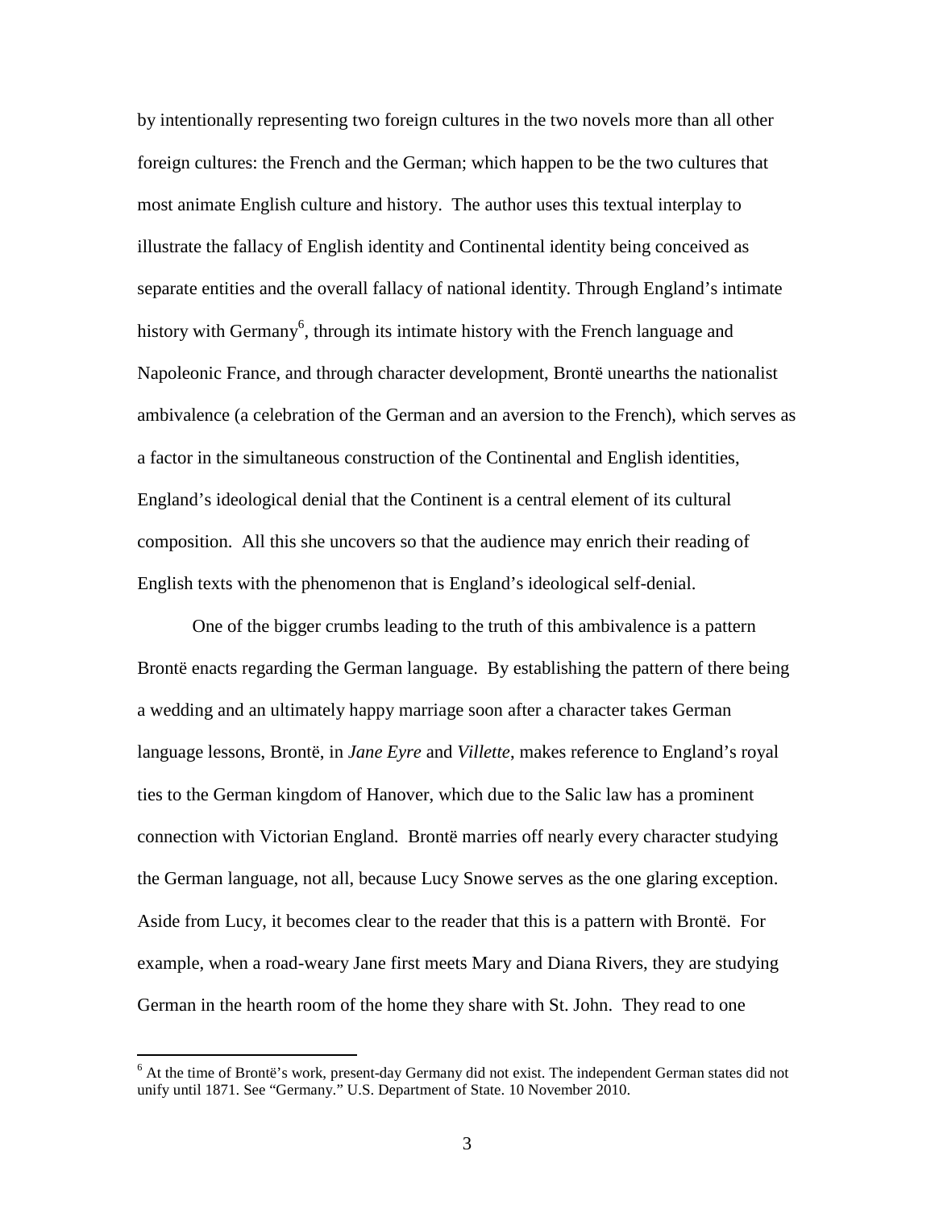by intentionally representing two foreign cultures in the two novels more than all other foreign cultures: the French and the German; which happen to be the two cultures that most animate English culture and history. The author uses this textual interplay to illustrate the fallacy of English identity and Continental identity being conceived as separate entities and the overall fallacy of national identity. Through England's intimate history with Germany[6], through its intimate history with the French language and Napoleonic France, and through character development, Brontë unearths the nationalist ambivalence (a celebration of the German and an aversion to the French), which serves as a factor in the simultaneous construction of the Continental and English identities, England's ideological denial that the Continent is a central element of its cultural composition. All this she uncovers so that the audience may enrich their reading of English texts with the phenomenon that is England's ideological self-denial.

One of the bigger crumbs leading to the truth of this ambivalence is a pattern Brontë enacts regarding the German language. By establishing the pattern of there being a wedding and an ultimately happy marriage soon after a character takes German language lessons, Brontë, in *Jane Eyre* and *Villette*, makes reference to England's royal ties to the German kingdom of Hanover, which due to the Salic law has a prominent connection with Victorian England. Brontë marries off nearly every character studying the German language, not all, because Lucy Snowe serves as the one glaring exception. Aside from Lucy, it becomes clear to the reader that this is a pattern with Brontë. For example, when a road-weary Jane first meets Mary and Diana Rivers, they are studying German in the hearth room of the home they share with St. John. They read to one

[6] At the time of Brontë's work, present-day Germany did not exist. The independent German states did not unify until 1871. See "Germany." U.S. Department of State. 10 November 2010.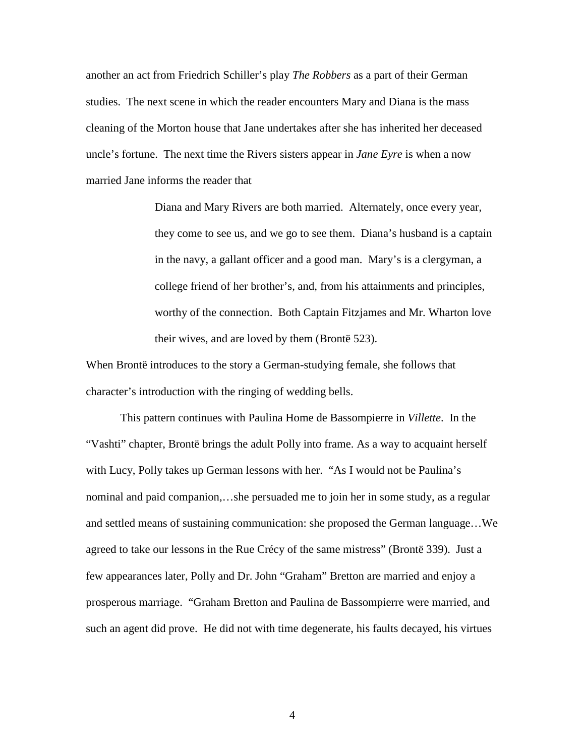another an act from Friedrich Schiller's play *The Robbers* as a part of their German studies. The next scene in which the reader encounters Mary and Diana is the mass cleaning of the Morton house that Jane undertakes after she has inherited her deceased uncle's fortune. The next time the Rivers sisters appear in *Jane Eyre* is when a now married Jane informs the reader that

> Diana and Mary Rivers are both married. Alternately, once every year, they come to see us, and we go to see them. Diana's husband is a captain in the navy, a gallant officer and a good man. Mary's is a clergyman, a college friend of her brother's, and, from his attainments and principles, worthy of the connection. Both Captain Fitzjames and Mr. Wharton love their wives, and are loved by them (Brontë 523).

When Brontë introduces to the story a German-studying female, she follows that character's introduction with the ringing of wedding bells.

This pattern continues with Paulina Home de Bassompierre in *Villette*. In the "Vashti" chapter, Brontë brings the adult Polly into frame. As a way to acquaint herself with Lucy, Polly takes up German lessons with her. "As I would not be Paulina's nominal and paid companion,…she persuaded me to join her in some study, as a regular and settled means of sustaining communication: she proposed the German language…We agreed to take our lessons in the Rue Crécy of the same mistress" (Brontë 339). Just a few appearances later, Polly and Dr. John "Graham" Bretton are married and enjoy a prosperous marriage. "Graham Bretton and Paulina de Bassompierre were married, and such an agent did prove. He did not with time degenerate, his faults decayed, his virtues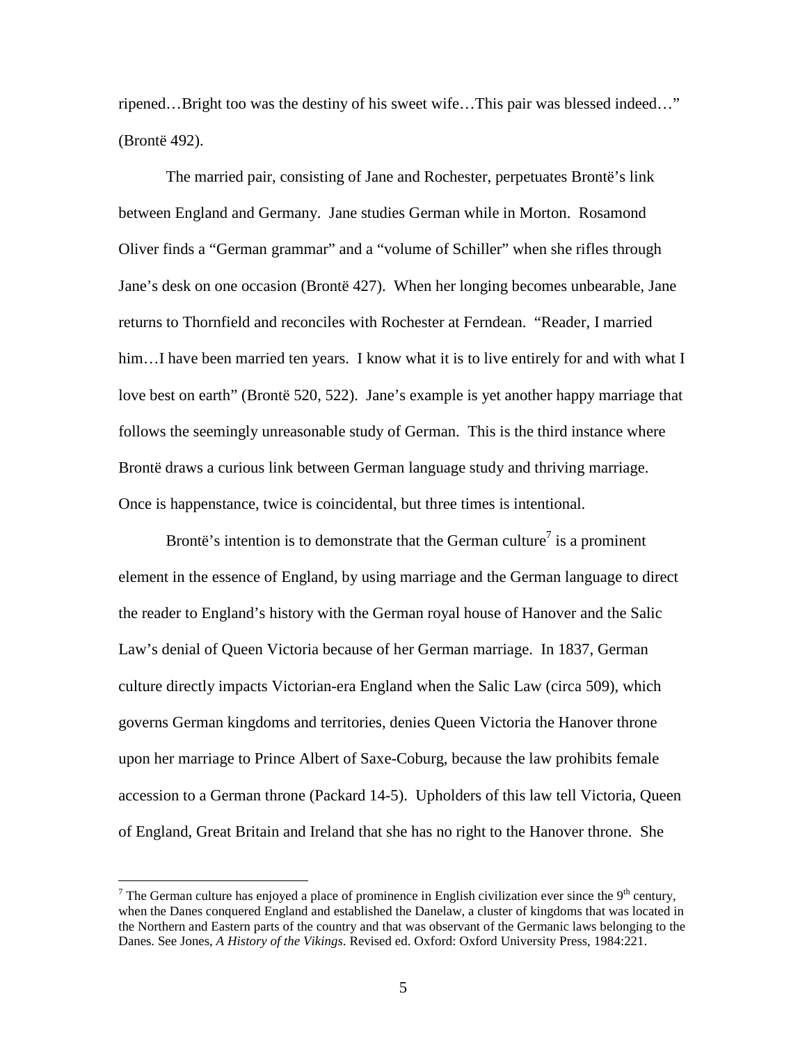ripened…Bright too was the destiny of his sweet wife…This pair was blessed indeed…" (Brontë 492).

The married pair, consisting of Jane and Rochester, perpetuates Brontë's link between England and Germany. Jane studies German while in Morton. Rosamond Oliver finds a "German grammar" and a "volume of Schiller" when she rifles through Jane's desk on one occasion (Brontë 427). When her longing becomes unbearable, Jane returns to Thornfield and reconciles with Rochester at Ferndean. "Reader, I married him…I have been married ten years. I know what it is to live entirely for and with what I love best on earth" (Brontë 520, 522). Jane's example is yet another happy marriage that follows the seemingly unreasonable study of German. This is the third instance where Brontë draws a curious link between German language study and thriving marriage. Once is happenstance, twice is coincidental, but three times is intentional.

Brontë's intention is to demonstrate that the German culture[7] is a prominent element in the essence of England, by using marriage and the German language to direct the reader to England's history with the German royal house of Hanover and the Salic Law's denial of Queen Victoria because of her German marriage. In 1837, German culture directly impacts Victorian-era England when the Salic Law (circa 509), which governs German kingdoms and territories, denies Queen Victoria the Hanover throne upon her marriage to Prince Albert of Saxe-Coburg, because the law prohibits female accession to a German throne (Packard 14-5). Upholders of this law tell Victoria, Queen of England, Great Britain and Ireland that she has no right to the Hanover throne. She

---

[7] The German culture has enjoyed a place of prominence in English civilization ever since the 9th century, when the Danes conquered England and established the Danelaw, a cluster of kingdoms that was located in the Northern and Eastern parts of the country and that was observant of the Germanic laws belonging to the Danes. See Jones, *A History of the Vikings*. Revised ed. Oxford: Oxford University Press, 1984:221.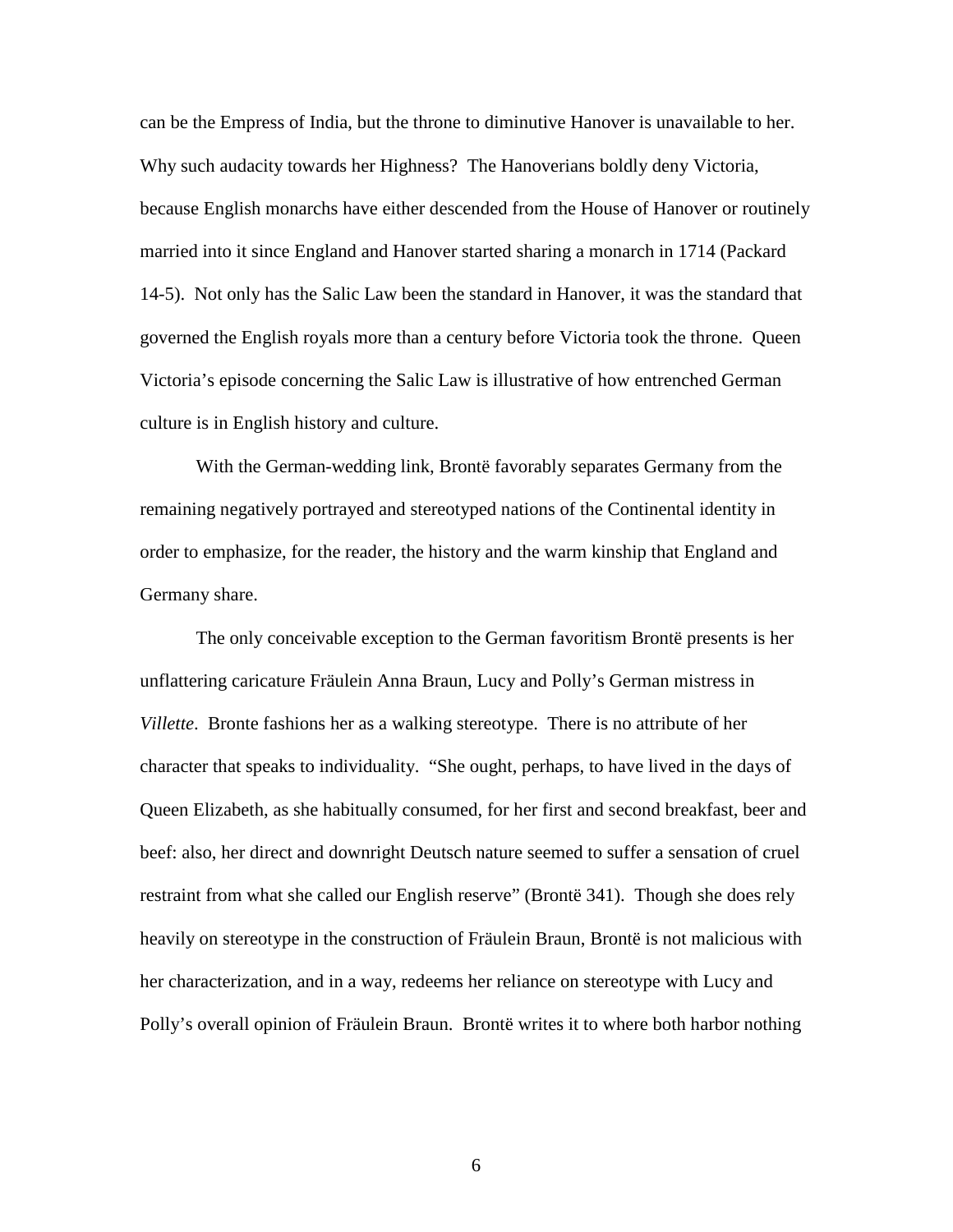can be the Empress of India, but the throne to diminutive Hanover is unavailable to her. Why such audacity towards her Highness? The Hanoverians boldly deny Victoria, because English monarchs have either descended from the House of Hanover or routinely married into it since England and Hanover started sharing a monarch in 1714 (Packard 14-5). Not only has the Salic Law been the standard in Hanover, it was the standard that governed the English royals more than a century before Victoria took the throne. Queen Victoria's episode concerning the Salic Law is illustrative of how entrenched German culture is in English history and culture.

With the German-wedding link, Brontë favorably separates Germany from the remaining negatively portrayed and stereotyped nations of the Continental identity in order to emphasize, for the reader, the history and the warm kinship that England and Germany share.

The only conceivable exception to the German favoritism Brontë presents is her unflattering caricature Fräulein Anna Braun, Lucy and Polly's German mistress in *Villette*. Bronte fashions her as a walking stereotype. There is no attribute of her character that speaks to individuality. "She ought, perhaps, to have lived in the days of Queen Elizabeth, as she habitually consumed, for her first and second breakfast, beer and beef: also, her direct and downright Deutsch nature seemed to suffer a sensation of cruel restraint from what she called our English reserve" (Brontë 341). Though she does rely heavily on stereotype in the construction of Fräulein Braun, Brontë is not malicious with her characterization, and in a way, redeems her reliance on stereotype with Lucy and Polly's overall opinion of Fräulein Braun. Brontë writes it to where both harbor nothing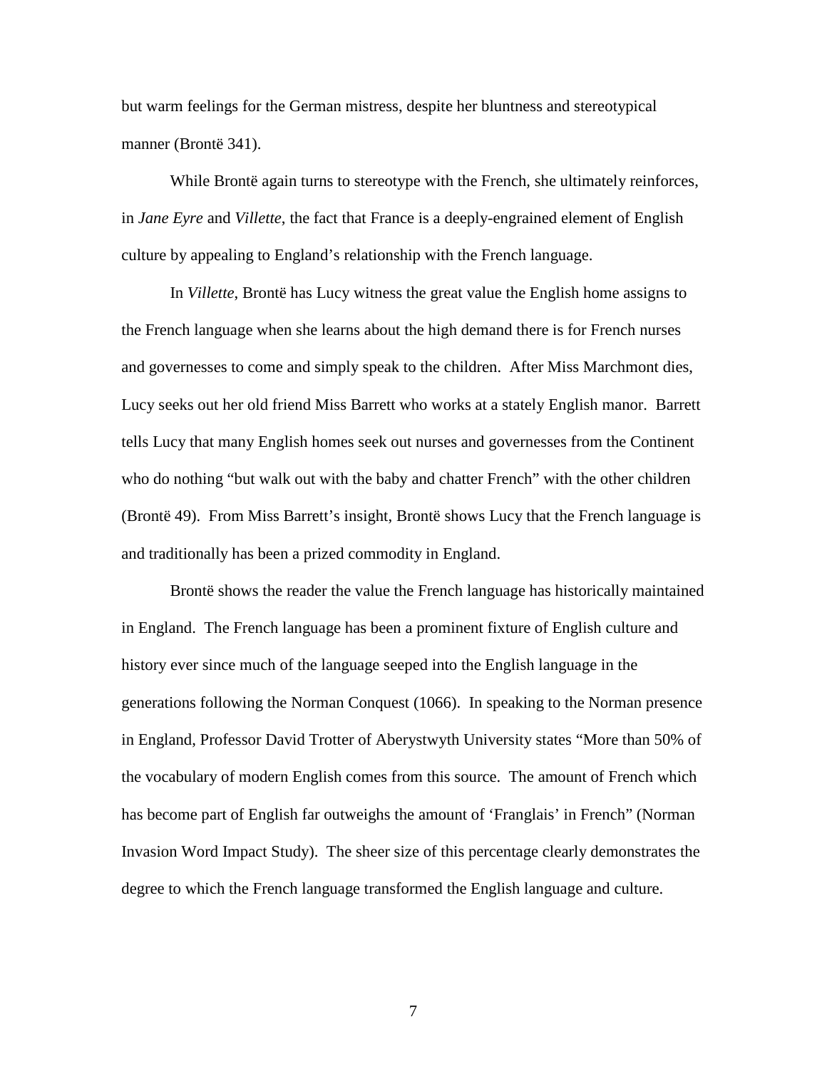but warm feelings for the German mistress, despite her bluntness and stereotypical manner (Brontë 341).

While Brontë again turns to stereotype with the French, she ultimately reinforces, in *Jane Eyre* and *Villette*, the fact that France is a deeply-engrained element of English culture by appealing to England's relationship with the French language.

In *Villette*, Brontë has Lucy witness the great value the English home assigns to the French language when she learns about the high demand there is for French nurses and governesses to come and simply speak to the children. After Miss Marchmont dies, Lucy seeks out her old friend Miss Barrett who works at a stately English manor. Barrett tells Lucy that many English homes seek out nurses and governesses from the Continent who do nothing "but walk out with the baby and chatter French" with the other children (Brontë 49). From Miss Barrett's insight, Brontë shows Lucy that the French language is and traditionally has been a prized commodity in England.

Brontë shows the reader the value the French language has historically maintained in England. The French language has been a prominent fixture of English culture and history ever since much of the language seeped into the English language in the generations following the Norman Conquest (1066). In speaking to the Norman presence in England, Professor David Trotter of Aberystwyth University states "More than 50% of the vocabulary of modern English comes from this source. The amount of French which has become part of English far outweighs the amount of 'Franglais' in French" (Norman Invasion Word Impact Study). The sheer size of this percentage clearly demonstrates the degree to which the French language transformed the English language and culture.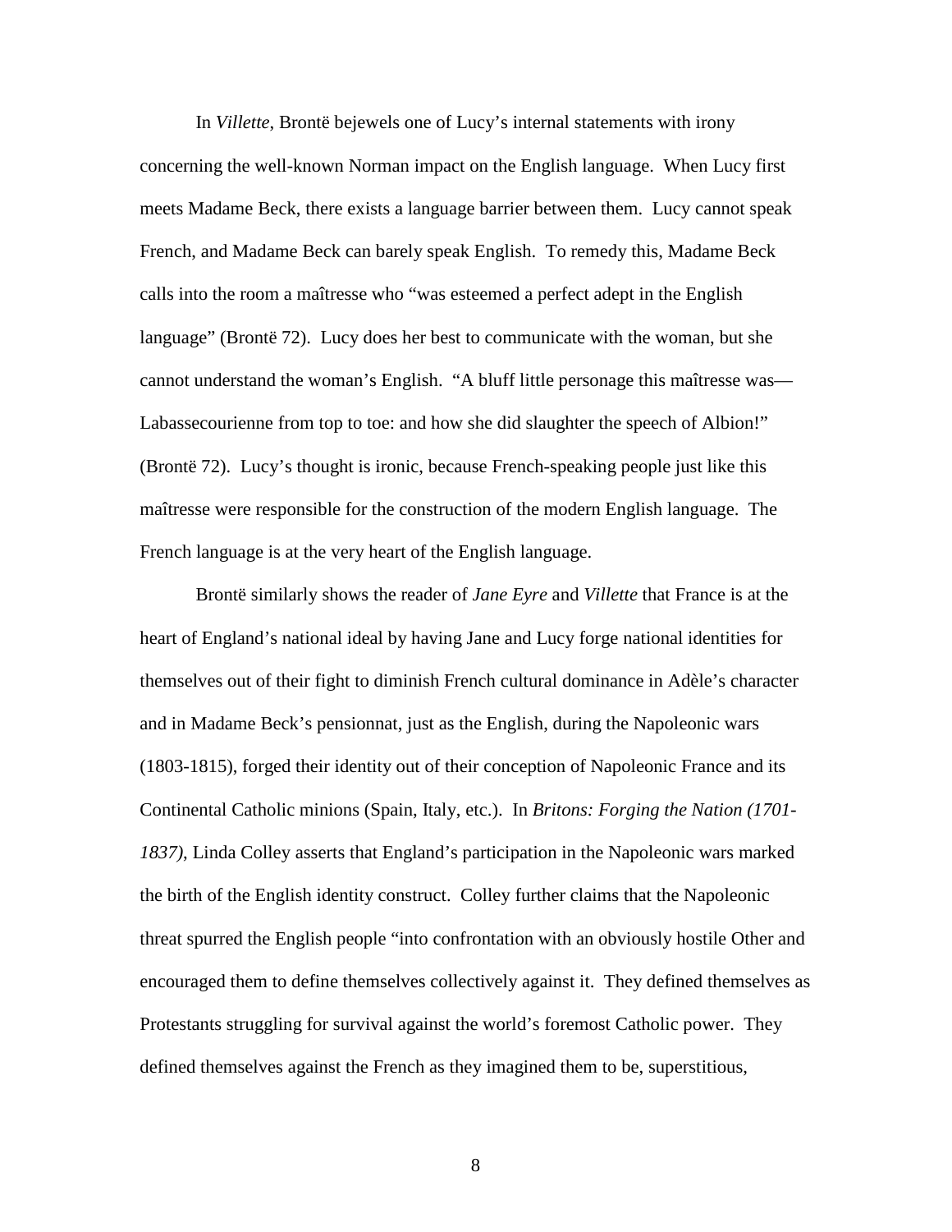In *Villette*, Brontë bejewels one of Lucy's internal statements with irony concerning the well-known Norman impact on the English language. When Lucy first meets Madame Beck, there exists a language barrier between them. Lucy cannot speak French, and Madame Beck can barely speak English. To remedy this, Madame Beck calls into the room a maîtresse who "was esteemed a perfect adept in the English language" (Brontë 72). Lucy does her best to communicate with the woman, but she cannot understand the woman's English. "A bluff little personage this maîtresse was—Labassecourienne from top to toe: and how she did slaughter the speech of Albion!" (Brontë 72). Lucy's thought is ironic, because French-speaking people just like this maîtresse were responsible for the construction of the modern English language. The French language is at the very heart of the English language.

Brontë similarly shows the reader of *Jane Eyre* and *Villette* that France is at the heart of England's national ideal by having Jane and Lucy forge national identities for themselves out of their fight to diminish French cultural dominance in Adèle's character and in Madame Beck's pensionnat, just as the English, during the Napoleonic wars (1803-1815), forged their identity out of their conception of Napoleonic France and its Continental Catholic minions (Spain, Italy, etc.). In *Britons: Forging the Nation (1701-1837)*, Linda Colley asserts that England's participation in the Napoleonic wars marked the birth of the English identity construct. Colley further claims that the Napoleonic threat spurred the English people "into confrontation with an obviously hostile Other and encouraged them to define themselves collectively against it. They defined themselves as Protestants struggling for survival against the world's foremost Catholic power. They defined themselves against the French as they imagined them to be, superstitious,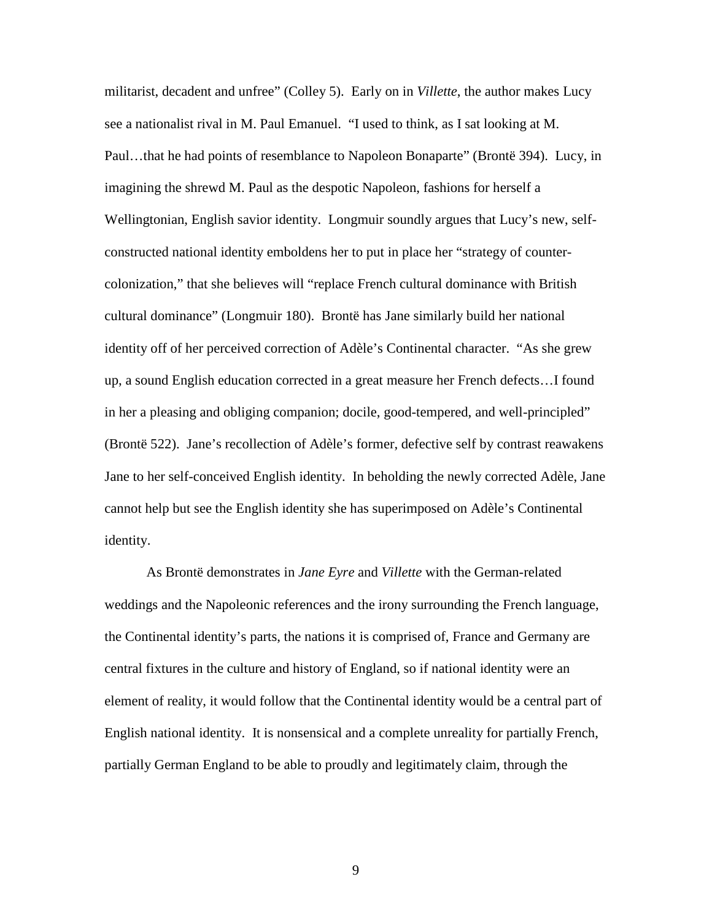militarist, decadent and unfree" (Colley 5). Early on in *Villette*, the author makes Lucy see a nationalist rival in M. Paul Emanuel. "I used to think, as I sat looking at M. Paul…that he had points of resemblance to Napoleon Bonaparte" (Brontë 394). Lucy, in imagining the shrewd M. Paul as the despotic Napoleon, fashions for herself a Wellingtonian, English savior identity. Longmuir soundly argues that Lucy's new, self-constructed national identity emboldens her to put in place her "strategy of counter-colonization," that she believes will "replace French cultural dominance with British cultural dominance" (Longmuir 180). Brontë has Jane similarly build her national identity off of her perceived correction of Adèle's Continental character. "As she grew up, a sound English education corrected in a great measure her French defects…I found in her a pleasing and obliging companion; docile, good-tempered, and well-principled" (Brontë 522). Jane's recollection of Adèle's former, defective self by contrast reawakens Jane to her self-conceived English identity. In beholding the newly corrected Adèle, Jane cannot help but see the English identity she has superimposed on Adèle's Continental identity.

As Brontë demonstrates in *Jane Eyre* and *Villette* with the German-related weddings and the Napoleonic references and the irony surrounding the French language, the Continental identity's parts, the nations it is comprised of, France and Germany are central fixtures in the culture and history of England, so if national identity were an element of reality, it would follow that the Continental identity would be a central part of English national identity. It is nonsensical and a complete unreality for partially French, partially German England to be able to proudly and legitimately claim, through the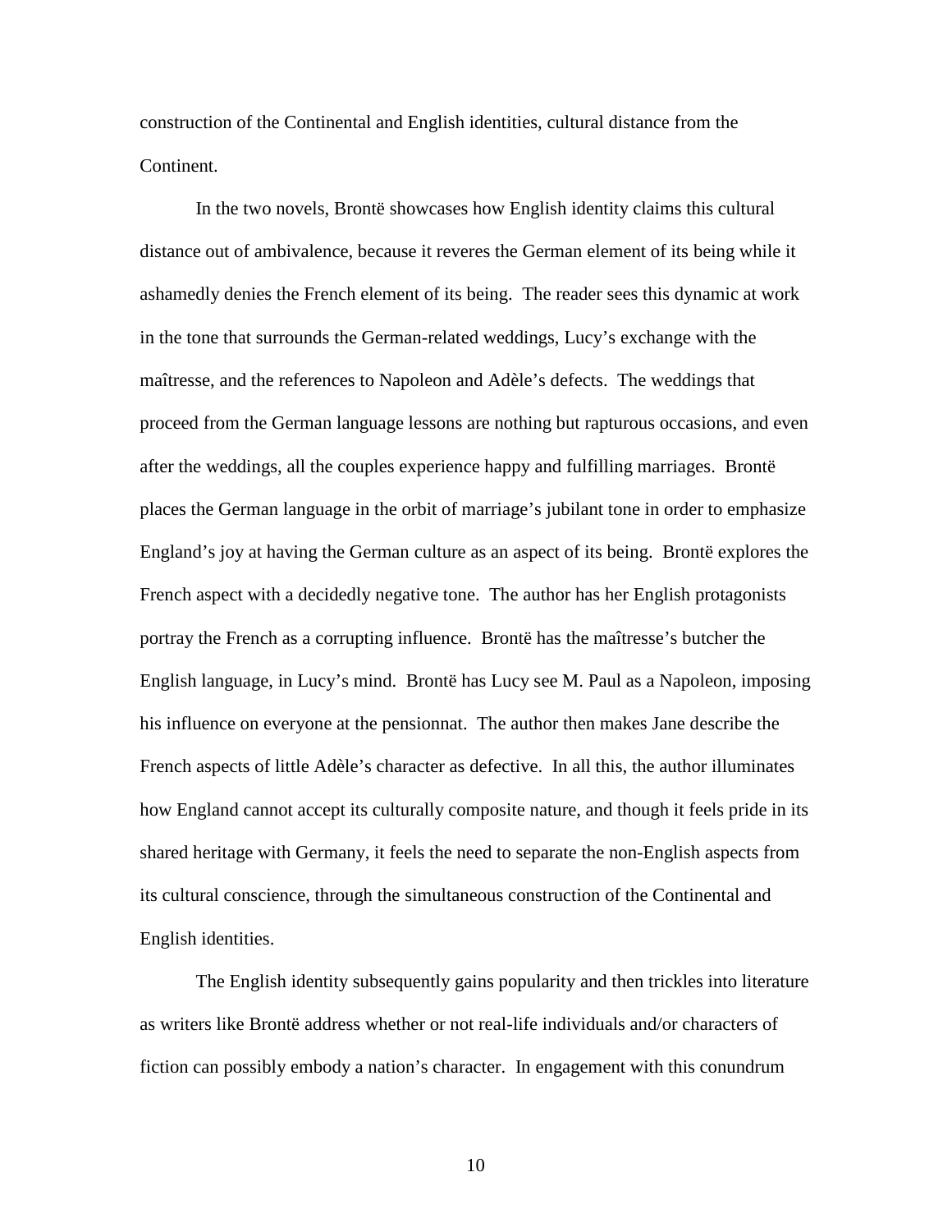construction of the Continental and English identities, cultural distance from the Continent.

In the two novels, Brontë showcases how English identity claims this cultural distance out of ambivalence, because it reveres the German element of its being while it ashamedly denies the French element of its being. The reader sees this dynamic at work in the tone that surrounds the German-related weddings, Lucy's exchange with the maîtresse, and the references to Napoleon and Adèle's defects. The weddings that proceed from the German language lessons are nothing but rapturous occasions, and even after the weddings, all the couples experience happy and fulfilling marriages. Brontë places the German language in the orbit of marriage's jubilant tone in order to emphasize England's joy at having the German culture as an aspect of its being. Brontë explores the French aspect with a decidedly negative tone. The author has her English protagonists portray the French as a corrupting influence. Brontë has the maîtresse's butcher the English language, in Lucy's mind. Brontë has Lucy see M. Paul as a Napoleon, imposing his influence on everyone at the pensionnat. The author then makes Jane describe the French aspects of little Adèle's character as defective. In all this, the author illuminates how England cannot accept its culturally composite nature, and though it feels pride in its shared heritage with Germany, it feels the need to separate the non-English aspects from its cultural conscience, through the simultaneous construction of the Continental and English identities.

The English identity subsequently gains popularity and then trickles into literature as writers like Brontë address whether or not real-life individuals and/or characters of fiction can possibly embody a nation's character. In engagement with this conundrum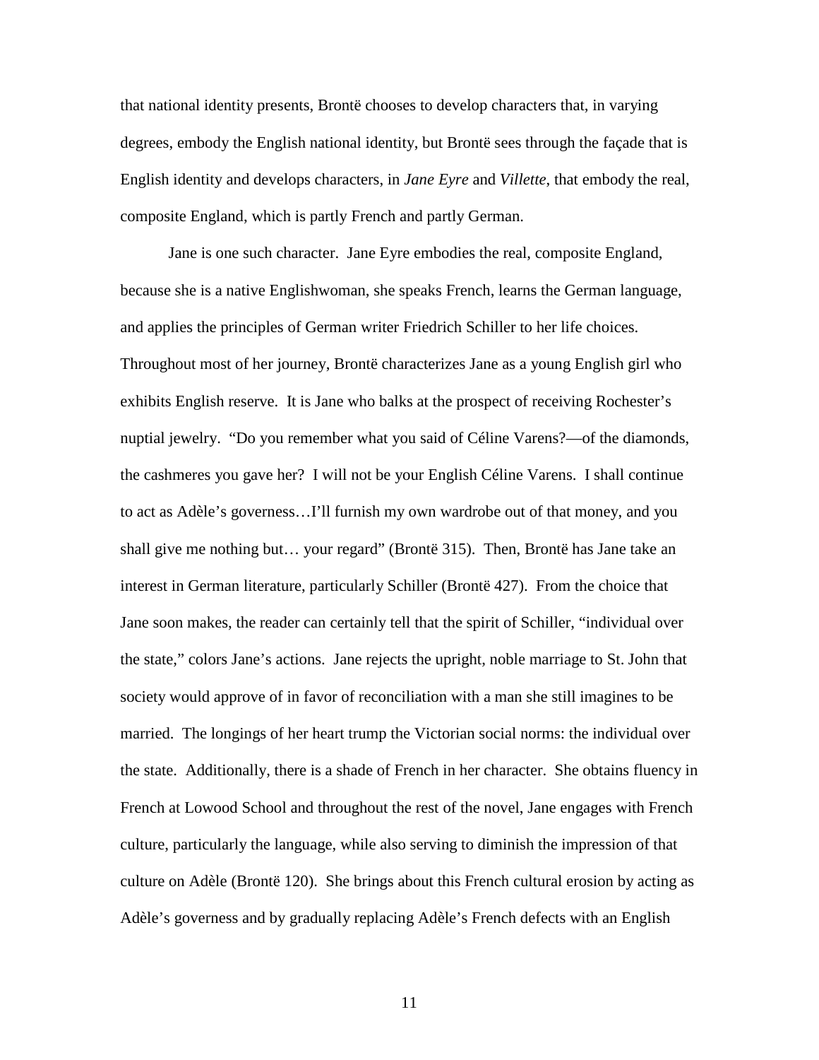that national identity presents, Brontë chooses to develop characters that, in varying degrees, embody the English national identity, but Brontë sees through the façade that is English identity and develops characters, in *Jane Eyre* and *Villette*, that embody the real, composite England, which is partly French and partly German.

Jane is one such character. Jane Eyre embodies the real, composite England, because she is a native Englishwoman, she speaks French, learns the German language, and applies the principles of German writer Friedrich Schiller to her life choices. Throughout most of her journey, Brontë characterizes Jane as a young English girl who exhibits English reserve. It is Jane who balks at the prospect of receiving Rochester's nuptial jewelry. "Do you remember what you said of Céline Varens?—of the diamonds, the cashmeres you gave her? I will not be your English Céline Varens. I shall continue to act as Adèle's governess…I'll furnish my own wardrobe out of that money, and you shall give me nothing but… your regard" (Brontë 315). Then, Brontë has Jane take an interest in German literature, particularly Schiller (Brontë 427). From the choice that Jane soon makes, the reader can certainly tell that the spirit of Schiller, "individual over the state," colors Jane's actions. Jane rejects the upright, noble marriage to St. John that society would approve of in favor of reconciliation with a man she still imagines to be married. The longings of her heart trump the Victorian social norms: the individual over the state. Additionally, there is a shade of French in her character. She obtains fluency in French at Lowood School and throughout the rest of the novel, Jane engages with French culture, particularly the language, while also serving to diminish the impression of that culture on Adèle (Brontë 120). She brings about this French cultural erosion by acting as Adèle's governess and by gradually replacing Adèle's French defects with an English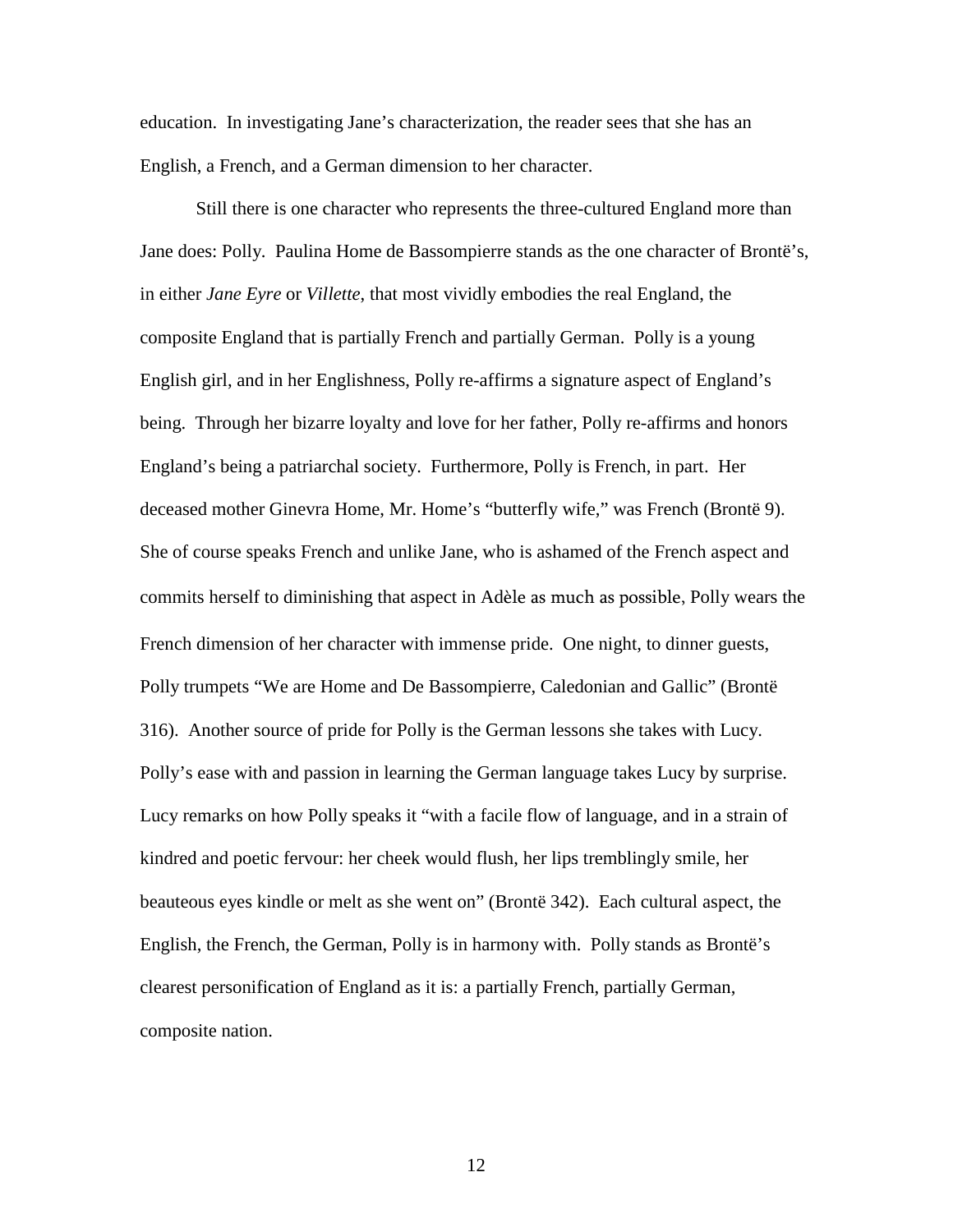education. In investigating Jane's characterization, the reader sees that she has an English, a French, and a German dimension to her character.

Still there is one character who represents the three-cultured England more than Jane does: Polly. Paulina Home de Bassompierre stands as the one character of Brontë's, in either *Jane Eyre* or *Villette*, that most vividly embodies the real England, the composite England that is partially French and partially German. Polly is a young English girl, and in her Englishness, Polly re-affirms a signature aspect of England's being. Through her bizarre loyalty and love for her father, Polly re-affirms and honors England's being a patriarchal society. Furthermore, Polly is French, in part. Her deceased mother Ginevra Home, Mr. Home's "butterfly wife," was French (Brontë 9). She of course speaks French and unlike Jane, who is ashamed of the French aspect and commits herself to diminishing that aspect in Adèle as much as possible, Polly wears the French dimension of her character with immense pride. One night, to dinner guests, Polly trumpets "We are Home and De Bassompierre, Caledonian and Gallic" (Brontë 316). Another source of pride for Polly is the German lessons she takes with Lucy. Polly's ease with and passion in learning the German language takes Lucy by surprise. Lucy remarks on how Polly speaks it "with a facile flow of language, and in a strain of kindred and poetic fervour: her cheek would flush, her lips tremblingly smile, her beauteous eyes kindle or melt as she went on" (Brontë 342). Each cultural aspect, the English, the French, the German, Polly is in harmony with. Polly stands as Brontë's clearest personification of England as it is: a partially French, partially German, composite nation.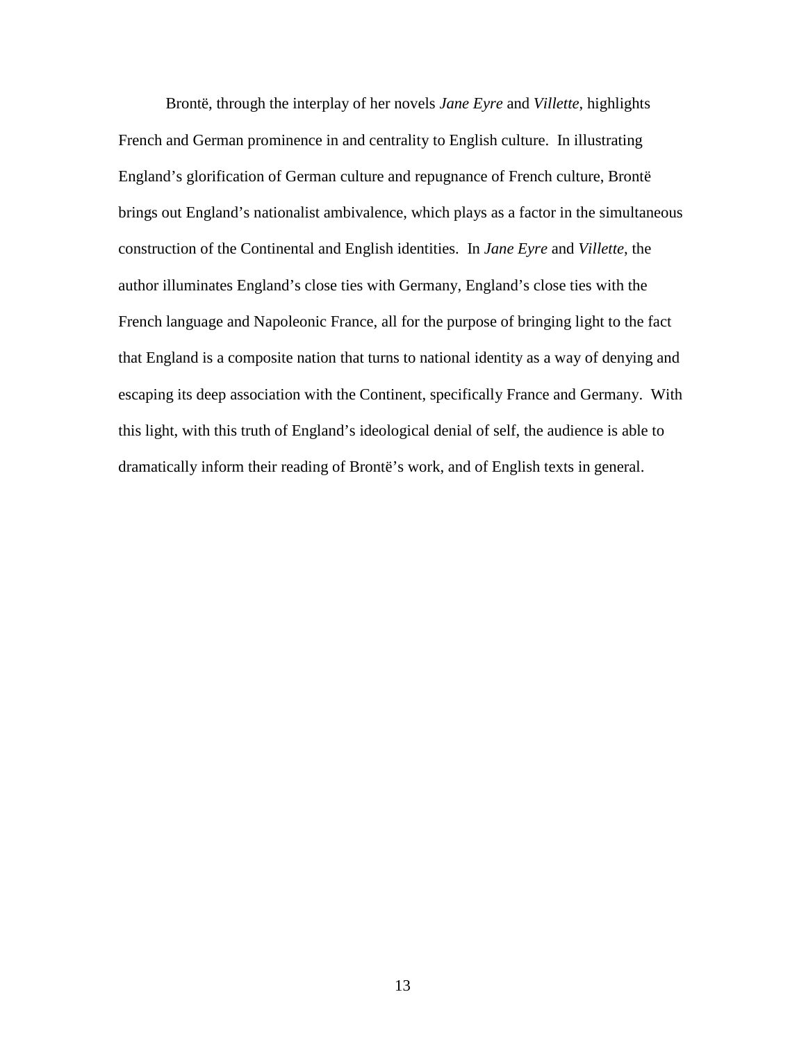Brontë, through the interplay of her novels *Jane Eyre* and *Villette*, highlights French and German prominence in and centrality to English culture. In illustrating England's glorification of German culture and repugnance of French culture, Brontë brings out England's nationalist ambivalence, which plays as a factor in the simultaneous construction of the Continental and English identities. In *Jane Eyre* and *Villette*, the author illuminates England's close ties with Germany, England's close ties with the French language and Napoleonic France, all for the purpose of bringing light to the fact that England is a composite nation that turns to national identity as a way of denying and escaping its deep association with the Continent, specifically France and Germany. With this light, with this truth of England's ideological denial of self, the audience is able to dramatically inform their reading of Brontë's work, and of English texts in general.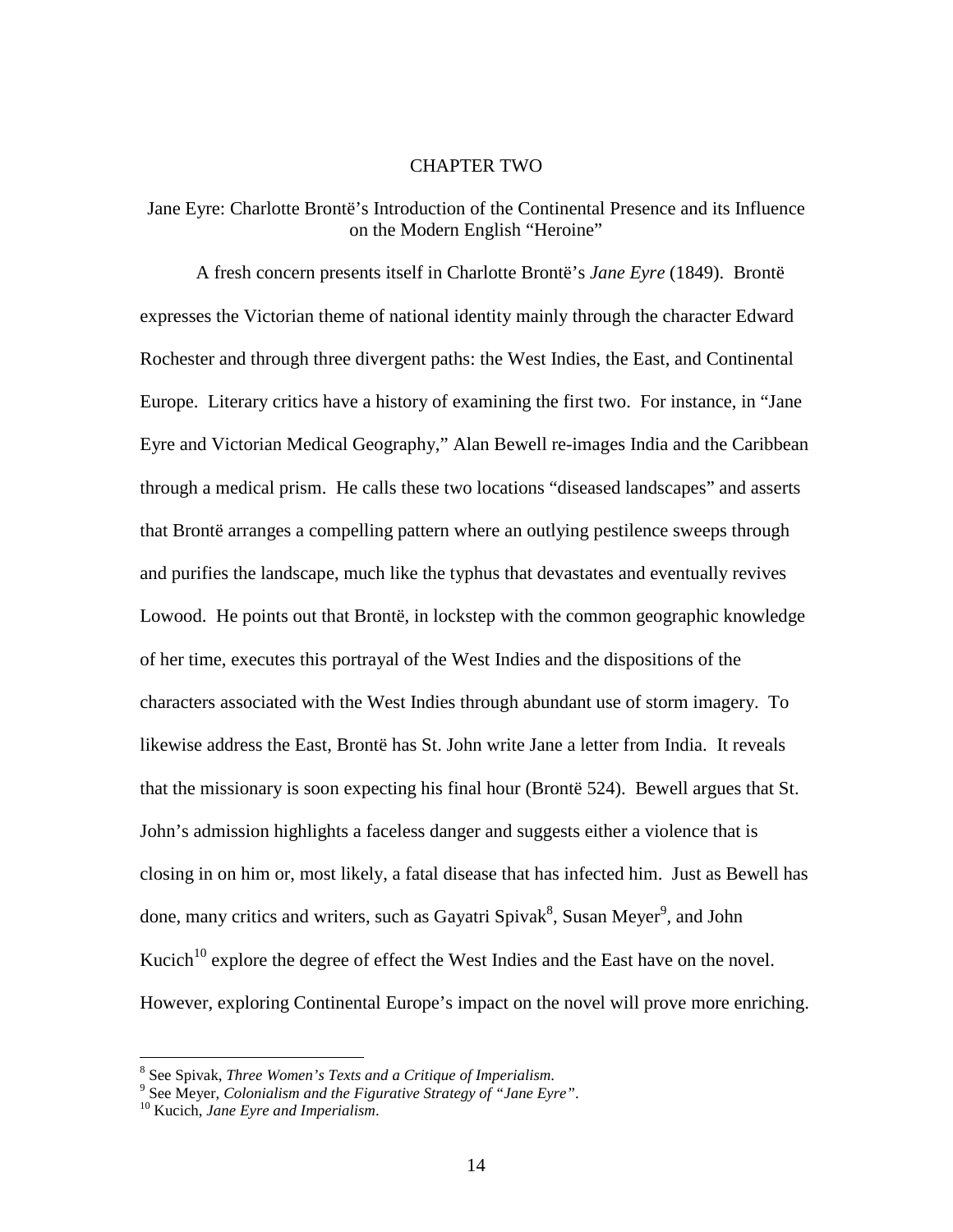# CHAPTER TWO

## Jane Eyre: Charlotte Brontë's Introduction of the Continental Presence and its Influence on the Modern English "Heroine"

A fresh concern presents itself in Charlotte Brontë's *Jane Eyre* (1849). Brontë expresses the Victorian theme of national identity mainly through the character Edward Rochester and through three divergent paths: the West Indies, the East, and Continental Europe. Literary critics have a history of examining the first two. For instance, in "Jane Eyre and Victorian Medical Geography," Alan Bewell re-images India and the Caribbean through a medical prism. He calls these two locations "diseased landscapes" and asserts that Brontë arranges a compelling pattern where an outlying pestilence sweeps through and purifies the landscape, much like the typhus that devastates and eventually revives Lowood. He points out that Brontë, in lockstep with the common geographic knowledge of her time, executes this portrayal of the West Indies and the dispositions of the characters associated with the West Indies through abundant use of storm imagery. To likewise address the East, Brontë has St. John write Jane a letter from India. It reveals that the missionary is soon expecting his final hour (Brontë 524). Bewell argues that St. John's admission highlights a faceless danger and suggests either a violence that is closing in on him or, most likely, a fatal disease that has infected him. Just as Bewell has done, many critics and writers, such as Gayatri Spivak[8], Susan Meyer[9], and John Kucich[10] explore the degree of effect the West Indies and the East have on the novel. However, exploring Continental Europe's impact on the novel will prove more enriching.

---

[8] See Spivak, *Three Women's Texts and a Critique of Imperialism*.

[9] See Meyer, *Colonialism and the Figurative Strategy of "Jane Eyre"*.

[10] Kucich, *Jane Eyre and Imperialism*.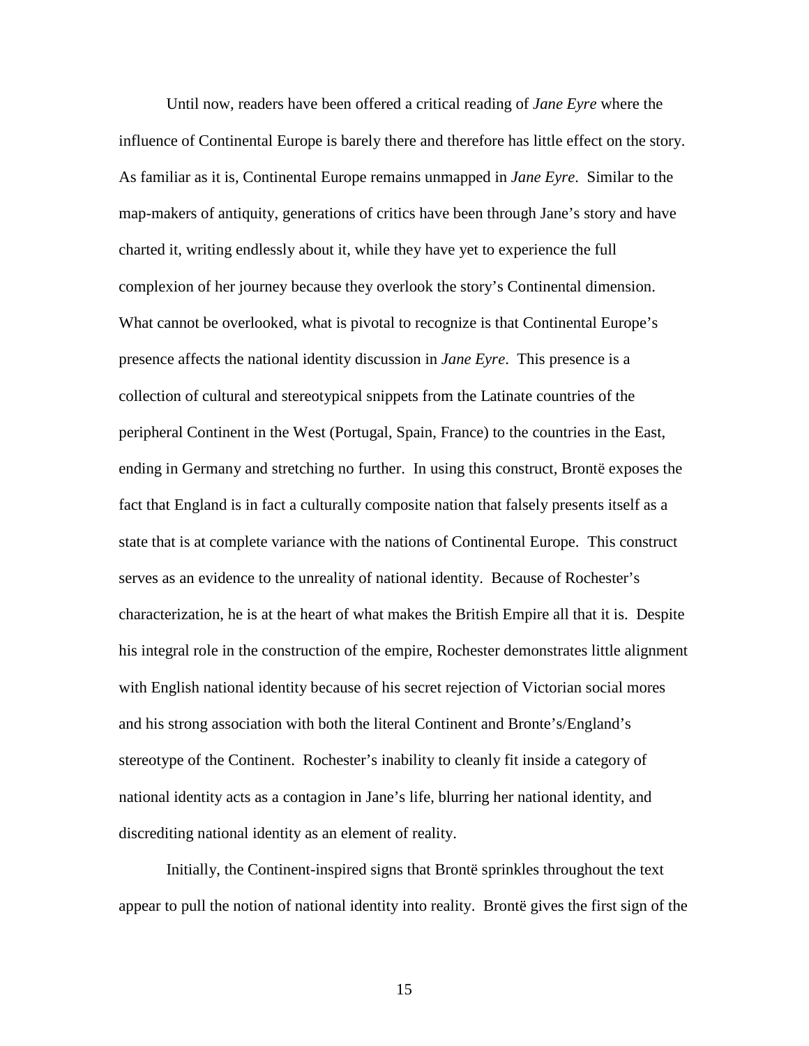Until now, readers have been offered a critical reading of *Jane Eyre* where the influence of Continental Europe is barely there and therefore has little effect on the story. As familiar as it is, Continental Europe remains unmapped in *Jane Eyre*. Similar to the map-makers of antiquity, generations of critics have been through Jane's story and have charted it, writing endlessly about it, while they have yet to experience the full complexion of her journey because they overlook the story's Continental dimension. What cannot be overlooked, what is pivotal to recognize is that Continental Europe's presence affects the national identity discussion in *Jane Eyre*. This presence is a collection of cultural and stereotypical snippets from the Latinate countries of the peripheral Continent in the West (Portugal, Spain, France) to the countries in the East, ending in Germany and stretching no further. In using this construct, Brontë exposes the fact that England is in fact a culturally composite nation that falsely presents itself as a state that is at complete variance with the nations of Continental Europe. This construct serves as an evidence to the unreality of national identity. Because of Rochester's characterization, he is at the heart of what makes the British Empire all that it is. Despite his integral role in the construction of the empire, Rochester demonstrates little alignment with English national identity because of his secret rejection of Victorian social mores and his strong association with both the literal Continent and Bronte's/England's stereotype of the Continent. Rochester's inability to cleanly fit inside a category of national identity acts as a contagion in Jane's life, blurring her national identity, and discrediting national identity as an element of reality.

Initially, the Continent-inspired signs that Brontë sprinkles throughout the text appear to pull the notion of national identity into reality. Brontë gives the first sign of the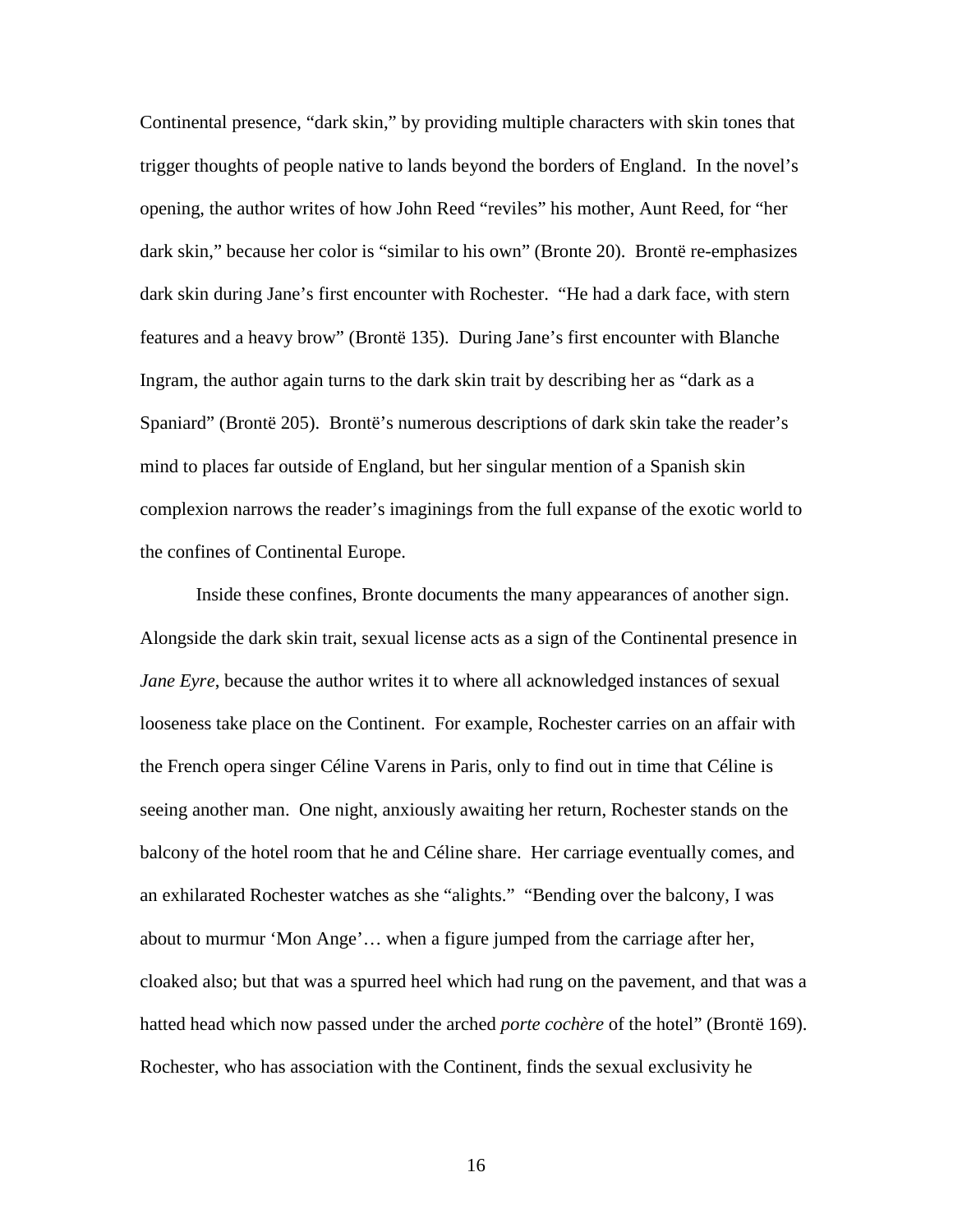Continental presence, "dark skin," by providing multiple characters with skin tones that trigger thoughts of people native to lands beyond the borders of England. In the novel's opening, the author writes of how John Reed "reviles" his mother, Aunt Reed, for "her dark skin," because her color is "similar to his own" (Bronte 20). Brontë re-emphasizes dark skin during Jane's first encounter with Rochester. "He had a dark face, with stern features and a heavy brow" (Brontë 135). During Jane's first encounter with Blanche Ingram, the author again turns to the dark skin trait by describing her as "dark as a Spaniard" (Brontë 205). Brontë's numerous descriptions of dark skin take the reader's mind to places far outside of England, but her singular mention of a Spanish skin complexion narrows the reader's imaginings from the full expanse of the exotic world to the confines of Continental Europe.

Inside these confines, Bronte documents the many appearances of another sign. Alongside the dark skin trait, sexual license acts as a sign of the Continental presence in *Jane Eyre*, because the author writes it to where all acknowledged instances of sexual looseness take place on the Continent. For example, Rochester carries on an affair with the French opera singer Céline Varens in Paris, only to find out in time that Céline is seeing another man. One night, anxiously awaiting her return, Rochester stands on the balcony of the hotel room that he and Céline share. Her carriage eventually comes, and an exhilarated Rochester watches as she "alights." "Bending over the balcony, I was about to murmur 'Mon Ange'… when a figure jumped from the carriage after her, cloaked also; but that was a spurred heel which had rung on the pavement, and that was a hatted head which now passed under the arched *porte cochère* of the hotel" (Brontë 169). Rochester, who has association with the Continent, finds the sexual exclusivity he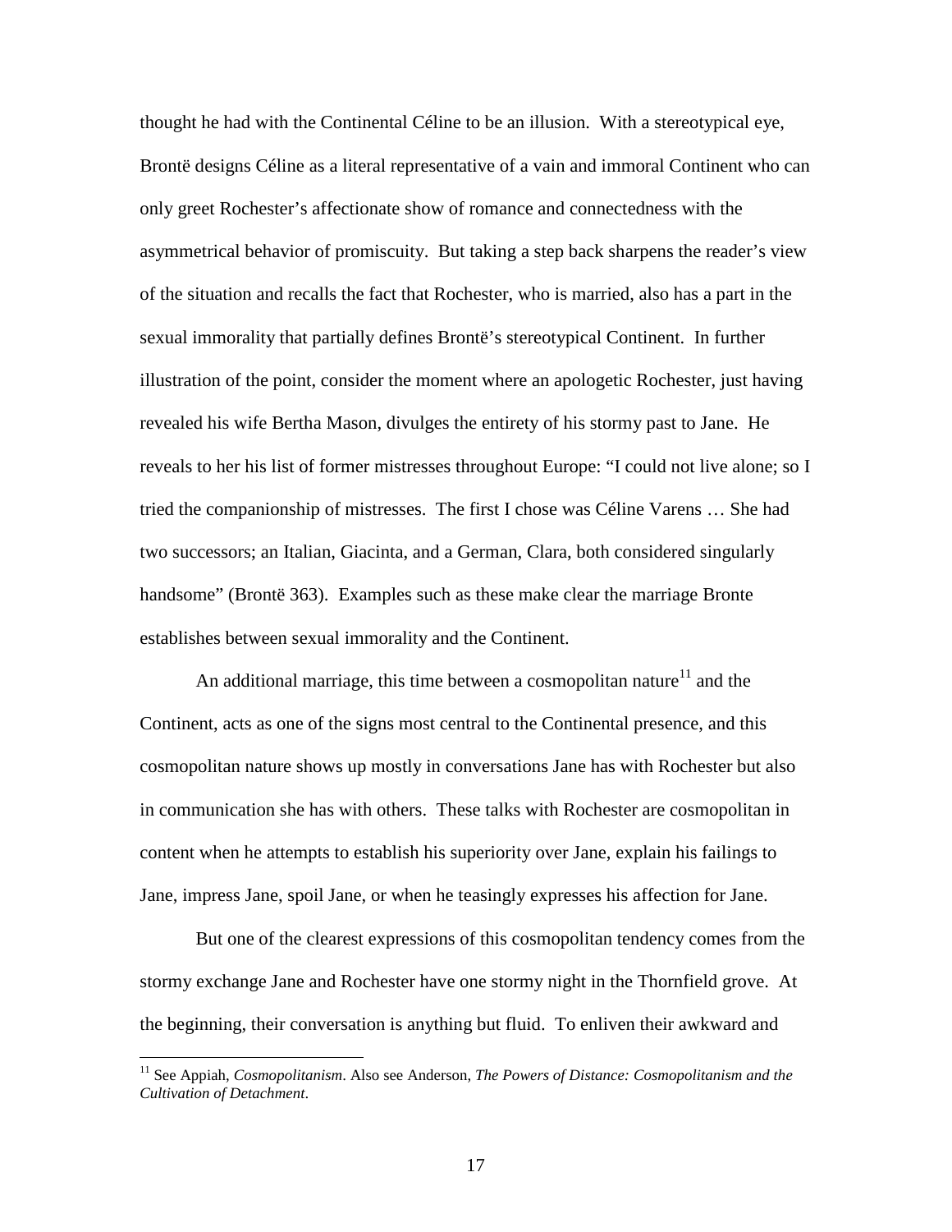thought he had with the Continental Céline to be an illusion. With a stereotypical eye, Brontë designs Céline as a literal representative of a vain and immoral Continent who can only greet Rochester's affectionate show of romance and connectedness with the asymmetrical behavior of promiscuity. But taking a step back sharpens the reader's view of the situation and recalls the fact that Rochester, who is married, also has a part in the sexual immorality that partially defines Brontë's stereotypical Continent. In further illustration of the point, consider the moment where an apologetic Rochester, just having revealed his wife Bertha Mason, divulges the entirety of his stormy past to Jane. He reveals to her his list of former mistresses throughout Europe: "I could not live alone; so I tried the companionship of mistresses. The first I chose was Céline Varens … She had two successors; an Italian, Giacinta, and a German, Clara, both considered singularly handsome" (Brontë 363). Examples such as these make clear the marriage Bronte establishes between sexual immorality and the Continent.

An additional marriage, this time between a cosmopolitan nature[11] and the Continent, acts as one of the signs most central to the Continental presence, and this cosmopolitan nature shows up mostly in conversations Jane has with Rochester but also in communication she has with others. These talks with Rochester are cosmopolitan in content when he attempts to establish his superiority over Jane, explain his failings to Jane, impress Jane, spoil Jane, or when he teasingly expresses his affection for Jane.

But one of the clearest expressions of this cosmopolitan tendency comes from the stormy exchange Jane and Rochester have one stormy night in the Thornfield grove. At the beginning, their conversation is anything but fluid. To enliven their awkward and

[11] See Appiah, *Cosmopolitanism*. Also see Anderson, *The Powers of Distance: Cosmopolitanism and the Cultivation of Detachment*.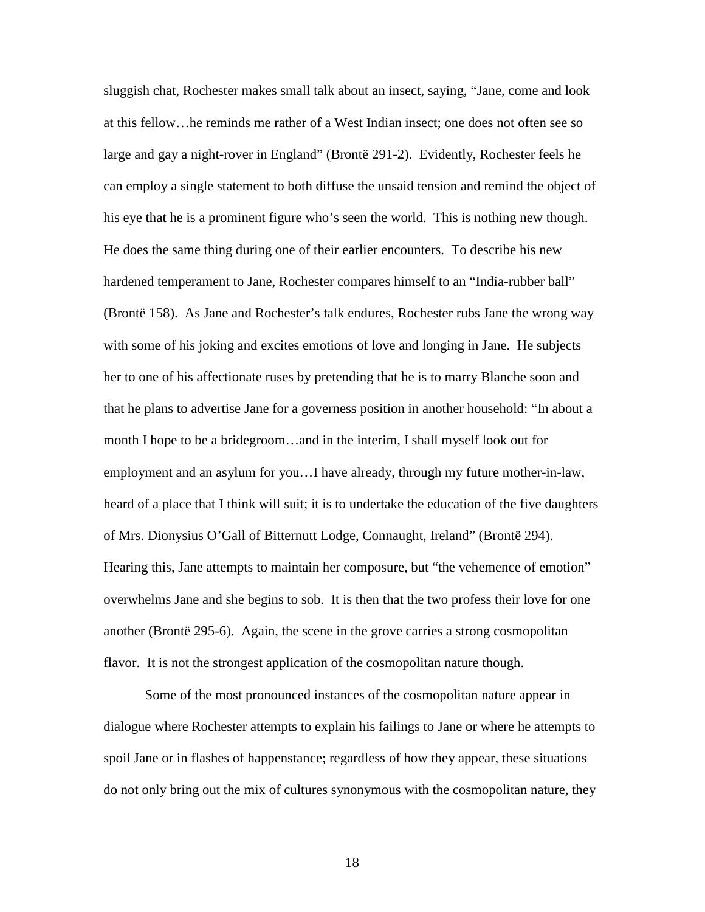sluggish chat, Rochester makes small talk about an insect, saying, "Jane, come and look at this fellow…he reminds me rather of a West Indian insect; one does not often see so large and gay a night-rover in England" (Brontë 291-2). Evidently, Rochester feels he can employ a single statement to both diffuse the unsaid tension and remind the object of his eye that he is a prominent figure who's seen the world. This is nothing new though. He does the same thing during one of their earlier encounters. To describe his new hardened temperament to Jane, Rochester compares himself to an "India-rubber ball" (Brontë 158). As Jane and Rochester's talk endures, Rochester rubs Jane the wrong way with some of his joking and excites emotions of love and longing in Jane. He subjects her to one of his affectionate ruses by pretending that he is to marry Blanche soon and that he plans to advertise Jane for a governess position in another household: "In about a month I hope to be a bridegroom…and in the interim, I shall myself look out for employment and an asylum for you…I have already, through my future mother-in-law, heard of a place that I think will suit; it is to undertake the education of the five daughters of Mrs. Dionysius O'Gall of Bitternutt Lodge, Connaught, Ireland" (Brontë 294). Hearing this, Jane attempts to maintain her composure, but "the vehemence of emotion" overwhelms Jane and she begins to sob. It is then that the two profess their love for one another (Brontë 295-6). Again, the scene in the grove carries a strong cosmopolitan flavor. It is not the strongest application of the cosmopolitan nature though.

Some of the most pronounced instances of the cosmopolitan nature appear in dialogue where Rochester attempts to explain his failings to Jane or where he attempts to spoil Jane or in flashes of happenstance; regardless of how they appear, these situations do not only bring out the mix of cultures synonymous with the cosmopolitan nature, they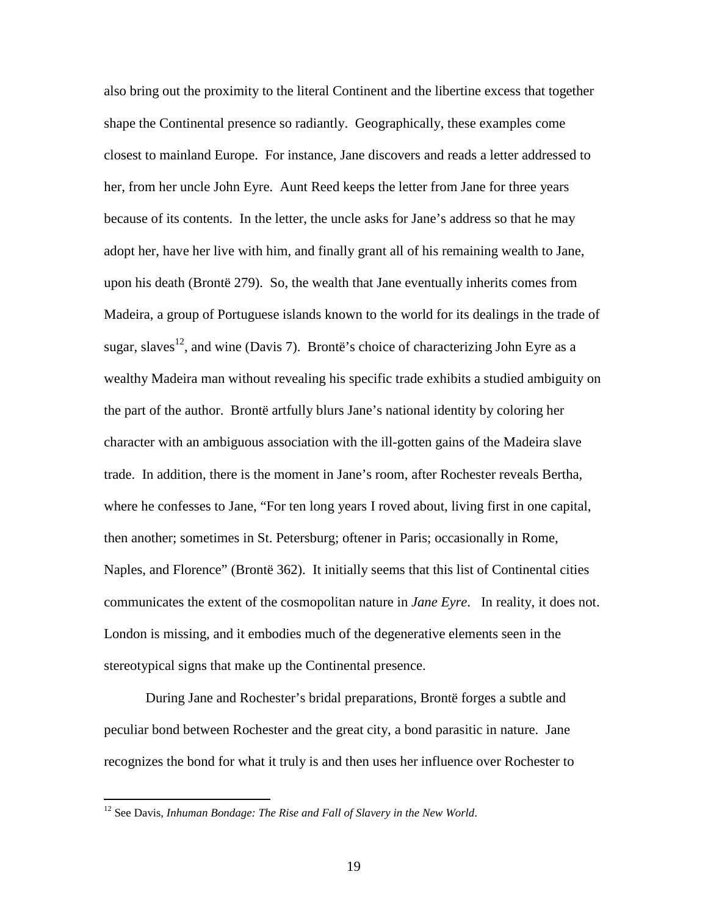also bring out the proximity to the literal Continent and the libertine excess that together shape the Continental presence so radiantly. Geographically, these examples come closest to mainland Europe. For instance, Jane discovers and reads a letter addressed to her, from her uncle John Eyre. Aunt Reed keeps the letter from Jane for three years because of its contents. In the letter, the uncle asks for Jane's address so that he may adopt her, have her live with him, and finally grant all of his remaining wealth to Jane, upon his death (Brontë 279). So, the wealth that Jane eventually inherits comes from Madeira, a group of Portuguese islands known to the world for its dealings in the trade of sugar, slaves[12], and wine (Davis 7). Brontë's choice of characterizing John Eyre as a wealthy Madeira man without revealing his specific trade exhibits a studied ambiguity on the part of the author. Brontë artfully blurs Jane's national identity by coloring her character with an ambiguous association with the ill-gotten gains of the Madeira slave trade. In addition, there is the moment in Jane's room, after Rochester reveals Bertha, where he confesses to Jane, "For ten long years I roved about, living first in one capital, then another; sometimes in St. Petersburg; oftener in Paris; occasionally in Rome, Naples, and Florence" (Brontë 362). It initially seems that this list of Continental cities communicates the extent of the cosmopolitan nature in *Jane Eyre*. In reality, it does not. London is missing, and it embodies much of the degenerative elements seen in the stereotypical signs that make up the Continental presence.

During Jane and Rochester's bridal preparations, Brontë forges a subtle and peculiar bond between Rochester and the great city, a bond parasitic in nature. Jane recognizes the bond for what it truly is and then uses her influence over Rochester to

[12] See Davis, *Inhuman Bondage: The Rise and Fall of Slavery in the New World*.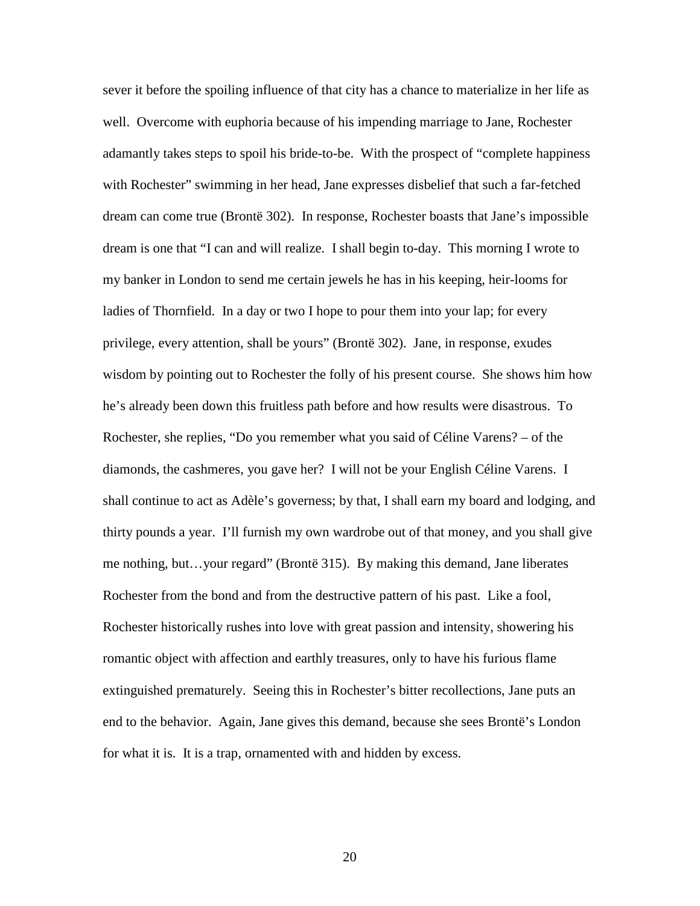sever it before the spoiling influence of that city has a chance to materialize in her life as well. Overcome with euphoria because of his impending marriage to Jane, Rochester adamantly takes steps to spoil his bride-to-be. With the prospect of "complete happiness with Rochester" swimming in her head, Jane expresses disbelief that such a far-fetched dream can come true (Brontë 302). In response, Rochester boasts that Jane's impossible dream is one that "I can and will realize. I shall begin to-day. This morning I wrote to my banker in London to send me certain jewels he has in his keeping, heir-looms for ladies of Thornfield. In a day or two I hope to pour them into your lap; for every privilege, every attention, shall be yours" (Brontë 302). Jane, in response, exudes wisdom by pointing out to Rochester the folly of his present course. She shows him how he's already been down this fruitless path before and how results were disastrous. To Rochester, she replies, "Do you remember what you said of Céline Varens? – of the diamonds, the cashmeres, you gave her? I will not be your English Céline Varens. I shall continue to act as Adèle's governess; by that, I shall earn my board and lodging, and thirty pounds a year. I'll furnish my own wardrobe out of that money, and you shall give me nothing, but…your regard" (Brontë 315). By making this demand, Jane liberates Rochester from the bond and from the destructive pattern of his past. Like a fool, Rochester historically rushes into love with great passion and intensity, showering his romantic object with affection and earthly treasures, only to have his furious flame extinguished prematurely. Seeing this in Rochester's bitter recollections, Jane puts an end to the behavior. Again, Jane gives this demand, because she sees Brontë's London for what it is. It is a trap, ornamented with and hidden by excess.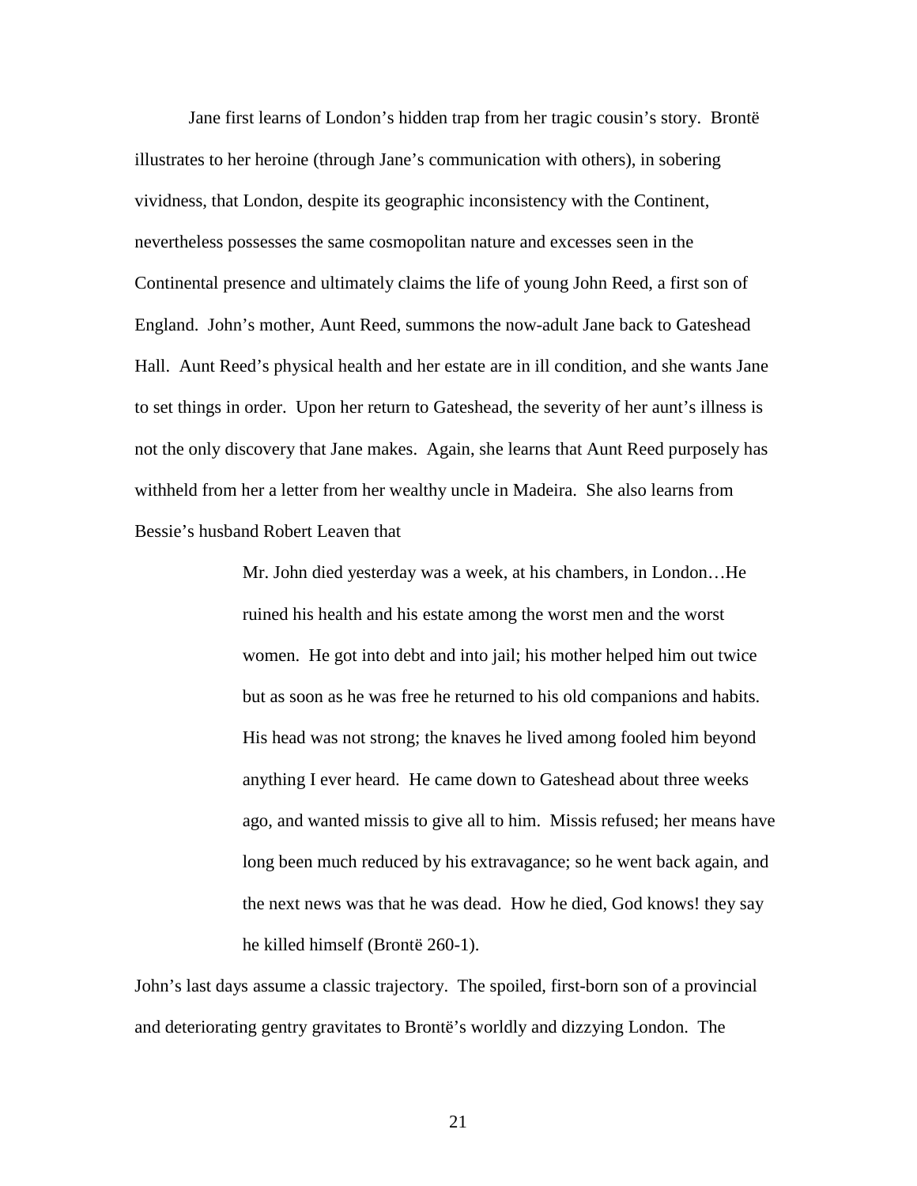Jane first learns of London's hidden trap from her tragic cousin's story. Brontë illustrates to her heroine (through Jane's communication with others), in sobering vividness, that London, despite its geographic inconsistency with the Continent, nevertheless possesses the same cosmopolitan nature and excesses seen in the Continental presence and ultimately claims the life of young John Reed, a first son of England. John's mother, Aunt Reed, summons the now-adult Jane back to Gateshead Hall. Aunt Reed's physical health and her estate are in ill condition, and she wants Jane to set things in order. Upon her return to Gateshead, the severity of her aunt's illness is not the only discovery that Jane makes. Again, she learns that Aunt Reed purposely has withheld from her a letter from her wealthy uncle in Madeira. She also learns from Bessie's husband Robert Leaven that

> Mr. John died yesterday was a week, at his chambers, in London…He ruined his health and his estate among the worst men and the worst women. He got into debt and into jail; his mother helped him out twice but as soon as he was free he returned to his old companions and habits. His head was not strong; the knaves he lived among fooled him beyond anything I ever heard. He came down to Gateshead about three weeks ago, and wanted missis to give all to him. Missis refused; her means have long been much reduced by his extravagance; so he went back again, and the next news was that he was dead. How he died, God knows! they say he killed himself (Brontë 260-1).

John's last days assume a classic trajectory. The spoiled, first-born son of a provincial and deteriorating gentry gravitates to Brontë's worldly and dizzying London. The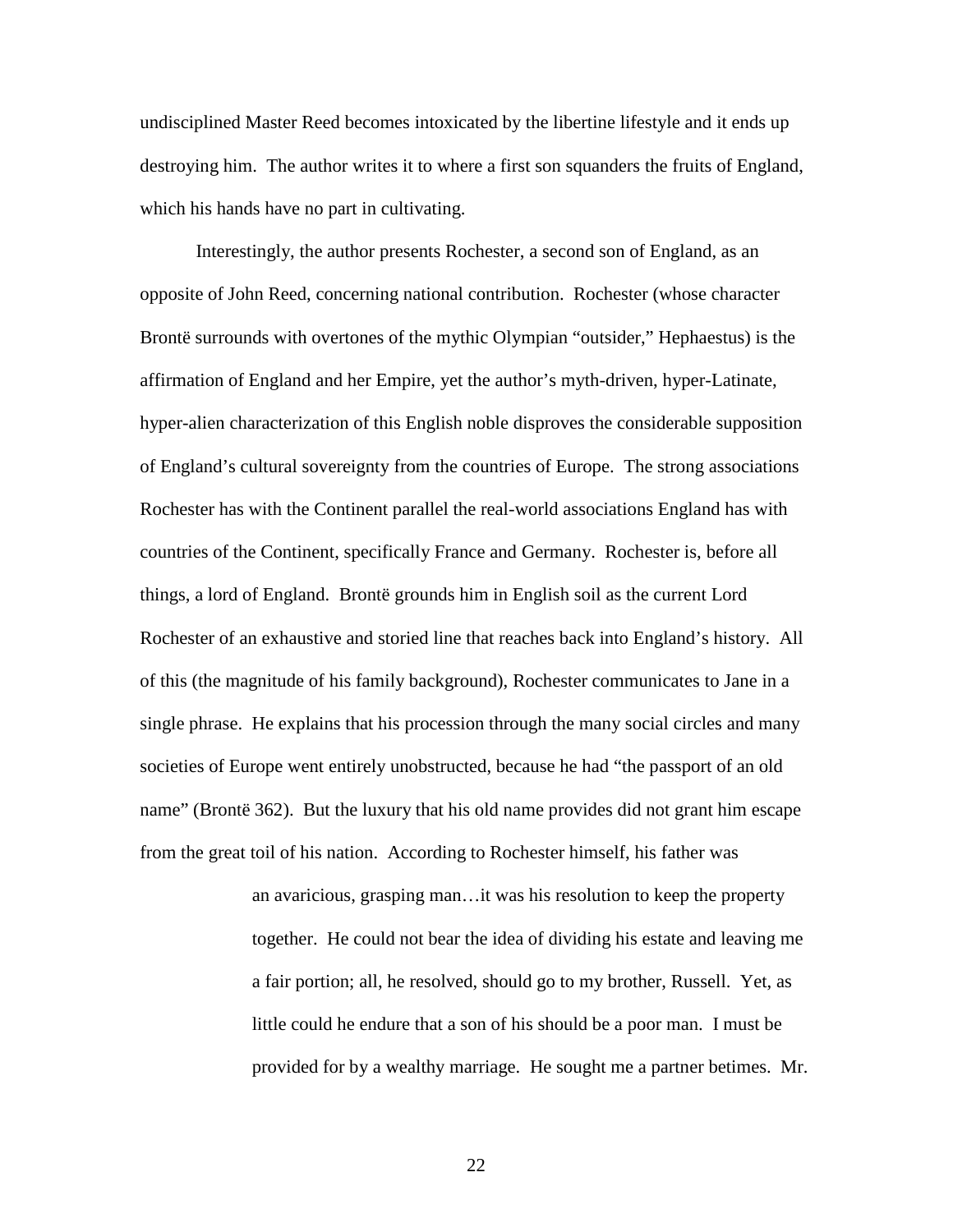undisciplined Master Reed becomes intoxicated by the libertine lifestyle and it ends up destroying him. The author writes it to where a first son squanders the fruits of England, which his hands have no part in cultivating.

Interestingly, the author presents Rochester, a second son of England, as an opposite of John Reed, concerning national contribution. Rochester (whose character Brontë surrounds with overtones of the mythic Olympian "outsider," Hephaestus) is the affirmation of England and her Empire, yet the author's myth-driven, hyper-Latinate, hyper-alien characterization of this English noble disproves the considerable supposition of England's cultural sovereignty from the countries of Europe. The strong associations Rochester has with the Continent parallel the real-world associations England has with countries of the Continent, specifically France and Germany. Rochester is, before all things, a lord of England. Brontë grounds him in English soil as the current Lord Rochester of an exhaustive and storied line that reaches back into England's history. All of this (the magnitude of his family background), Rochester communicates to Jane in a single phrase. He explains that his procession through the many social circles and many societies of Europe went entirely unobstructed, because he had "the passport of an old name" (Brontë 362). But the luxury that his old name provides did not grant him escape from the great toil of his nation. According to Rochester himself, his father was

> an avaricious, grasping man…it was his resolution to keep the property together. He could not bear the idea of dividing his estate and leaving me a fair portion; all, he resolved, should go to my brother, Russell. Yet, as little could he endure that a son of his should be a poor man. I must be provided for by a wealthy marriage. He sought me a partner betimes. Mr.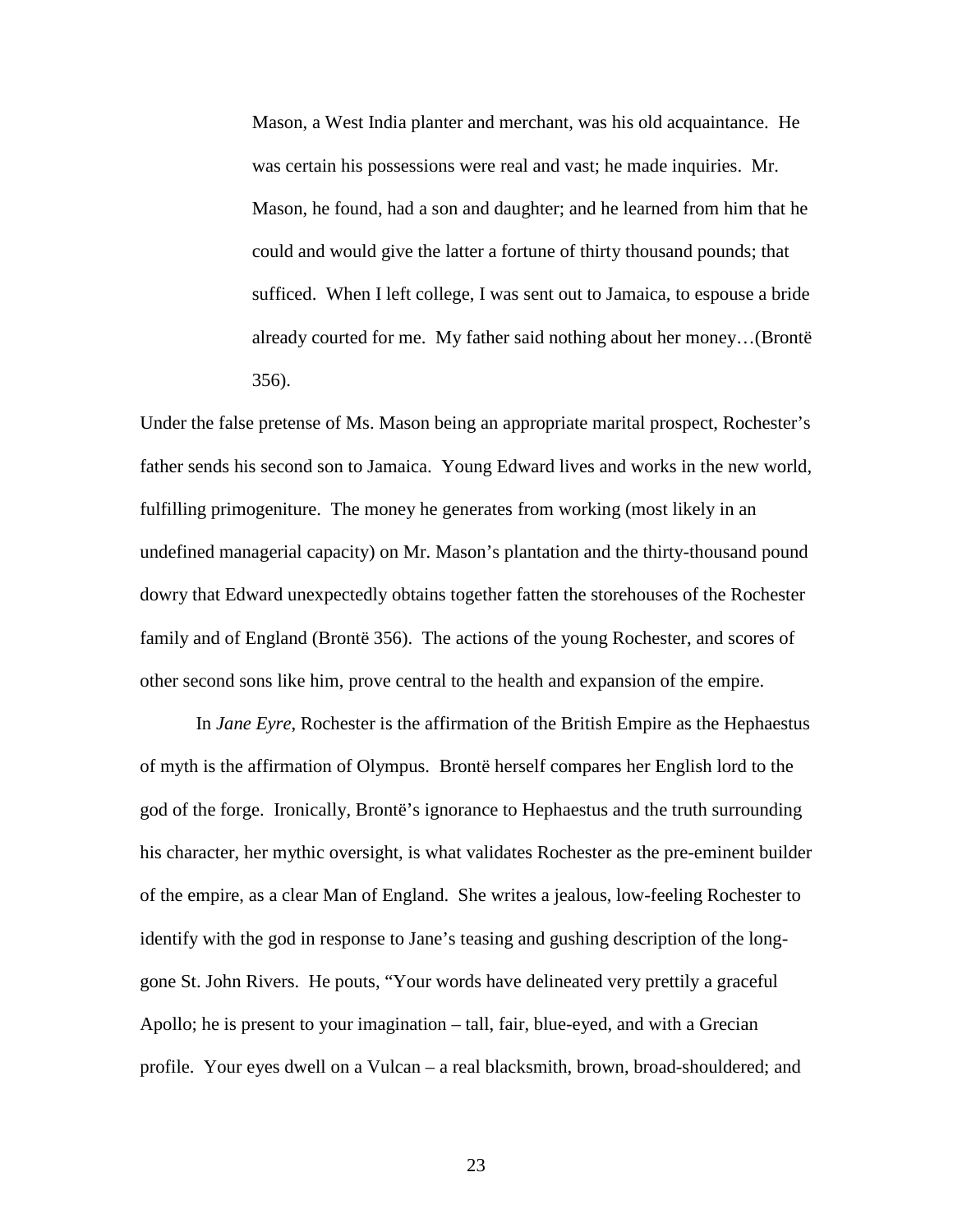> Mason, a West India planter and merchant, was his old acquaintance. He was certain his possessions were real and vast; he made inquiries. Mr. Mason, he found, had a son and daughter; and he learned from him that he could and would give the latter a fortune of thirty thousand pounds; that sufficed. When I left college, I was sent out to Jamaica, to espouse a bride already courted for me. My father said nothing about her money…(Brontë 356).

Under the false pretense of Ms. Mason being an appropriate marital prospect, Rochester's father sends his second son to Jamaica. Young Edward lives and works in the new world, fulfilling primogeniture. The money he generates from working (most likely in an undefined managerial capacity) on Mr. Mason's plantation and the thirty-thousand pound dowry that Edward unexpectedly obtains together fatten the storehouses of the Rochester family and of England (Brontë 356). The actions of the young Rochester, and scores of other second sons like him, prove central to the health and expansion of the empire.

In *Jane Eyre*, Rochester is the affirmation of the British Empire as the Hephaestus of myth is the affirmation of Olympus. Brontë herself compares her English lord to the god of the forge. Ironically, Brontë's ignorance to Hephaestus and the truth surrounding his character, her mythic oversight, is what validates Rochester as the pre-eminent builder of the empire, as a clear Man of England. She writes a jealous, low-feeling Rochester to identify with the god in response to Jane's teasing and gushing description of the long-gone St. John Rivers. He pouts, "Your words have delineated very prettily a graceful Apollo; he is present to your imagination – tall, fair, blue-eyed, and with a Grecian profile. Your eyes dwell on a Vulcan – a real blacksmith, brown, broad-shouldered; and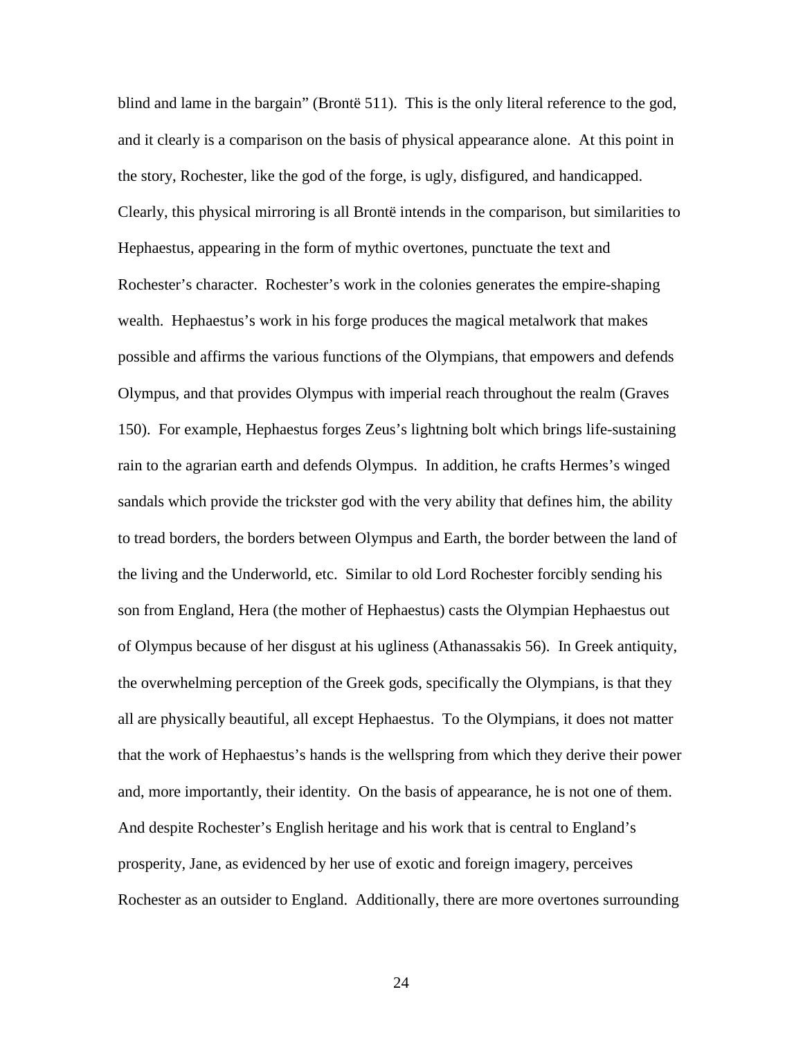blind and lame in the bargain" (Brontë 511). This is the only literal reference to the god, and it clearly is a comparison on the basis of physical appearance alone. At this point in the story, Rochester, like the god of the forge, is ugly, disfigured, and handicapped. Clearly, this physical mirroring is all Brontë intends in the comparison, but similarities to Hephaestus, appearing in the form of mythic overtones, punctuate the text and Rochester's character. Rochester's work in the colonies generates the empire-shaping wealth. Hephaestus's work in his forge produces the magical metalwork that makes possible and affirms the various functions of the Olympians, that empowers and defends Olympus, and that provides Olympus with imperial reach throughout the realm (Graves 150). For example, Hephaestus forges Zeus's lightning bolt which brings life-sustaining rain to the agrarian earth and defends Olympus. In addition, he crafts Hermes's winged sandals which provide the trickster god with the very ability that defines him, the ability to tread borders, the borders between Olympus and Earth, the border between the land of the living and the Underworld, etc. Similar to old Lord Rochester forcibly sending his son from England, Hera (the mother of Hephaestus) casts the Olympian Hephaestus out of Olympus because of her disgust at his ugliness (Athanassakis 56). In Greek antiquity, the overwhelming perception of the Greek gods, specifically the Olympians, is that they all are physically beautiful, all except Hephaestus. To the Olympians, it does not matter that the work of Hephaestus's hands is the wellspring from which they derive their power and, more importantly, their identity. On the basis of appearance, he is not one of them. And despite Rochester's English heritage and his work that is central to England's prosperity, Jane, as evidenced by her use of exotic and foreign imagery, perceives Rochester as an outsider to England. Additionally, there are more overtones surrounding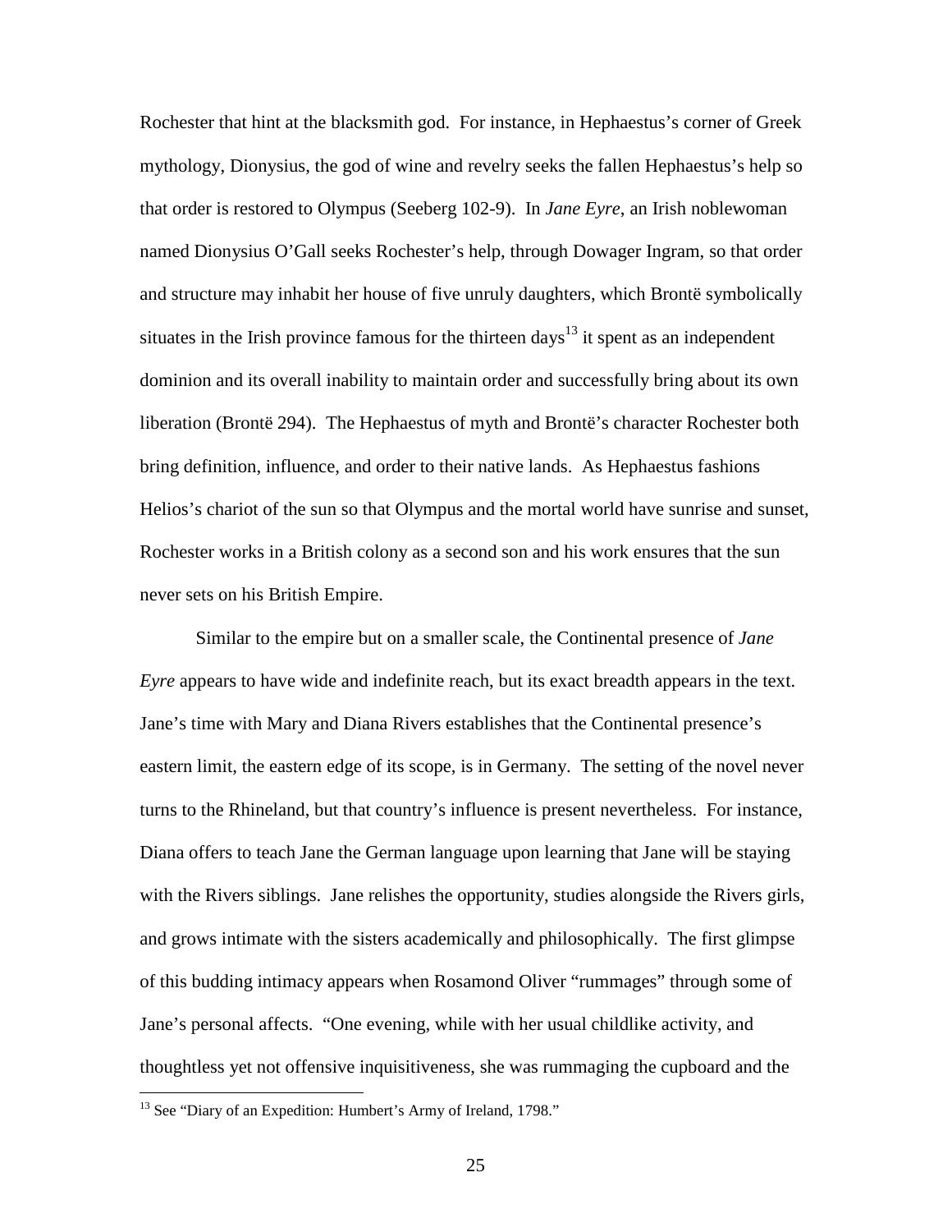Rochester that hint at the blacksmith god. For instance, in Hephaestus's corner of Greek mythology, Dionysius, the god of wine and revelry seeks the fallen Hephaestus's help so that order is restored to Olympus (Seeberg 102-9). In *Jane Eyre*, an Irish noblewoman named Dionysius O'Gall seeks Rochester's help, through Dowager Ingram, so that order and structure may inhabit her house of five unruly daughters, which Brontë symbolically situates in the Irish province famous for the thirteen days[13] it spent as an independent dominion and its overall inability to maintain order and successfully bring about its own liberation (Brontë 294). The Hephaestus of myth and Brontë's character Rochester both bring definition, influence, and order to their native lands. As Hephaestus fashions Helios's chariot of the sun so that Olympus and the mortal world have sunrise and sunset, Rochester works in a British colony as a second son and his work ensures that the sun never sets on his British Empire.

Similar to the empire but on a smaller scale, the Continental presence of *Jane Eyre* appears to have wide and indefinite reach, but its exact breadth appears in the text. Jane's time with Mary and Diana Rivers establishes that the Continental presence's eastern limit, the eastern edge of its scope, is in Germany. The setting of the novel never turns to the Rhineland, but that country's influence is present nevertheless. For instance, Diana offers to teach Jane the German language upon learning that Jane will be staying with the Rivers siblings. Jane relishes the opportunity, studies alongside the Rivers girls, and grows intimate with the sisters academically and philosophically. The first glimpse of this budding intimacy appears when Rosamond Oliver "rummages" through some of Jane's personal affects. "One evening, while with her usual childlike activity, and thoughtless yet not offensive inquisitiveness, she was rummaging the cupboard and the

[13] See "Diary of an Expedition: Humbert's Army of Ireland, 1798."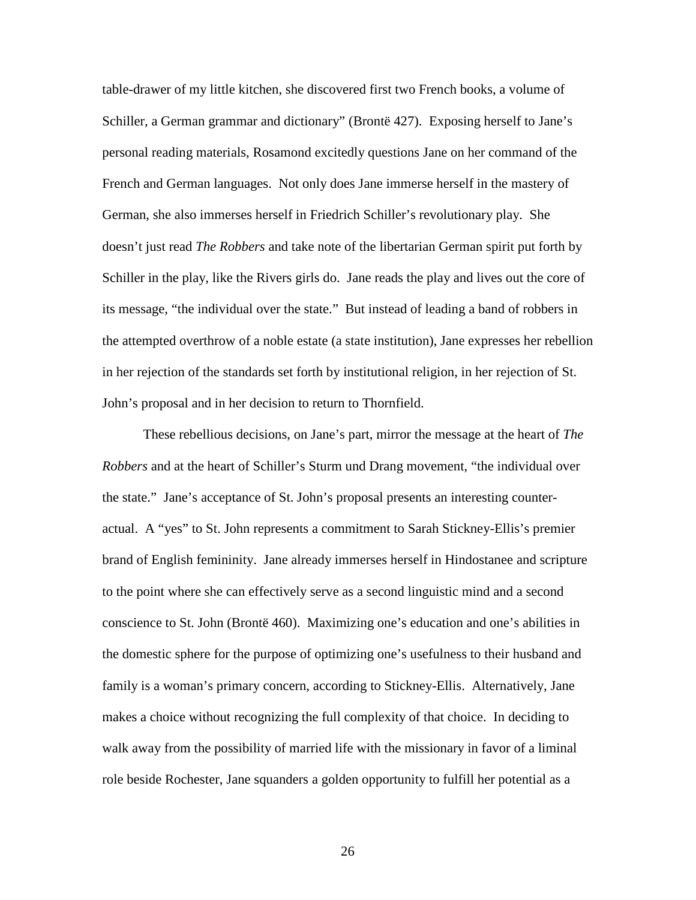table-drawer of my little kitchen, she discovered first two French books, a volume of Schiller, a German grammar and dictionary" (Brontë 427). Exposing herself to Jane's personal reading materials, Rosamond excitedly questions Jane on her command of the French and German languages. Not only does Jane immerse herself in the mastery of German, she also immerses herself in Friedrich Schiller's revolutionary play. She doesn't just read *The Robbers* and take note of the libertarian German spirit put forth by Schiller in the play, like the Rivers girls do. Jane reads the play and lives out the core of its message, "the individual over the state." But instead of leading a band of robbers in the attempted overthrow of a noble estate (a state institution), Jane expresses her rebellion in her rejection of the standards set forth by institutional religion, in her rejection of St. John's proposal and in her decision to return to Thornfield.

These rebellious decisions, on Jane's part, mirror the message at the heart of *The Robbers* and at the heart of Schiller's Sturm und Drang movement, "the individual over the state." Jane's acceptance of St. John's proposal presents an interesting counter-actual. A "yes" to St. John represents a commitment to Sarah Stickney-Ellis's premier brand of English femininity. Jane already immerses herself in Hindostanee and scripture to the point where she can effectively serve as a second linguistic mind and a second conscience to St. John (Brontë 460). Maximizing one's education and one's abilities in the domestic sphere for the purpose of optimizing one's usefulness to their husband and family is a woman's primary concern, according to Stickney-Ellis. Alternatively, Jane makes a choice without recognizing the full complexity of that choice. In deciding to walk away from the possibility of married life with the missionary in favor of a liminal role beside Rochester, Jane squanders a golden opportunity to fulfill her potential as a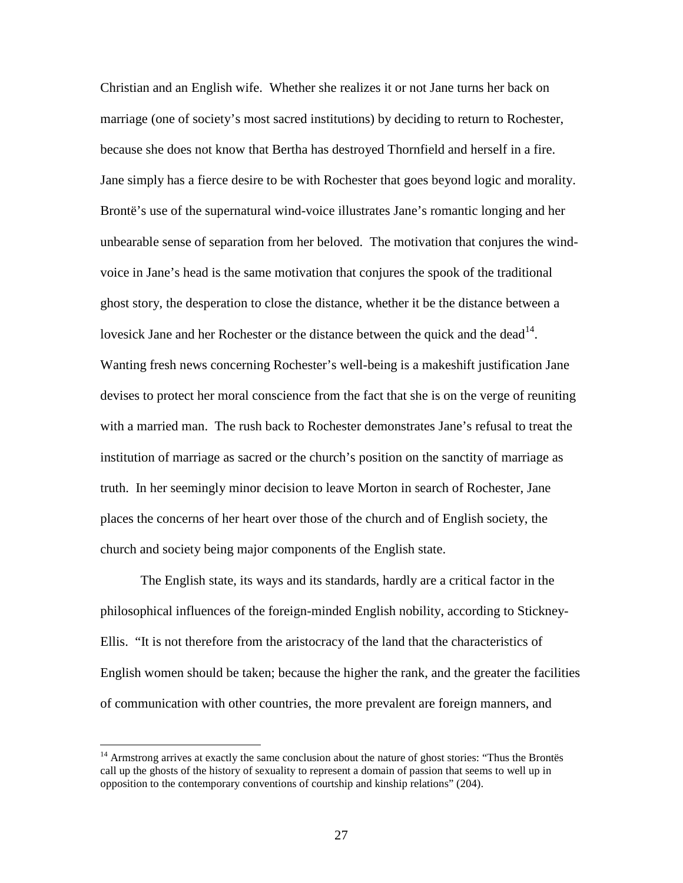Christian and an English wife. Whether she realizes it or not Jane turns her back on marriage (one of society's most sacred institutions) by deciding to return to Rochester, because she does not know that Bertha has destroyed Thornfield and herself in a fire. Jane simply has a fierce desire to be with Rochester that goes beyond logic and morality. Brontë's use of the supernatural wind-voice illustrates Jane's romantic longing and her unbearable sense of separation from her beloved. The motivation that conjures the wind-voice in Jane's head is the same motivation that conjures the spook of the traditional ghost story, the desperation to close the distance, whether it be the distance between a lovesick Jane and her Rochester or the distance between the quick and the dead[14]. Wanting fresh news concerning Rochester's well-being is a makeshift justification Jane devises to protect her moral conscience from the fact that she is on the verge of reuniting with a married man. The rush back to Rochester demonstrates Jane's refusal to treat the institution of marriage as sacred or the church's position on the sanctity of marriage as truth. In her seemingly minor decision to leave Morton in search of Rochester, Jane places the concerns of her heart over those of the church and of English society, the church and society being major components of the English state.

The English state, its ways and its standards, hardly are a critical factor in the philosophical influences of the foreign-minded English nobility, according to Stickney-Ellis. "It is not therefore from the aristocracy of the land that the characteristics of English women should be taken; because the higher the rank, and the greater the facilities of communication with other countries, the more prevalent are foreign manners, and

---

[14] Armstrong arrives at exactly the same conclusion about the nature of ghost stories: "Thus the Brontës call up the ghosts of the history of sexuality to represent a domain of passion that seems to well up in opposition to the contemporary conventions of courtship and kinship relations" (204).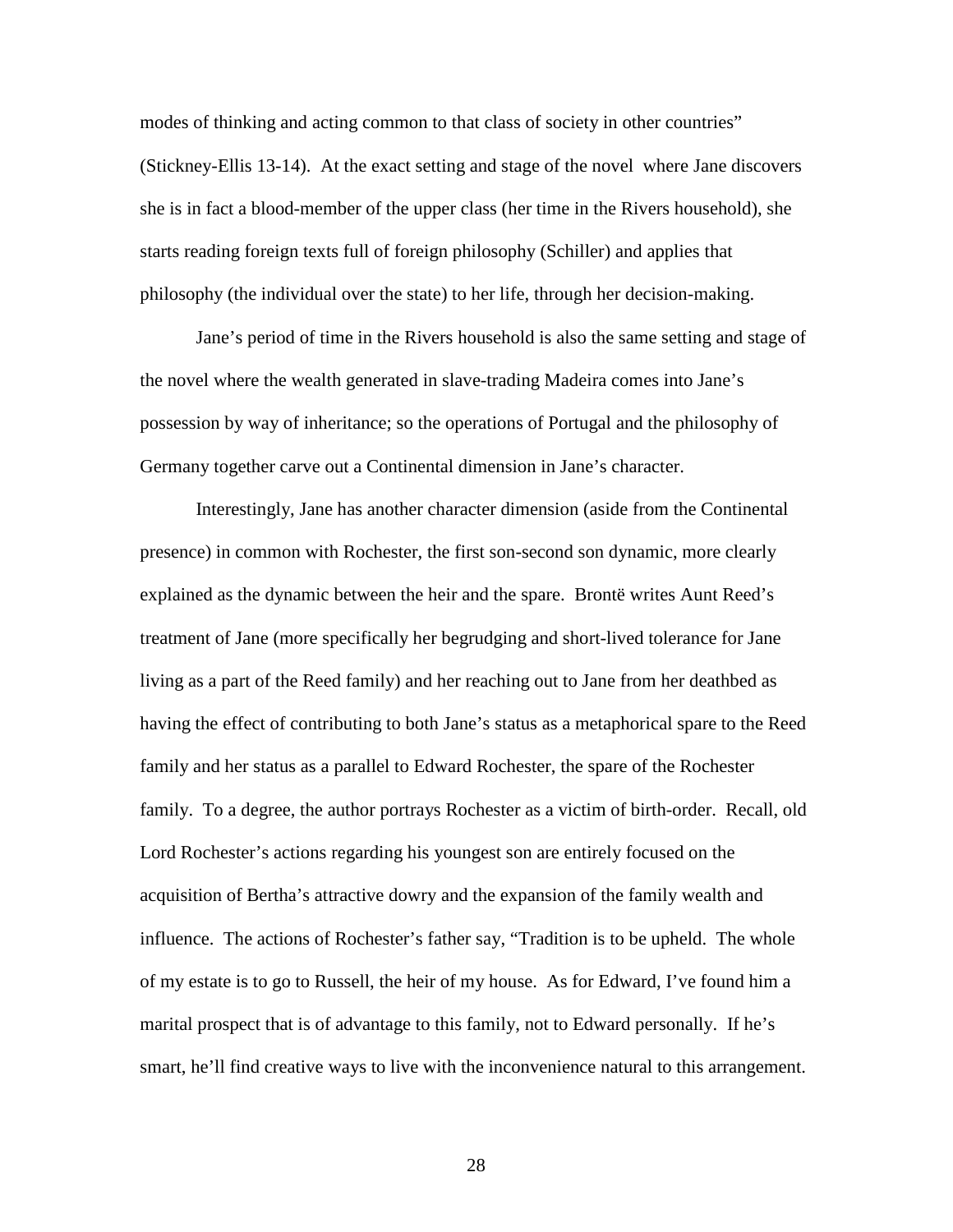modes of thinking and acting common to that class of society in other countries" (Stickney-Ellis 13-14). At the exact setting and stage of the novel where Jane discovers she is in fact a blood-member of the upper class (her time in the Rivers household), she starts reading foreign texts full of foreign philosophy (Schiller) and applies that philosophy (the individual over the state) to her life, through her decision-making.

Jane's period of time in the Rivers household is also the same setting and stage of the novel where the wealth generated in slave-trading Madeira comes into Jane's possession by way of inheritance; so the operations of Portugal and the philosophy of Germany together carve out a Continental dimension in Jane's character.

Interestingly, Jane has another character dimension (aside from the Continental presence) in common with Rochester, the first son-second son dynamic, more clearly explained as the dynamic between the heir and the spare. Brontë writes Aunt Reed's treatment of Jane (more specifically her begrudging and short-lived tolerance for Jane living as a part of the Reed family) and her reaching out to Jane from her deathbed as having the effect of contributing to both Jane's status as a metaphorical spare to the Reed family and her status as a parallel to Edward Rochester, the spare of the Rochester family. To a degree, the author portrays Rochester as a victim of birth-order. Recall, old Lord Rochester's actions regarding his youngest son are entirely focused on the acquisition of Bertha's attractive dowry and the expansion of the family wealth and influence. The actions of Rochester's father say, "Tradition is to be upheld. The whole of my estate is to go to Russell, the heir of my house. As for Edward, I've found him a marital prospect that is of advantage to this family, not to Edward personally. If he's smart, he'll find creative ways to live with the inconvenience natural to this arrangement.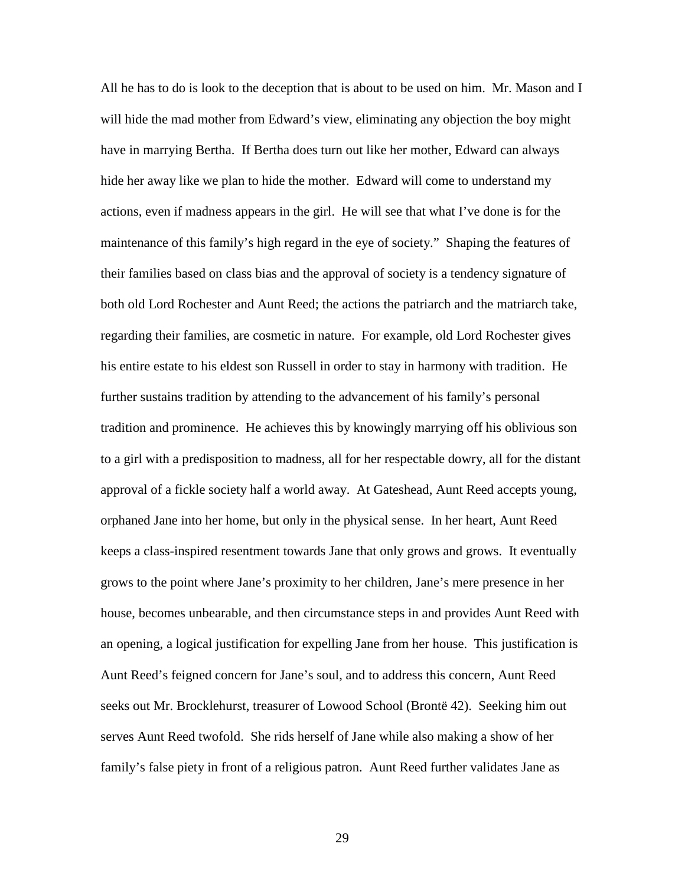All he has to do is look to the deception that is about to be used on him. Mr. Mason and I will hide the mad mother from Edward's view, eliminating any objection the boy might have in marrying Bertha. If Bertha does turn out like her mother, Edward can always hide her away like we plan to hide the mother. Edward will come to understand my actions, even if madness appears in the girl. He will see that what I've done is for the maintenance of this family's high regard in the eye of society." Shaping the features of their families based on class bias and the approval of society is a tendency signature of both old Lord Rochester and Aunt Reed; the actions the patriarch and the matriarch take, regarding their families, are cosmetic in nature. For example, old Lord Rochester gives his entire estate to his eldest son Russell in order to stay in harmony with tradition. He further sustains tradition by attending to the advancement of his family's personal tradition and prominence. He achieves this by knowingly marrying off his oblivious son to a girl with a predisposition to madness, all for her respectable dowry, all for the distant approval of a fickle society half a world away. At Gateshead, Aunt Reed accepts young, orphaned Jane into her home, but only in the physical sense. In her heart, Aunt Reed keeps a class-inspired resentment towards Jane that only grows and grows. It eventually grows to the point where Jane's proximity to her children, Jane's mere presence in her house, becomes unbearable, and then circumstance steps in and provides Aunt Reed with an opening, a logical justification for expelling Jane from her house. This justification is Aunt Reed's feigned concern for Jane's soul, and to address this concern, Aunt Reed seeks out Mr. Brocklehurst, treasurer of Lowood School (Brontë 42). Seeking him out serves Aunt Reed twofold. She rids herself of Jane while also making a show of her family's false piety in front of a religious patron. Aunt Reed further validates Jane as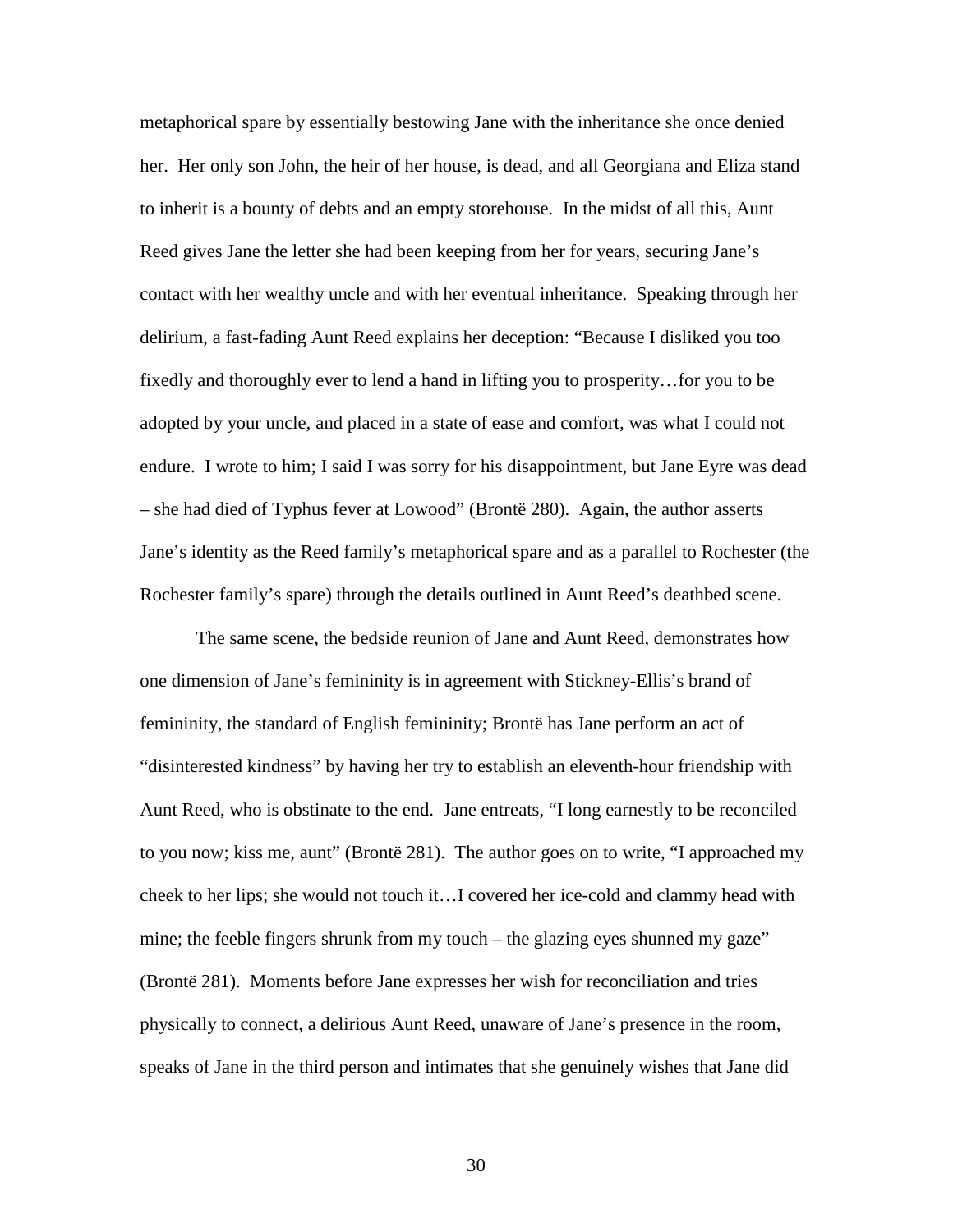metaphorical spare by essentially bestowing Jane with the inheritance she once denied her. Her only son John, the heir of her house, is dead, and all Georgiana and Eliza stand to inherit is a bounty of debts and an empty storehouse. In the midst of all this, Aunt Reed gives Jane the letter she had been keeping from her for years, securing Jane's contact with her wealthy uncle and with her eventual inheritance. Speaking through her delirium, a fast-fading Aunt Reed explains her deception: "Because I disliked you too fixedly and thoroughly ever to lend a hand in lifting you to prosperity…for you to be adopted by your uncle, and placed in a state of ease and comfort, was what I could not endure. I wrote to him; I said I was sorry for his disappointment, but Jane Eyre was dead – she had died of Typhus fever at Lowood" (Brontë 280). Again, the author asserts Jane's identity as the Reed family's metaphorical spare and as a parallel to Rochester (the Rochester family's spare) through the details outlined in Aunt Reed's deathbed scene.

The same scene, the bedside reunion of Jane and Aunt Reed, demonstrates how one dimension of Jane's femininity is in agreement with Stickney-Ellis's brand of femininity, the standard of English femininity; Brontë has Jane perform an act of "disinterested kindness" by having her try to establish an eleventh-hour friendship with Aunt Reed, who is obstinate to the end. Jane entreats, "I long earnestly to be reconciled to you now; kiss me, aunt" (Brontë 281). The author goes on to write, "I approached my cheek to her lips; she would not touch it…I covered her ice-cold and clammy head with mine; the feeble fingers shrunk from my touch – the glazing eyes shunned my gaze" (Brontë 281). Moments before Jane expresses her wish for reconciliation and tries physically to connect, a delirious Aunt Reed, unaware of Jane's presence in the room, speaks of Jane in the third person and intimates that she genuinely wishes that Jane did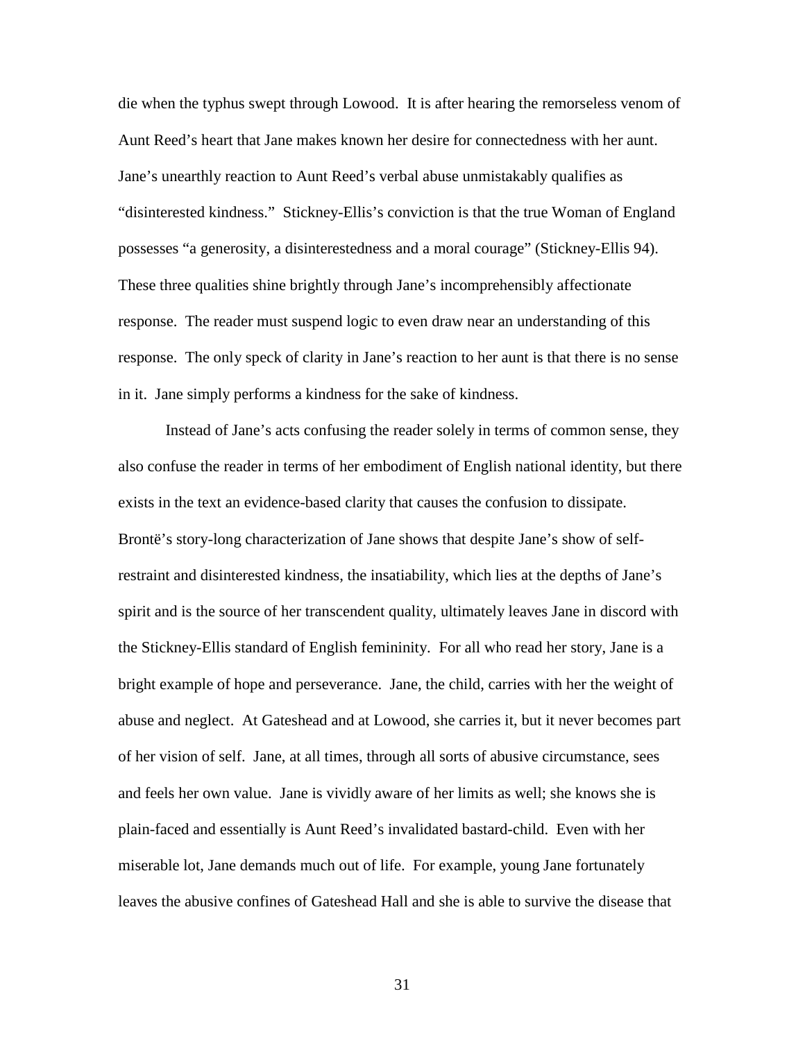die when the typhus swept through Lowood. It is after hearing the remorseless venom of Aunt Reed's heart that Jane makes known her desire for connectedness with her aunt. Jane's unearthly reaction to Aunt Reed's verbal abuse unmistakably qualifies as "disinterested kindness." Stickney-Ellis's conviction is that the true Woman of England possesses "a generosity, a disinterestedness and a moral courage" (Stickney-Ellis 94). These three qualities shine brightly through Jane's incomprehensibly affectionate response. The reader must suspend logic to even draw near an understanding of this response. The only speck of clarity in Jane's reaction to her aunt is that there is no sense in it. Jane simply performs a kindness for the sake of kindness.

Instead of Jane's acts confusing the reader solely in terms of common sense, they also confuse the reader in terms of her embodiment of English national identity, but there exists in the text an evidence-based clarity that causes the confusion to dissipate. Brontë's story-long characterization of Jane shows that despite Jane's show of self-restraint and disinterested kindness, the insatiability, which lies at the depths of Jane's spirit and is the source of her transcendent quality, ultimately leaves Jane in discord with the Stickney-Ellis standard of English femininity. For all who read her story, Jane is a bright example of hope and perseverance. Jane, the child, carries with her the weight of abuse and neglect. At Gateshead and at Lowood, she carries it, but it never becomes part of her vision of self. Jane, at all times, through all sorts of abusive circumstance, sees and feels her own value. Jane is vividly aware of her limits as well; she knows she is plain-faced and essentially is Aunt Reed's invalidated bastard-child. Even with her miserable lot, Jane demands much out of life. For example, young Jane fortunately leaves the abusive confines of Gateshead Hall and she is able to survive the disease that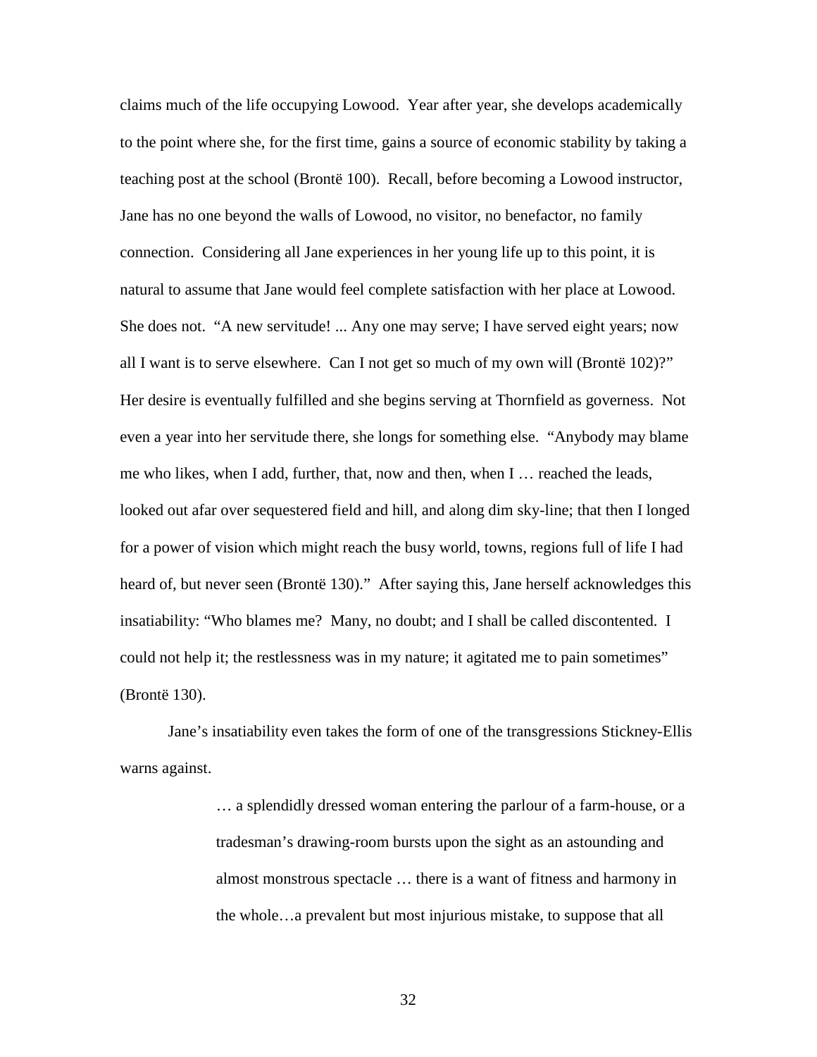claims much of the life occupying Lowood. Year after year, she develops academically to the point where she, for the first time, gains a source of economic stability by taking a teaching post at the school (Brontë 100). Recall, before becoming a Lowood instructor, Jane has no one beyond the walls of Lowood, no visitor, no benefactor, no family connection. Considering all Jane experiences in her young life up to this point, it is natural to assume that Jane would feel complete satisfaction with her place at Lowood. She does not. "A new servitude! ... Any one may serve; I have served eight years; now all I want is to serve elsewhere. Can I not get so much of my own will (Brontë 102)?" Her desire is eventually fulfilled and she begins serving at Thornfield as governess. Not even a year into her servitude there, she longs for something else. "Anybody may blame me who likes, when I add, further, that, now and then, when I … reached the leads, looked out afar over sequestered field and hill, and along dim sky-line; that then I longed for a power of vision which might reach the busy world, towns, regions full of life I had heard of, but never seen (Brontë 130)." After saying this, Jane herself acknowledges this insatiability: "Who blames me? Many, no doubt; and I shall be called discontented. I could not help it; the restlessness was in my nature; it agitated me to pain sometimes" (Brontë 130).

Jane's insatiability even takes the form of one of the transgressions Stickney-Ellis warns against.

> … a splendidly dressed woman entering the parlour of a farm-house, or a tradesman's drawing-room bursts upon the sight as an astounding and almost monstrous spectacle … there is a want of fitness and harmony in the whole…a prevalent but most injurious mistake, to suppose that all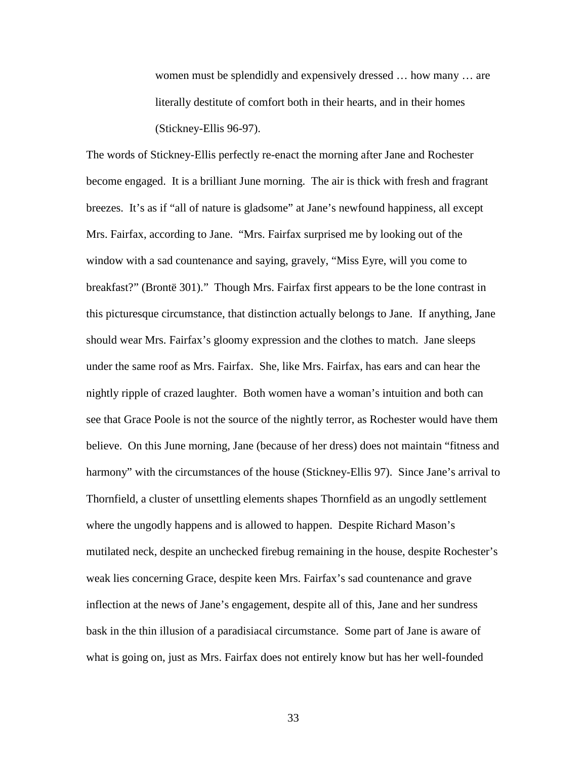> women must be splendidly and expensively dressed … how many … are literally destitute of comfort both in their hearts, and in their homes (Stickney-Ellis 96-97).

The words of Stickney-Ellis perfectly re-enact the morning after Jane and Rochester become engaged. It is a brilliant June morning. The air is thick with fresh and fragrant breezes. It's as if "all of nature is gladsome" at Jane's newfound happiness, all except Mrs. Fairfax, according to Jane. "Mrs. Fairfax surprised me by looking out of the window with a sad countenance and saying, gravely, "Miss Eyre, will you come to breakfast?" (Brontë 301)." Though Mrs. Fairfax first appears to be the lone contrast in this picturesque circumstance, that distinction actually belongs to Jane. If anything, Jane should wear Mrs. Fairfax's gloomy expression and the clothes to match. Jane sleeps under the same roof as Mrs. Fairfax. She, like Mrs. Fairfax, has ears and can hear the nightly ripple of crazed laughter. Both women have a woman's intuition and both can see that Grace Poole is not the source of the nightly terror, as Rochester would have them believe. On this June morning, Jane (because of her dress) does not maintain "fitness and harmony" with the circumstances of the house (Stickney-Ellis 97). Since Jane's arrival to Thornfield, a cluster of unsettling elements shapes Thornfield as an ungodly settlement where the ungodly happens and is allowed to happen. Despite Richard Mason's mutilated neck, despite an unchecked firebug remaining in the house, despite Rochester's weak lies concerning Grace, despite keen Mrs. Fairfax's sad countenance and grave inflection at the news of Jane's engagement, despite all of this, Jane and her sundress bask in the thin illusion of a paradisiacal circumstance. Some part of Jane is aware of what is going on, just as Mrs. Fairfax does not entirely know but has her well-founded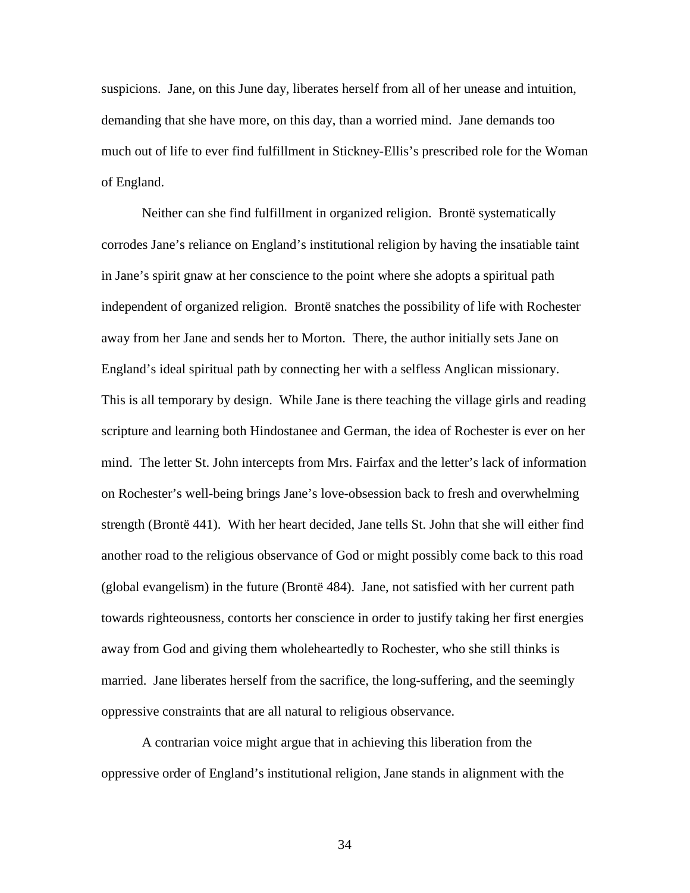suspicions. Jane, on this June day, liberates herself from all of her unease and intuition, demanding that she have more, on this day, than a worried mind. Jane demands too much out of life to ever find fulfillment in Stickney-Ellis's prescribed role for the Woman of England.

Neither can she find fulfillment in organized religion. Brontë systematically corrodes Jane's reliance on England's institutional religion by having the insatiable taint in Jane's spirit gnaw at her conscience to the point where she adopts a spiritual path independent of organized religion. Brontë snatches the possibility of life with Rochester away from her Jane and sends her to Morton. There, the author initially sets Jane on England's ideal spiritual path by connecting her with a selfless Anglican missionary. This is all temporary by design. While Jane is there teaching the village girls and reading scripture and learning both Hindostanee and German, the idea of Rochester is ever on her mind. The letter St. John intercepts from Mrs. Fairfax and the letter's lack of information on Rochester's well-being brings Jane's love-obsession back to fresh and overwhelming strength (Brontë 441). With her heart decided, Jane tells St. John that she will either find another road to the religious observance of God or might possibly come back to this road (global evangelism) in the future (Brontë 484). Jane, not satisfied with her current path towards righteousness, contorts her conscience in order to justify taking her first energies away from God and giving them wholeheartedly to Rochester, who she still thinks is married. Jane liberates herself from the sacrifice, the long-suffering, and the seemingly oppressive constraints that are all natural to religious observance.

A contrarian voice might argue that in achieving this liberation from the oppressive order of England's institutional religion, Jane stands in alignment with the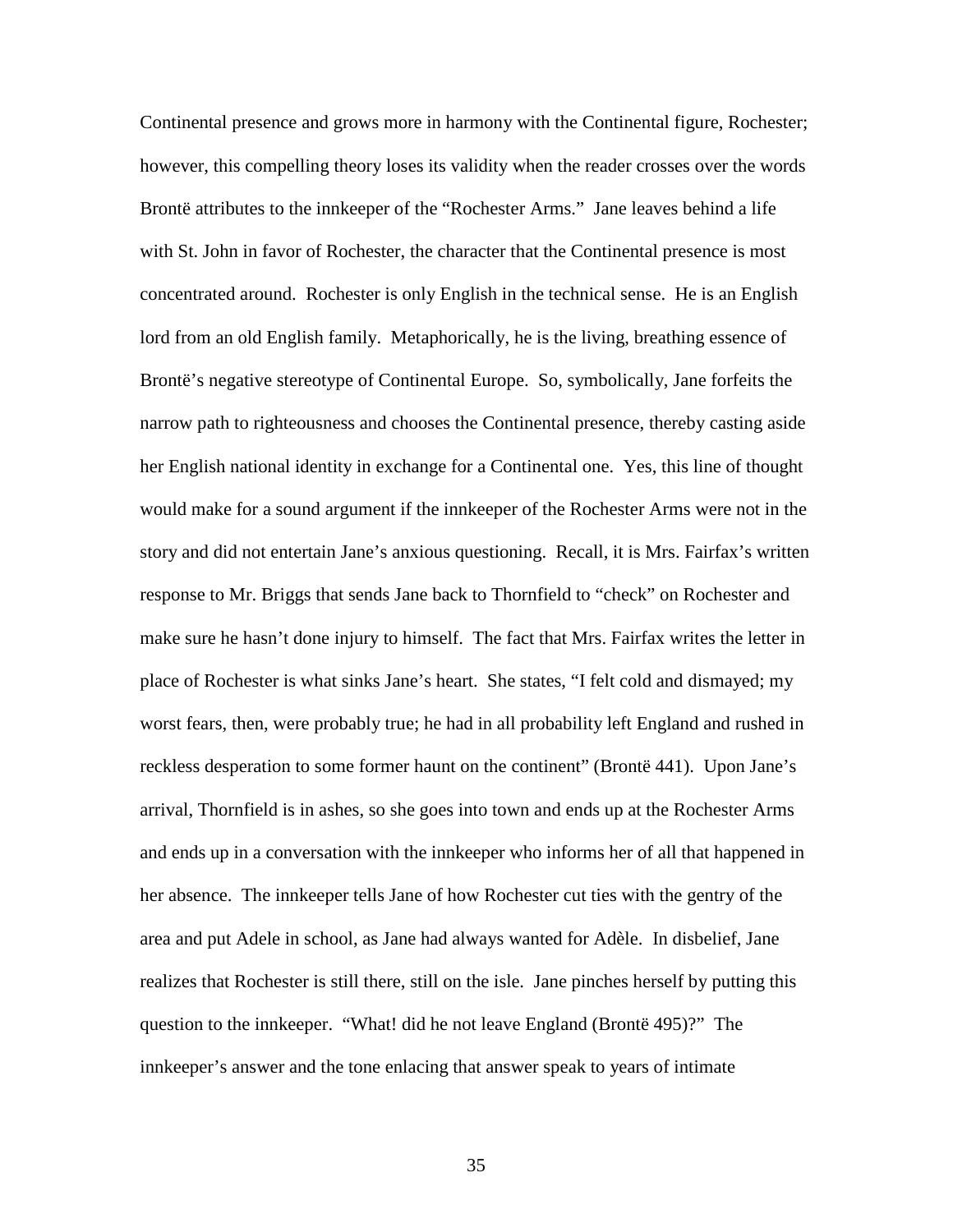Continental presence and grows more in harmony with the Continental figure, Rochester; however, this compelling theory loses its validity when the reader crosses over the words Brontë attributes to the innkeeper of the "Rochester Arms." Jane leaves behind a life with St. John in favor of Rochester, the character that the Continental presence is most concentrated around. Rochester is only English in the technical sense. He is an English lord from an old English family. Metaphorically, he is the living, breathing essence of Brontë's negative stereotype of Continental Europe. So, symbolically, Jane forfeits the narrow path to righteousness and chooses the Continental presence, thereby casting aside her English national identity in exchange for a Continental one. Yes, this line of thought would make for a sound argument if the innkeeper of the Rochester Arms were not in the story and did not entertain Jane's anxious questioning. Recall, it is Mrs. Fairfax's written response to Mr. Briggs that sends Jane back to Thornfield to "check" on Rochester and make sure he hasn't done injury to himself. The fact that Mrs. Fairfax writes the letter in place of Rochester is what sinks Jane's heart. She states, "I felt cold and dismayed; my worst fears, then, were probably true; he had in all probability left England and rushed in reckless desperation to some former haunt on the continent" (Brontë 441). Upon Jane's arrival, Thornfield is in ashes, so she goes into town and ends up at the Rochester Arms and ends up in a conversation with the innkeeper who informs her of all that happened in her absence. The innkeeper tells Jane of how Rochester cut ties with the gentry of the area and put Adele in school, as Jane had always wanted for Adèle. In disbelief, Jane realizes that Rochester is still there, still on the isle. Jane pinches herself by putting this question to the innkeeper. "What! did he not leave England (Brontë 495)?" The innkeeper's answer and the tone enlacing that answer speak to years of intimate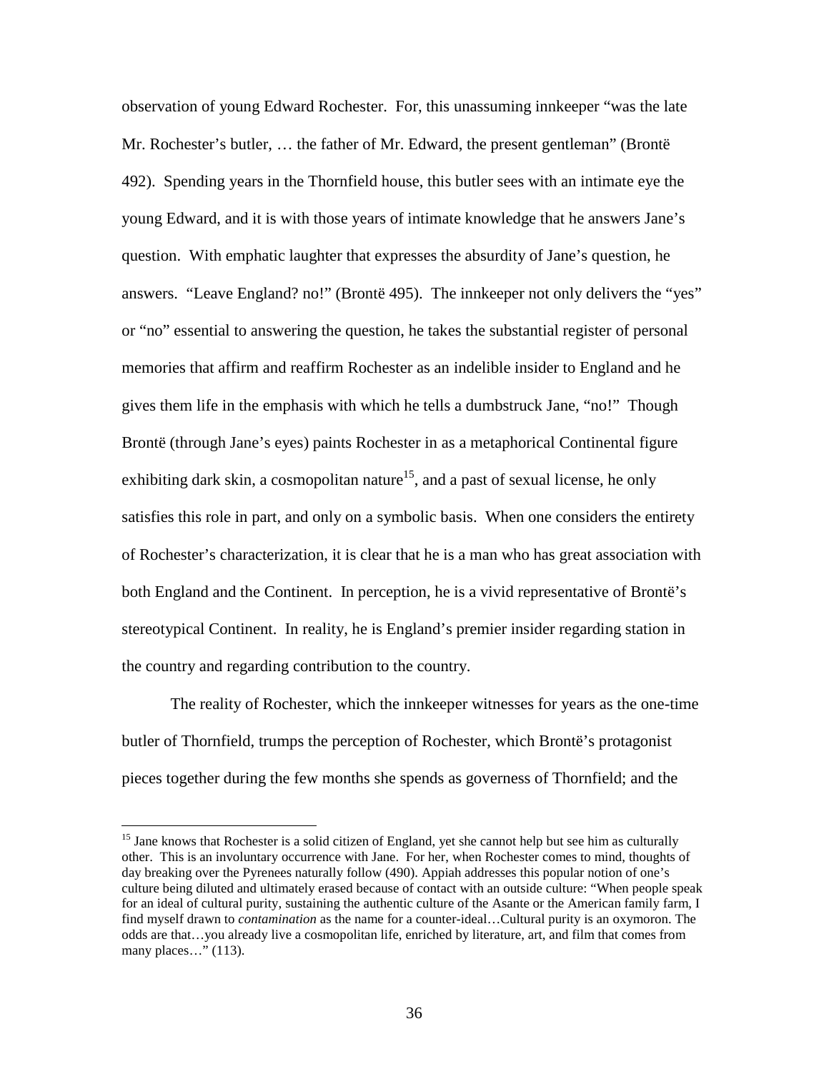observation of young Edward Rochester. For, this unassuming innkeeper "was the late Mr. Rochester's butler, … the father of Mr. Edward, the present gentleman" (Brontë 492). Spending years in the Thornfield house, this butler sees with an intimate eye the young Edward, and it is with those years of intimate knowledge that he answers Jane's question. With emphatic laughter that expresses the absurdity of Jane's question, he answers. "Leave England? no!" (Brontë 495). The innkeeper not only delivers the "yes" or "no" essential to answering the question, he takes the substantial register of personal memories that affirm and reaffirm Rochester as an indelible insider to England and he gives them life in the emphasis with which he tells a dumbstruck Jane, "no!" Though Brontë (through Jane's eyes) paints Rochester in as a metaphorical Continental figure exhibiting dark skin, a cosmopolitan nature[15], and a past of sexual license, he only satisfies this role in part, and only on a symbolic basis. When one considers the entirety of Rochester's characterization, it is clear that he is a man who has great association with both England and the Continent. In perception, he is a vivid representative of Brontë's stereotypical Continent. In reality, he is England's premier insider regarding station in the country and regarding contribution to the country.

The reality of Rochester, which the innkeeper witnesses for years as the one-time butler of Thornfield, trumps the perception of Rochester, which Brontë's protagonist pieces together during the few months she spends as governess of Thornfield; and the

[15] Jane knows that Rochester is a solid citizen of England, yet she cannot help but see him as culturally other. This is an involuntary occurrence with Jane. For her, when Rochester comes to mind, thoughts of day breaking over the Pyrenees naturally follow (490). Appiah addresses this popular notion of one's culture being diluted and ultimately erased because of contact with an outside culture: "When people speak for an ideal of cultural purity, sustaining the authentic culture of the Asante or the American family farm, I find myself drawn to *contamination* as the name for a counter-ideal…Cultural purity is an oxymoron. The odds are that…you already live a cosmopolitan life, enriched by literature, art, and film that comes from many places…" (113).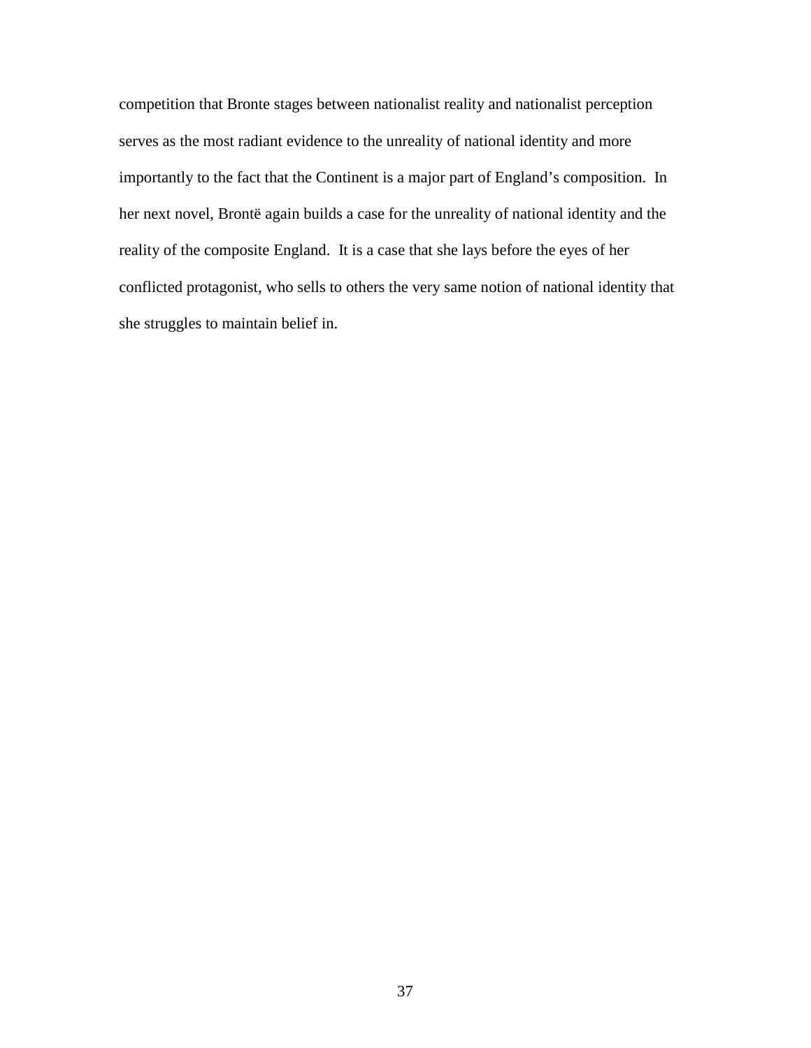competition that Bronte stages between nationalist reality and nationalist perception serves as the most radiant evidence to the unreality of national identity and more importantly to the fact that the Continent is a major part of England's composition. In her next novel, Brontë again builds a case for the unreality of national identity and the reality of the composite England. It is a case that she lays before the eyes of her conflicted protagonist, who sells to others the very same notion of national identity that she struggles to maintain belief in.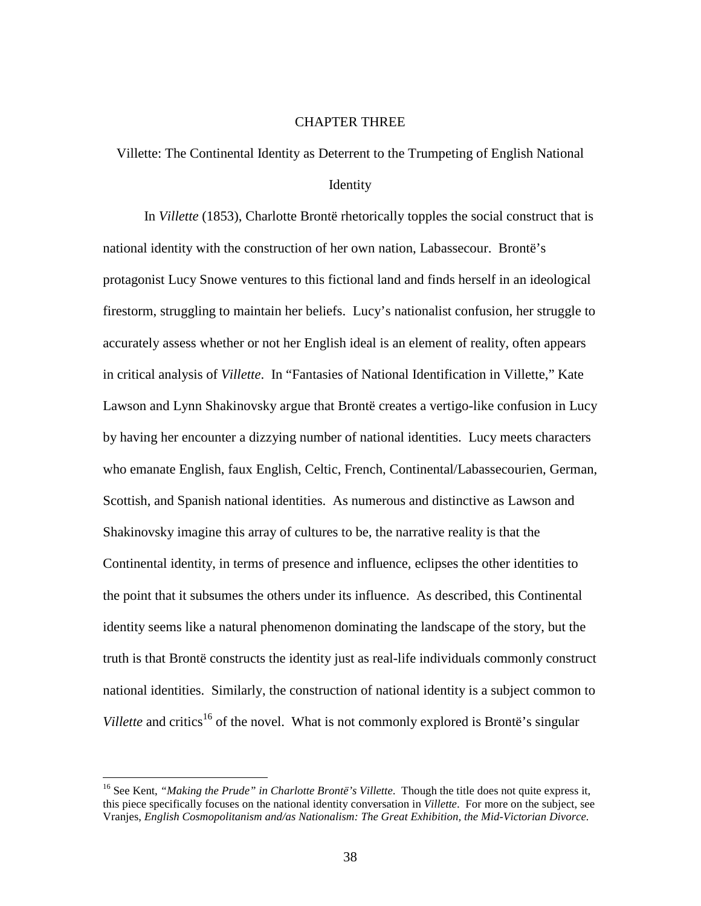# CHAPTER THREE

## Villette: The Continental Identity as Deterrent to the Trumpeting of English National Identity

In *Villette* (1853), Charlotte Brontë rhetorically topples the social construct that is national identity with the construction of her own nation, Labassecour. Brontë's protagonist Lucy Snowe ventures to this fictional land and finds herself in an ideological firestorm, struggling to maintain her beliefs. Lucy's nationalist confusion, her struggle to accurately assess whether or not her English ideal is an element of reality, often appears in critical analysis of *Villette*. In "Fantasies of National Identification in Villette," Kate Lawson and Lynn Shakinovsky argue that Brontë creates a vertigo-like confusion in Lucy by having her encounter a dizzying number of national identities. Lucy meets characters who emanate English, faux English, Celtic, French, Continental/Labassecourien, German, Scottish, and Spanish national identities. As numerous and distinctive as Lawson and Shakinovsky imagine this array of cultures to be, the narrative reality is that the Continental identity, in terms of presence and influence, eclipses the other identities to the point that it subsumes the others under its influence. As described, this Continental identity seems like a natural phenomenon dominating the landscape of the story, but the truth is that Brontë constructs the identity just as real-life individuals commonly construct national identities. Similarly, the construction of national identity is a subject common to *Villette* and critics[16] of the novel. What is not commonly explored is Brontë's singular

---

[16] See Kent, *"Making the Prude" in Charlotte Brontë's Villette*. Though the title does not quite express it, this piece specifically focuses on the national identity conversation in *Villette*. For more on the subject, see Vranjes, *English Cosmopolitanism and/as Nationalism: The Great Exhibition, the Mid-Victorian Divorce.*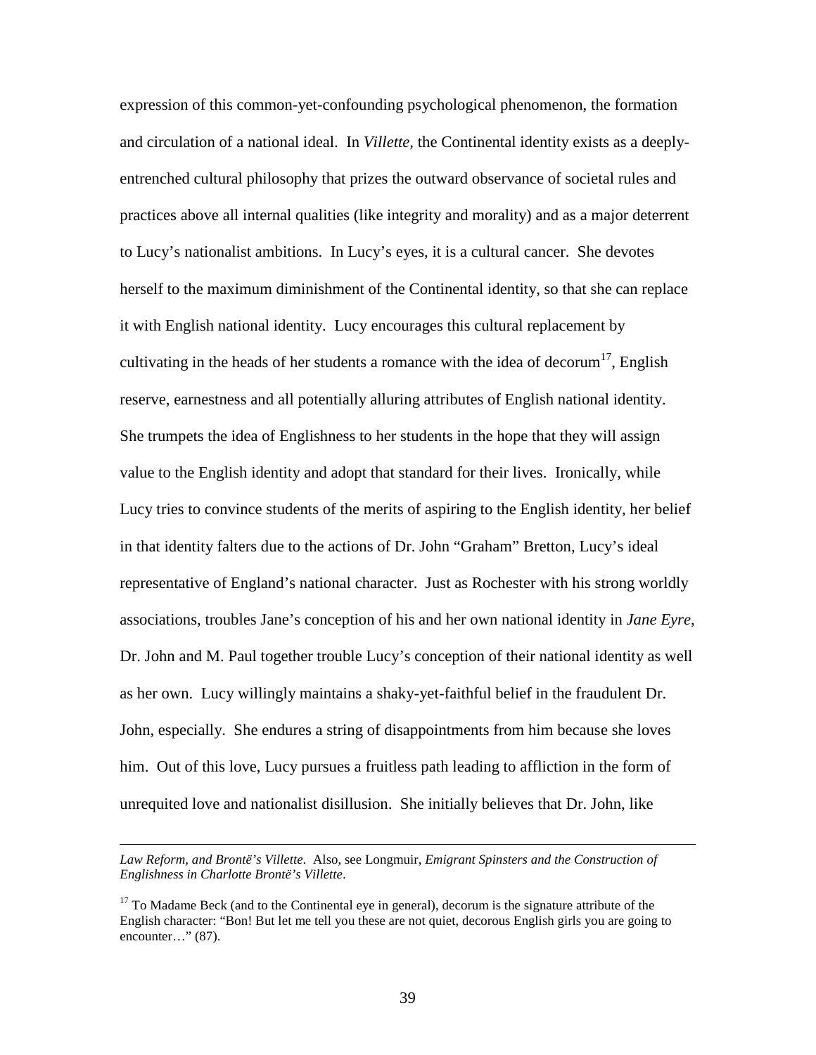expression of this common-yet-confounding psychological phenomenon, the formation and circulation of a national ideal. In *Villette*, the Continental identity exists as a deeply-entrenched cultural philosophy that prizes the outward observance of societal rules and practices above all internal qualities (like integrity and morality) and as a major deterrent to Lucy's nationalist ambitions. In Lucy's eyes, it is a cultural cancer. She devotes herself to the maximum diminishment of the Continental identity, so that she can replace it with English national identity. Lucy encourages this cultural replacement by cultivating in the heads of her students a romance with the idea of decorum[17], English reserve, earnestness and all potentially alluring attributes of English national identity. She trumpets the idea of Englishness to her students in the hope that they will assign value to the English identity and adopt that standard for their lives. Ironically, while Lucy tries to convince students of the merits of aspiring to the English identity, her belief in that identity falters due to the actions of Dr. John "Graham" Bretton, Lucy's ideal representative of England's national character. Just as Rochester with his strong worldly associations, troubles Jane's conception of his and her own national identity in *Jane Eyre*, Dr. John and M. Paul together trouble Lucy's conception of their national identity as well as her own. Lucy willingly maintains a shaky-yet-faithful belief in the fraudulent Dr. John, especially. She endures a string of disappointments from him because she loves him. Out of this love, Lucy pursues a fruitless path leading to affliction in the form of unrequited love and nationalist disillusion. She initially believes that Dr. John, like

---

*Law Reform, and Brontë's Villette*. Also, see Longmuir, *Emigrant Spinsters and the Construction of Englishness in Charlotte Brontë's Villette*.

[17] To Madame Beck (and to the Continental eye in general), decorum is the signature attribute of the English character: "Bon! But let me tell you these are not quiet, decorous English girls you are going to encounter…" (87).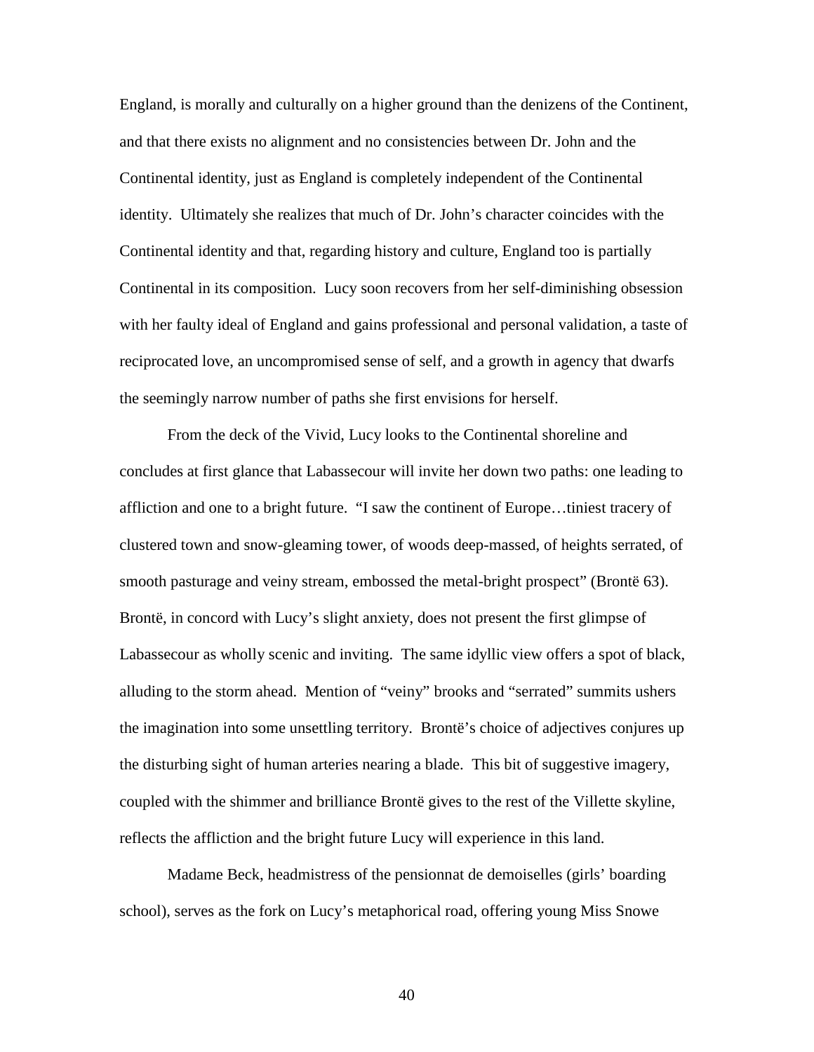England, is morally and culturally on a higher ground than the denizens of the Continent, and that there exists no alignment and no consistencies between Dr. John and the Continental identity, just as England is completely independent of the Continental identity. Ultimately she realizes that much of Dr. John's character coincides with the Continental identity and that, regarding history and culture, England too is partially Continental in its composition. Lucy soon recovers from her self-diminishing obsession with her faulty ideal of England and gains professional and personal validation, a taste of reciprocated love, an uncompromised sense of self, and a growth in agency that dwarfs the seemingly narrow number of paths she first envisions for herself.

From the deck of the Vivid, Lucy looks to the Continental shoreline and concludes at first glance that Labassecour will invite her down two paths: one leading to affliction and one to a bright future. "I saw the continent of Europe…tiniest tracery of clustered town and snow-gleaming tower, of woods deep-massed, of heights serrated, of smooth pasturage and veiny stream, embossed the metal-bright prospect" (Brontë 63). Brontë, in concord with Lucy's slight anxiety, does not present the first glimpse of Labassecour as wholly scenic and inviting. The same idyllic view offers a spot of black, alluding to the storm ahead. Mention of "veiny" brooks and "serrated" summits ushers the imagination into some unsettling territory. Brontë's choice of adjectives conjures up the disturbing sight of human arteries nearing a blade. This bit of suggestive imagery, coupled with the shimmer and brilliance Brontë gives to the rest of the Villette skyline, reflects the affliction and the bright future Lucy will experience in this land.

Madame Beck, headmistress of the pensionnat de demoiselles (girls' boarding school), serves as the fork on Lucy's metaphorical road, offering young Miss Snowe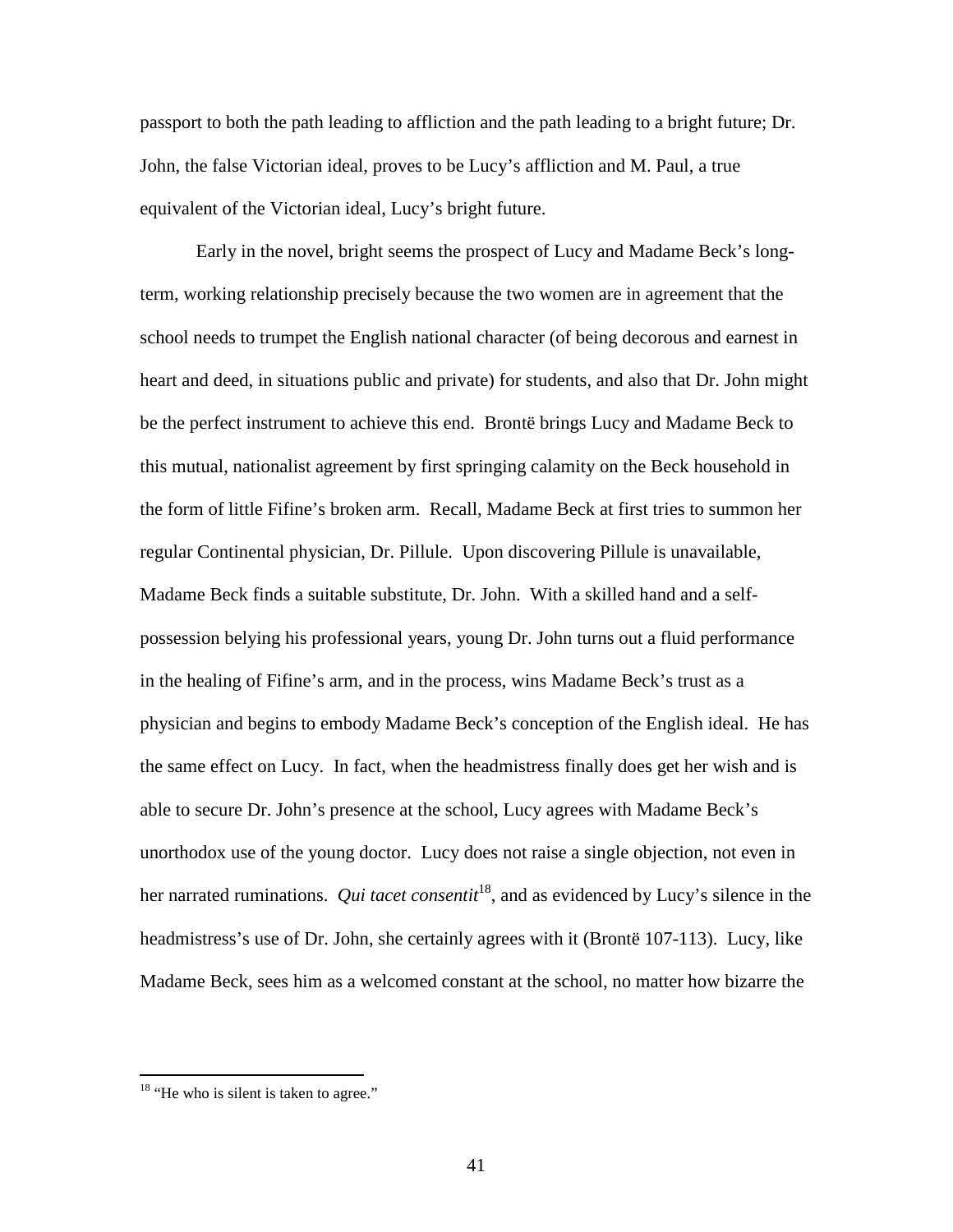passport to both the path leading to affliction and the path leading to a bright future; Dr. John, the false Victorian ideal, proves to be Lucy's affliction and M. Paul, a true equivalent of the Victorian ideal, Lucy's bright future.

Early in the novel, bright seems the prospect of Lucy and Madame Beck's long-term, working relationship precisely because the two women are in agreement that the school needs to trumpet the English national character (of being decorous and earnest in heart and deed, in situations public and private) for students, and also that Dr. John might be the perfect instrument to achieve this end. Brontë brings Lucy and Madame Beck to this mutual, nationalist agreement by first springing calamity on the Beck household in the form of little Fifine's broken arm. Recall, Madame Beck at first tries to summon her regular Continental physician, Dr. Pillule. Upon discovering Pillule is unavailable, Madame Beck finds a suitable substitute, Dr. John. With a skilled hand and a self-possession belying his professional years, young Dr. John turns out a fluid performance in the healing of Fifine's arm, and in the process, wins Madame Beck's trust as a physician and begins to embody Madame Beck's conception of the English ideal. He has the same effect on Lucy. In fact, when the headmistress finally does get her wish and is able to secure Dr. John's presence at the school, Lucy agrees with Madame Beck's unorthodox use of the young doctor. Lucy does not raise a single objection, not even in her narrated ruminations. *Qui tacet consentit*[18], and as evidenced by Lucy's silence in the headmistress's use of Dr. John, she certainly agrees with it (Brontë 107-113). Lucy, like Madame Beck, sees him as a welcomed constant at the school, no matter how bizarre the

[18] "He who is silent is taken to agree."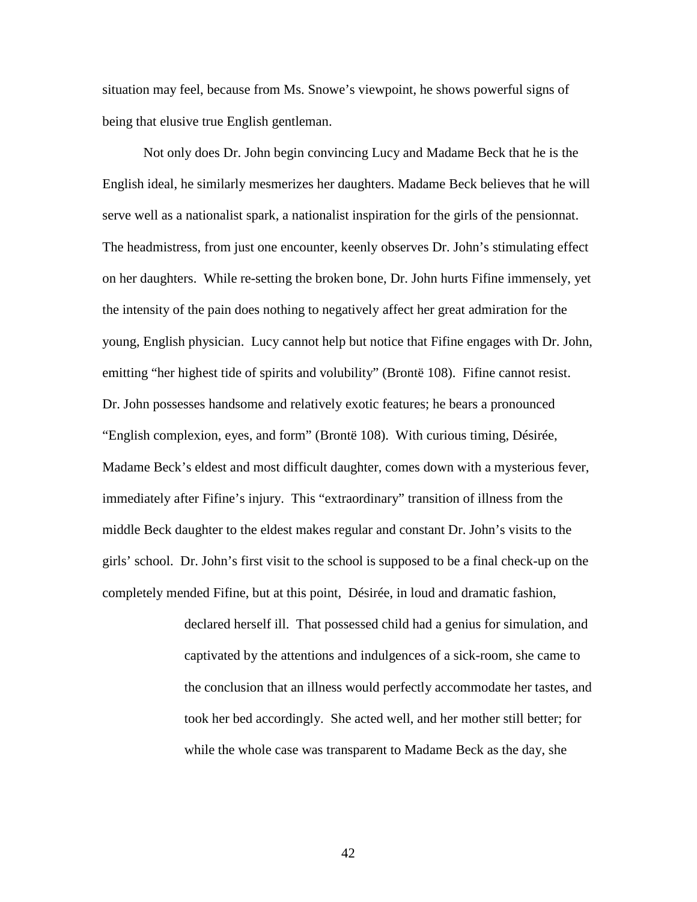situation may feel, because from Ms. Snowe's viewpoint, he shows powerful signs of being that elusive true English gentleman.

Not only does Dr. John begin convincing Lucy and Madame Beck that he is the English ideal, he similarly mesmerizes her daughters. Madame Beck believes that he will serve well as a nationalist spark, a nationalist inspiration for the girls of the pensionnat. The headmistress, from just one encounter, keenly observes Dr. John's stimulating effect on her daughters. While re-setting the broken bone, Dr. John hurts Fifine immensely, yet the intensity of the pain does nothing to negatively affect her great admiration for the young, English physician. Lucy cannot help but notice that Fifine engages with Dr. John, emitting "her highest tide of spirits and volubility" (Brontë 108). Fifine cannot resist. Dr. John possesses handsome and relatively exotic features; he bears a pronounced "English complexion, eyes, and form" (Brontë 108). With curious timing, Désirée, Madame Beck's eldest and most difficult daughter, comes down with a mysterious fever, immediately after Fifine's injury. This "extraordinary" transition of illness from the middle Beck daughter to the eldest makes regular and constant Dr. John's visits to the girls' school. Dr. John's first visit to the school is supposed to be a final check-up on the completely mended Fifine, but at this point, Désirée, in loud and dramatic fashion,

> declared herself ill. That possessed child had a genius for simulation, and captivated by the attentions and indulgences of a sick-room, she came to the conclusion that an illness would perfectly accommodate her tastes, and took her bed accordingly. She acted well, and her mother still better; for while the whole case was transparent to Madame Beck as the day, she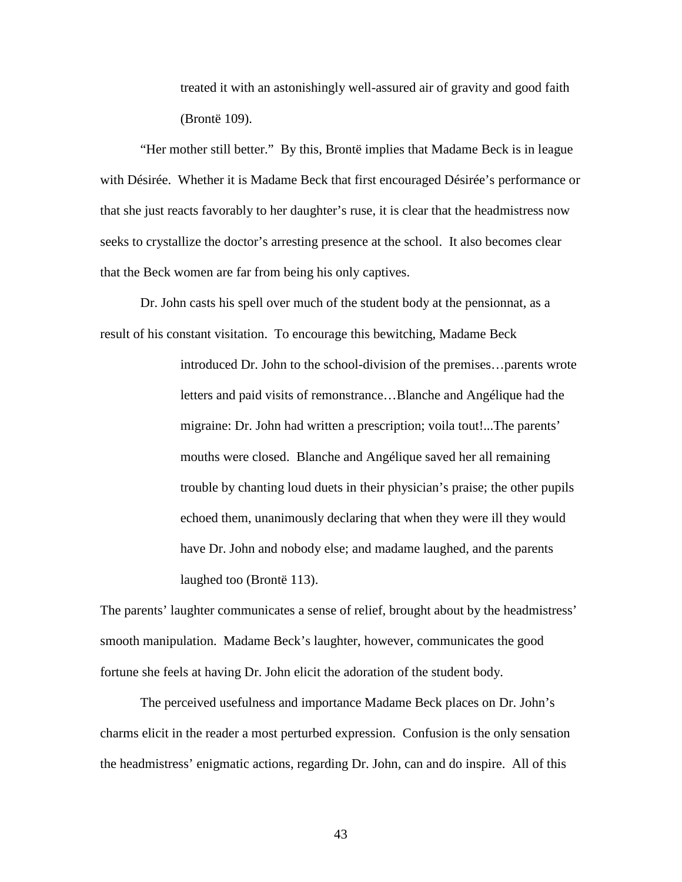> treated it with an astonishingly well-assured air of gravity and good faith (Brontë 109).

"Her mother still better." By this, Brontë implies that Madame Beck is in league with Désirée. Whether it is Madame Beck that first encouraged Désirée's performance or that she just reacts favorably to her daughter's ruse, it is clear that the headmistress now seeks to crystallize the doctor's arresting presence at the school. It also becomes clear that the Beck women are far from being his only captives.

Dr. John casts his spell over much of the student body at the pensionnat, as a result of his constant visitation. To encourage this bewitching, Madame Beck

> introduced Dr. John to the school-division of the premises…parents wrote letters and paid visits of remonstrance…Blanche and Angélique had the migraine: Dr. John had written a prescription; voila tout!...The parents' mouths were closed. Blanche and Angélique saved her all remaining trouble by chanting loud duets in their physician's praise; the other pupils echoed them, unanimously declaring that when they were ill they would have Dr. John and nobody else; and madame laughed, and the parents laughed too (Brontë 113).

The parents' laughter communicates a sense of relief, brought about by the headmistress' smooth manipulation. Madame Beck's laughter, however, communicates the good fortune she feels at having Dr. John elicit the adoration of the student body.

The perceived usefulness and importance Madame Beck places on Dr. John's charms elicit in the reader a most perturbed expression. Confusion is the only sensation the headmistress' enigmatic actions, regarding Dr. John, can and do inspire. All of this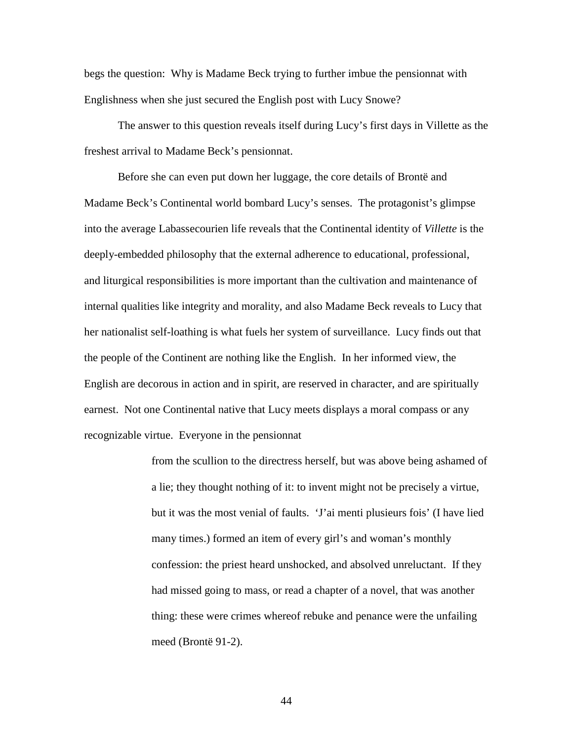begs the question: Why is Madame Beck trying to further imbue the pensionnat with Englishness when she just secured the English post with Lucy Snowe?

The answer to this question reveals itself during Lucy's first days in Villette as the freshest arrival to Madame Beck's pensionnat.

Before she can even put down her luggage, the core details of Brontë and Madame Beck's Continental world bombard Lucy's senses. The protagonist's glimpse into the average Labassecourien life reveals that the Continental identity of *Villette* is the deeply-embedded philosophy that the external adherence to educational, professional, and liturgical responsibilities is more important than the cultivation and maintenance of internal qualities like integrity and morality, and also Madame Beck reveals to Lucy that her nationalist self-loathing is what fuels her system of surveillance. Lucy finds out that the people of the Continent are nothing like the English. In her informed view, the English are decorous in action and in spirit, are reserved in character, and are spiritually earnest. Not one Continental native that Lucy meets displays a moral compass or any recognizable virtue. Everyone in the pensionnat

> from the scullion to the directress herself, but was above being ashamed of a lie; they thought nothing of it: to invent might not be precisely a virtue, but it was the most venial of faults. 'J'ai menti plusieurs fois' (I have lied many times.) formed an item of every girl's and woman's monthly confession: the priest heard unshocked, and absolved unreluctant. If they had missed going to mass, or read a chapter of a novel, that was another thing: these were crimes whereof rebuke and penance were the unfailing meed (Brontë 91-2).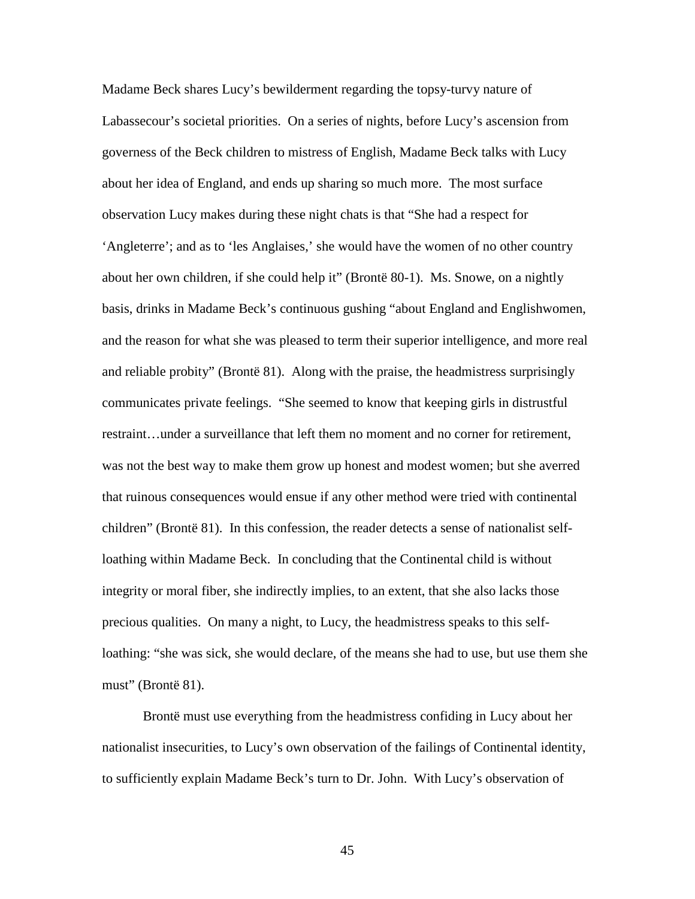Madame Beck shares Lucy's bewilderment regarding the topsy-turvy nature of Labassecour's societal priorities. On a series of nights, before Lucy's ascension from governess of the Beck children to mistress of English, Madame Beck talks with Lucy about her idea of England, and ends up sharing so much more. The most surface observation Lucy makes during these night chats is that "She had a respect for 'Angleterre'; and as to 'les Anglaises,' she would have the women of no other country about her own children, if she could help it" (Brontë 80-1). Ms. Snowe, on a nightly basis, drinks in Madame Beck's continuous gushing "about England and Englishwomen, and the reason for what she was pleased to term their superior intelligence, and more real and reliable probity" (Brontë 81). Along with the praise, the headmistress surprisingly communicates private feelings. "She seemed to know that keeping girls in distrustful restraint…under a surveillance that left them no moment and no corner for retirement, was not the best way to make them grow up honest and modest women; but she averred that ruinous consequences would ensue if any other method were tried with continental children" (Brontë 81). In this confession, the reader detects a sense of nationalist self-loathing within Madame Beck. In concluding that the Continental child is without integrity or moral fiber, she indirectly implies, to an extent, that she also lacks those precious qualities. On many a night, to Lucy, the headmistress speaks to this self-loathing: "she was sick, she would declare, of the means she had to use, but use them she must" (Brontë 81).

Brontë must use everything from the headmistress confiding in Lucy about her nationalist insecurities, to Lucy's own observation of the failings of Continental identity, to sufficiently explain Madame Beck's turn to Dr. John. With Lucy's observation of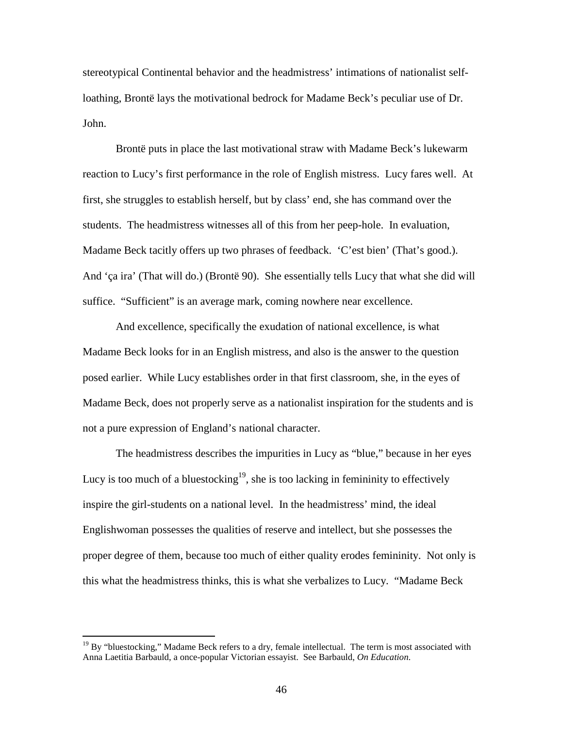stereotypical Continental behavior and the headmistress' intimations of nationalist self-loathing, Brontë lays the motivational bedrock for Madame Beck's peculiar use of Dr. John.

Brontë puts in place the last motivational straw with Madame Beck's lukewarm reaction to Lucy's first performance in the role of English mistress. Lucy fares well. At first, she struggles to establish herself, but by class' end, she has command over the students. The headmistress witnesses all of this from her peep-hole. In evaluation, Madame Beck tacitly offers up two phrases of feedback. 'C'est bien' (That's good.). And 'ça ira' (That will do.) (Brontë 90). She essentially tells Lucy that what she did will suffice. "Sufficient" is an average mark, coming nowhere near excellence.

And excellence, specifically the exudation of national excellence, is what Madame Beck looks for in an English mistress, and also is the answer to the question posed earlier. While Lucy establishes order in that first classroom, she, in the eyes of Madame Beck, does not properly serve as a nationalist inspiration for the students and is not a pure expression of England's national character.

The headmistress describes the impurities in Lucy as "blue," because in her eyes Lucy is too much of a bluestocking[19], she is too lacking in femininity to effectively inspire the girl-students on a national level. In the headmistress' mind, the ideal Englishwoman possesses the qualities of reserve and intellect, but she possesses the proper degree of them, because too much of either quality erodes femininity. Not only is this what the headmistress thinks, this is what she verbalizes to Lucy. "Madame Beck

[19] By "bluestocking," Madame Beck refers to a dry, female intellectual. The term is most associated with Anna Laetitia Barbauld, a once-popular Victorian essayist. See Barbauld, *On Education*.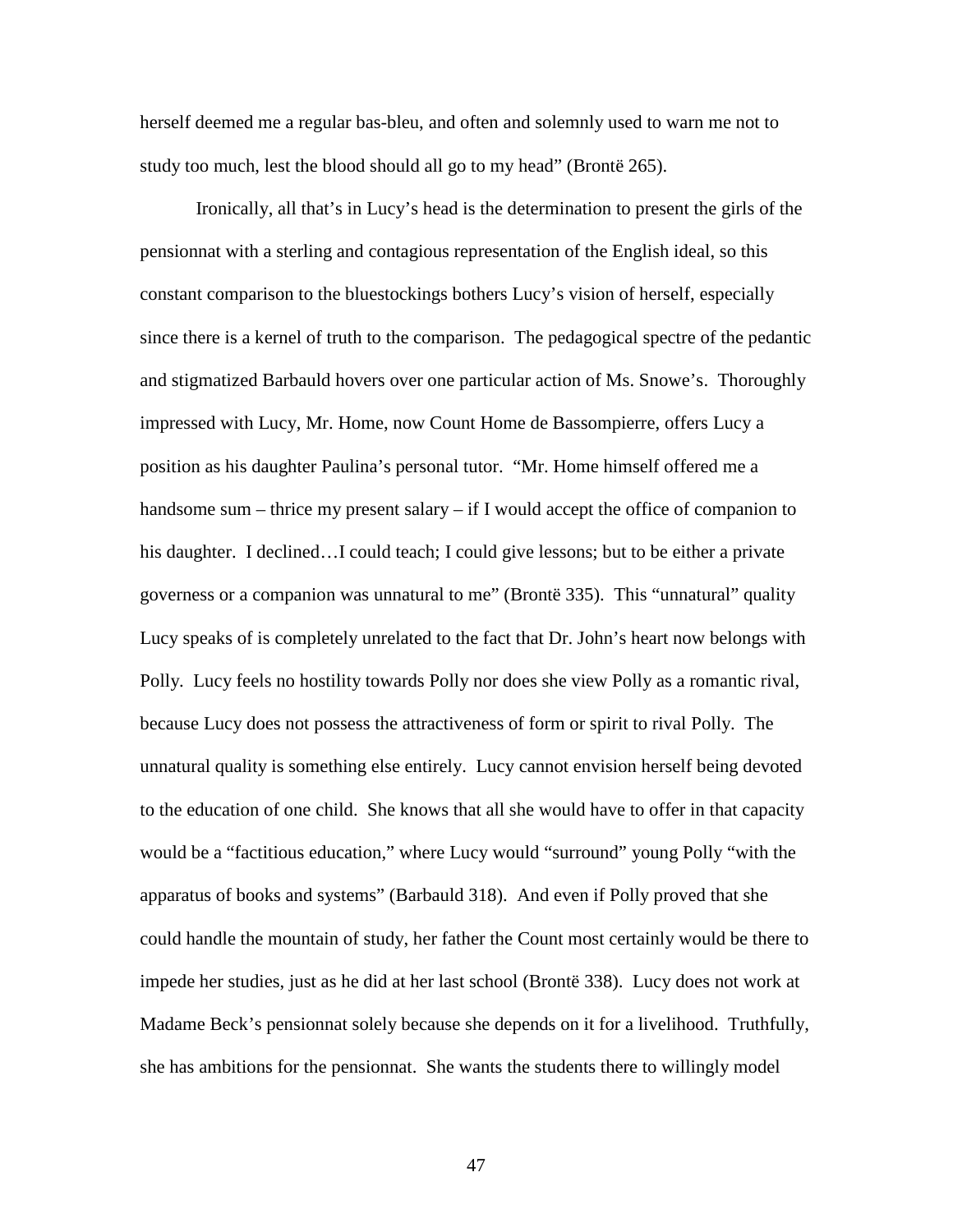herself deemed me a regular bas-bleu, and often and solemnly used to warn me not to study too much, lest the blood should all go to my head" (Brontë 265).

Ironically, all that's in Lucy's head is the determination to present the girls of the pensionnat with a sterling and contagious representation of the English ideal, so this constant comparison to the bluestockings bothers Lucy's vision of herself, especially since there is a kernel of truth to the comparison. The pedagogical spectre of the pedantic and stigmatized Barbauld hovers over one particular action of Ms. Snowe's. Thoroughly impressed with Lucy, Mr. Home, now Count Home de Bassompierre, offers Lucy a position as his daughter Paulina's personal tutor. "Mr. Home himself offered me a handsome sum – thrice my present salary – if I would accept the office of companion to his daughter. I declined…I could teach; I could give lessons; but to be either a private governess or a companion was unnatural to me" (Brontë 335). This "unnatural" quality Lucy speaks of is completely unrelated to the fact that Dr. John's heart now belongs with Polly. Lucy feels no hostility towards Polly nor does she view Polly as a romantic rival, because Lucy does not possess the attractiveness of form or spirit to rival Polly. The unnatural quality is something else entirely. Lucy cannot envision herself being devoted to the education of one child. She knows that all she would have to offer in that capacity would be a "factitious education," where Lucy would "surround" young Polly "with the apparatus of books and systems" (Barbauld 318). And even if Polly proved that she could handle the mountain of study, her father the Count most certainly would be there to impede her studies, just as he did at her last school (Brontë 338). Lucy does not work at Madame Beck's pensionnat solely because she depends on it for a livelihood. Truthfully, she has ambitions for the pensionnat. She wants the students there to willingly model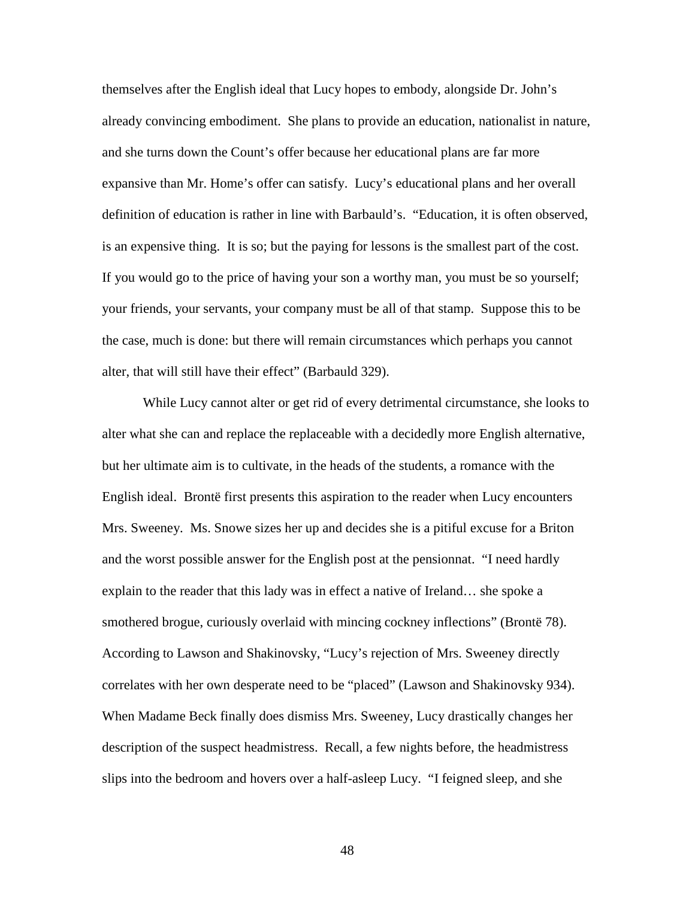themselves after the English ideal that Lucy hopes to embody, alongside Dr. John's already convincing embodiment. She plans to provide an education, nationalist in nature, and she turns down the Count's offer because her educational plans are far more expansive than Mr. Home's offer can satisfy. Lucy's educational plans and her overall definition of education is rather in line with Barbauld's. "Education, it is often observed, is an expensive thing. It is so; but the paying for lessons is the smallest part of the cost. If you would go to the price of having your son a worthy man, you must be so yourself; your friends, your servants, your company must be all of that stamp. Suppose this to be the case, much is done: but there will remain circumstances which perhaps you cannot alter, that will still have their effect" (Barbauld 329).

While Lucy cannot alter or get rid of every detrimental circumstance, she looks to alter what she can and replace the replaceable with a decidedly more English alternative, but her ultimate aim is to cultivate, in the heads of the students, a romance with the English ideal. Brontë first presents this aspiration to the reader when Lucy encounters Mrs. Sweeney. Ms. Snowe sizes her up and decides she is a pitiful excuse for a Briton and the worst possible answer for the English post at the pensionnat. "I need hardly explain to the reader that this lady was in effect a native of Ireland… she spoke a smothered brogue, curiously overlaid with mincing cockney inflections" (Brontë 78). According to Lawson and Shakinovsky, "Lucy's rejection of Mrs. Sweeney directly correlates with her own desperate need to be "placed" (Lawson and Shakinovsky 934). When Madame Beck finally does dismiss Mrs. Sweeney, Lucy drastically changes her description of the suspect headmistress. Recall, a few nights before, the headmistress slips into the bedroom and hovers over a half-asleep Lucy. "I feigned sleep, and she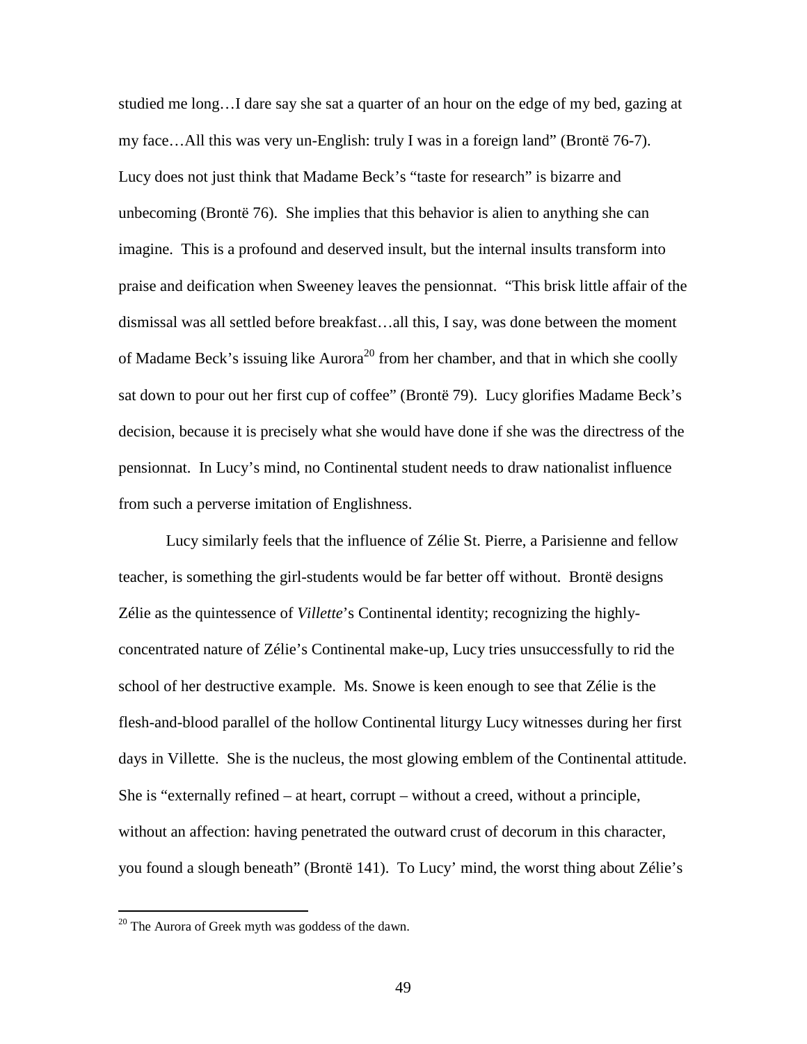studied me long…I dare say she sat a quarter of an hour on the edge of my bed, gazing at my face…All this was very un-English: truly I was in a foreign land" (Brontë 76-7). Lucy does not just think that Madame Beck's "taste for research" is bizarre and unbecoming (Brontë 76). She implies that this behavior is alien to anything she can imagine. This is a profound and deserved insult, but the internal insults transform into praise and deification when Sweeney leaves the pensionnat. "This brisk little affair of the dismissal was all settled before breakfast…all this, I say, was done between the moment of Madame Beck's issuing like Aurora[20] from her chamber, and that in which she coolly sat down to pour out her first cup of coffee" (Brontë 79). Lucy glorifies Madame Beck's decision, because it is precisely what she would have done if she was the directress of the pensionnat. In Lucy's mind, no Continental student needs to draw nationalist influence from such a perverse imitation of Englishness.

Lucy similarly feels that the influence of Zélie St. Pierre, a Parisienne and fellow teacher, is something the girl-students would be far better off without. Brontë designs Zélie as the quintessence of *Villette*'s Continental identity; recognizing the highly-concentrated nature of Zélie's Continental make-up, Lucy tries unsuccessfully to rid the school of her destructive example. Ms. Snowe is keen enough to see that Zélie is the flesh-and-blood parallel of the hollow Continental liturgy Lucy witnesses during her first days in Villette. She is the nucleus, the most glowing emblem of the Continental attitude. She is "externally refined – at heart, corrupt – without a creed, without a principle, without an affection: having penetrated the outward crust of decorum in this character, you found a slough beneath" (Brontë 141). To Lucy' mind, the worst thing about Zélie's

[20] The Aurora of Greek myth was goddess of the dawn.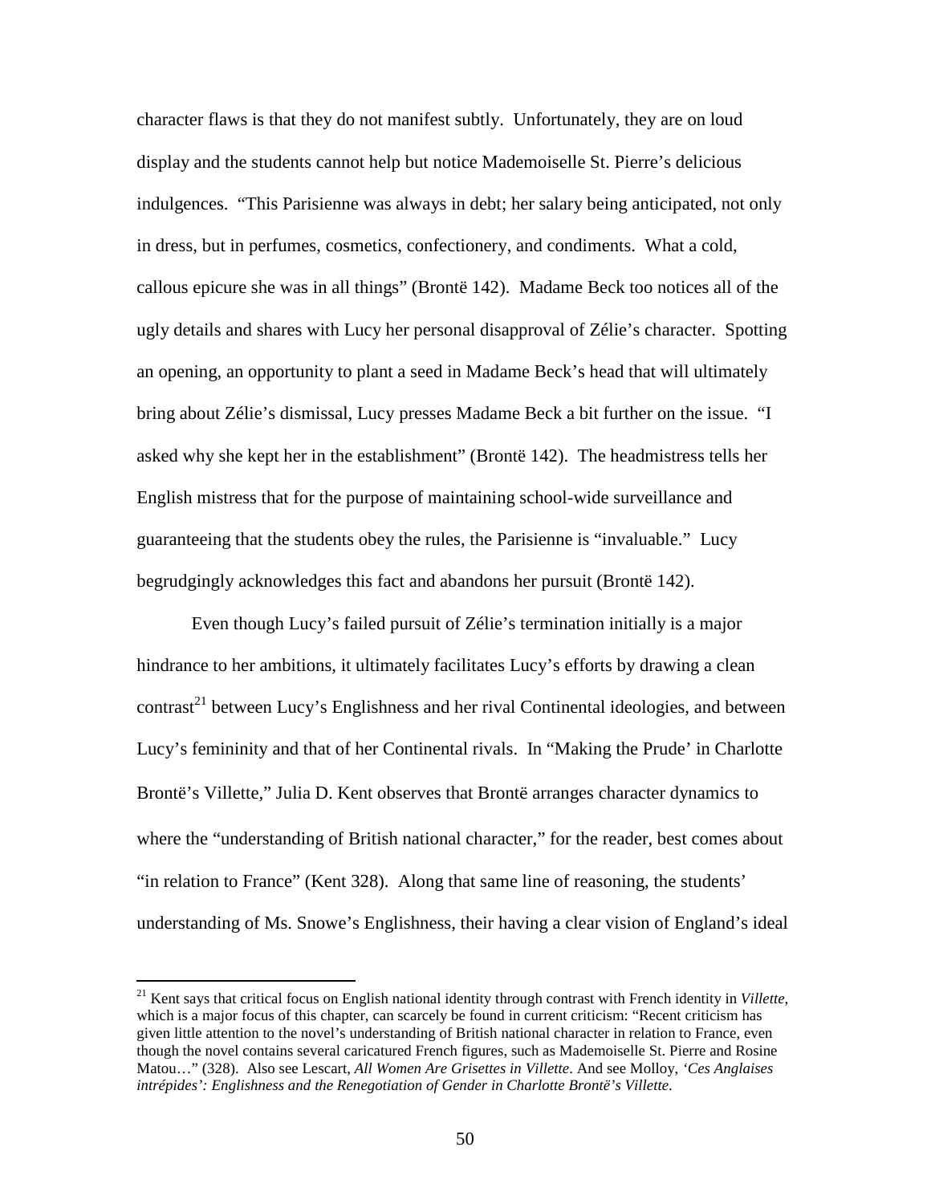character flaws is that they do not manifest subtly. Unfortunately, they are on loud display and the students cannot help but notice Mademoiselle St. Pierre's delicious indulgences. "This Parisienne was always in debt; her salary being anticipated, not only in dress, but in perfumes, cosmetics, confectionery, and condiments. What a cold, callous epicure she was in all things" (Brontë 142). Madame Beck too notices all of the ugly details and shares with Lucy her personal disapproval of Zélie's character. Spotting an opening, an opportunity to plant a seed in Madame Beck's head that will ultimately bring about Zélie's dismissal, Lucy presses Madame Beck a bit further on the issue. "I asked why she kept her in the establishment" (Brontë 142). The headmistress tells her English mistress that for the purpose of maintaining school-wide surveillance and guaranteeing that the students obey the rules, the Parisienne is "invaluable." Lucy begrudgingly acknowledges this fact and abandons her pursuit (Brontë 142).

Even though Lucy's failed pursuit of Zélie's termination initially is a major hindrance to her ambitions, it ultimately facilitates Lucy's efforts by drawing a clean contrast[21] between Lucy's Englishness and her rival Continental ideologies, and between Lucy's femininity and that of her Continental rivals. In "Making the Prude' in Charlotte Brontë's Villette," Julia D. Kent observes that Brontë arranges character dynamics to where the "understanding of British national character," for the reader, best comes about "in relation to France" (Kent 328). Along that same line of reasoning, the students' understanding of Ms. Snowe's Englishness, their having a clear vision of England's ideal

---

[21] Kent says that critical focus on English national identity through contrast with French identity in *Villette*, which is a major focus of this chapter, can scarcely be found in current criticism: "Recent criticism has given little attention to the novel's understanding of British national character in relation to France, even though the novel contains several caricatured French figures, such as Mademoiselle St. Pierre and Rosine Matou…" (328). Also see Lescart, *All Women Are Grisettes in Villette*. And see Molloy, *'Ces Anglaises intrépides': Englishness and the Renegotiation of Gender in Charlotte Brontë's Villette*.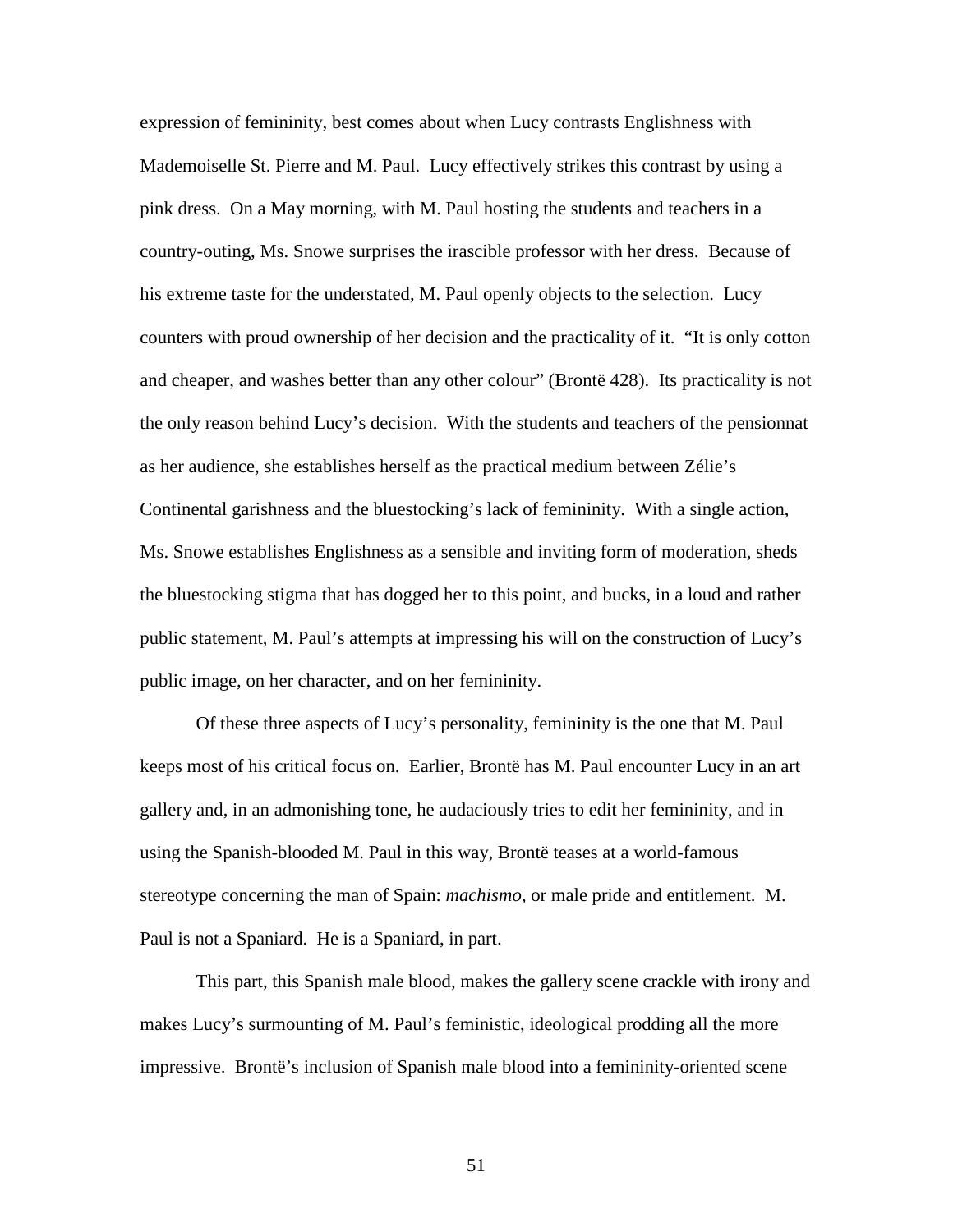expression of femininity, best comes about when Lucy contrasts Englishness with Mademoiselle St. Pierre and M. Paul. Lucy effectively strikes this contrast by using a pink dress. On a May morning, with M. Paul hosting the students and teachers in a country-outing, Ms. Snowe surprises the irascible professor with her dress. Because of his extreme taste for the understated, M. Paul openly objects to the selection. Lucy counters with proud ownership of her decision and the practicality of it. “It is only cotton and cheaper, and washes better than any other colour” (Brontë 428). Its practicality is not the only reason behind Lucy’s decision. With the students and teachers of the pensionnat as her audience, she establishes herself as the practical medium between Zélie’s Continental garishness and the bluestocking’s lack of femininity. With a single action, Ms. Snowe establishes Englishness as a sensible and inviting form of moderation, sheds the bluestocking stigma that has dogged her to this point, and bucks, in a loud and rather public statement, M. Paul’s attempts at impressing his will on the construction of Lucy’s public image, on her character, and on her femininity.

Of these three aspects of Lucy’s personality, femininity is the one that M. Paul keeps most of his critical focus on. Earlier, Brontë has M. Paul encounter Lucy in an art gallery and, in an admonishing tone, he audaciously tries to edit her femininity, and in using the Spanish-blooded M. Paul in this way, Brontë teases at a world-famous stereotype concerning the man of Spain: *machismo*, or male pride and entitlement. M. Paul is not a Spaniard. He is a Spaniard, in part.

This part, this Spanish male blood, makes the gallery scene crackle with irony and makes Lucy’s surmounting of M. Paul’s feministic, ideological prodding all the more impressive. Brontë’s inclusion of Spanish male blood into a femininity-oriented scene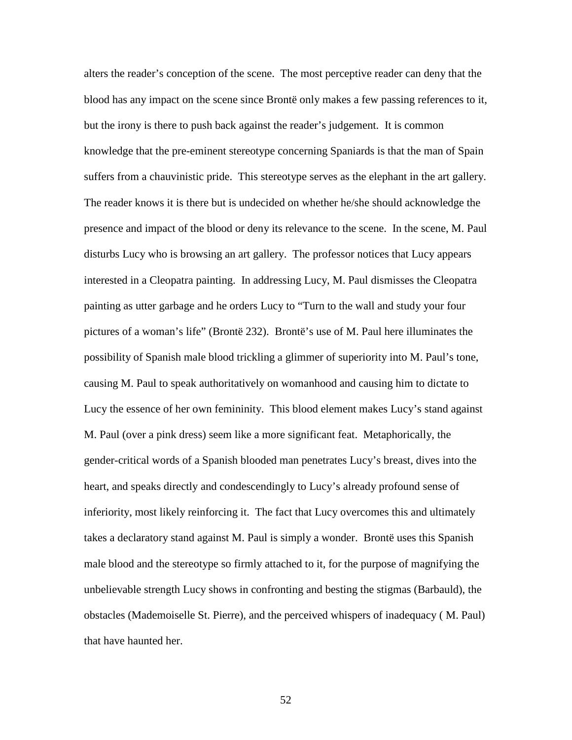alters the reader's conception of the scene. The most perceptive reader can deny that the blood has any impact on the scene since Brontë only makes a few passing references to it, but the irony is there to push back against the reader's judgement. It is common knowledge that the pre-eminent stereotype concerning Spaniards is that the man of Spain suffers from a chauvinistic pride. This stereotype serves as the elephant in the art gallery. The reader knows it is there but is undecided on whether he/she should acknowledge the presence and impact of the blood or deny its relevance to the scene. In the scene, M. Paul disturbs Lucy who is browsing an art gallery. The professor notices that Lucy appears interested in a Cleopatra painting. In addressing Lucy, M. Paul dismisses the Cleopatra painting as utter garbage and he orders Lucy to "Turn to the wall and study your four pictures of a woman's life" (Brontë 232). Brontë's use of M. Paul here illuminates the possibility of Spanish male blood trickling a glimmer of superiority into M. Paul's tone, causing M. Paul to speak authoritatively on womanhood and causing him to dictate to Lucy the essence of her own femininity. This blood element makes Lucy's stand against M. Paul (over a pink dress) seem like a more significant feat. Metaphorically, the gender-critical words of a Spanish blooded man penetrates Lucy's breast, dives into the heart, and speaks directly and condescendingly to Lucy's already profound sense of inferiority, most likely reinforcing it. The fact that Lucy overcomes this and ultimately takes a declaratory stand against M. Paul is simply a wonder. Brontë uses this Spanish male blood and the stereotype so firmly attached to it, for the purpose of magnifying the unbelievable strength Lucy shows in confronting and besting the stigmas (Barbauld), the obstacles (Mademoiselle St. Pierre), and the perceived whispers of inadequacy ( M. Paul) that have haunted her.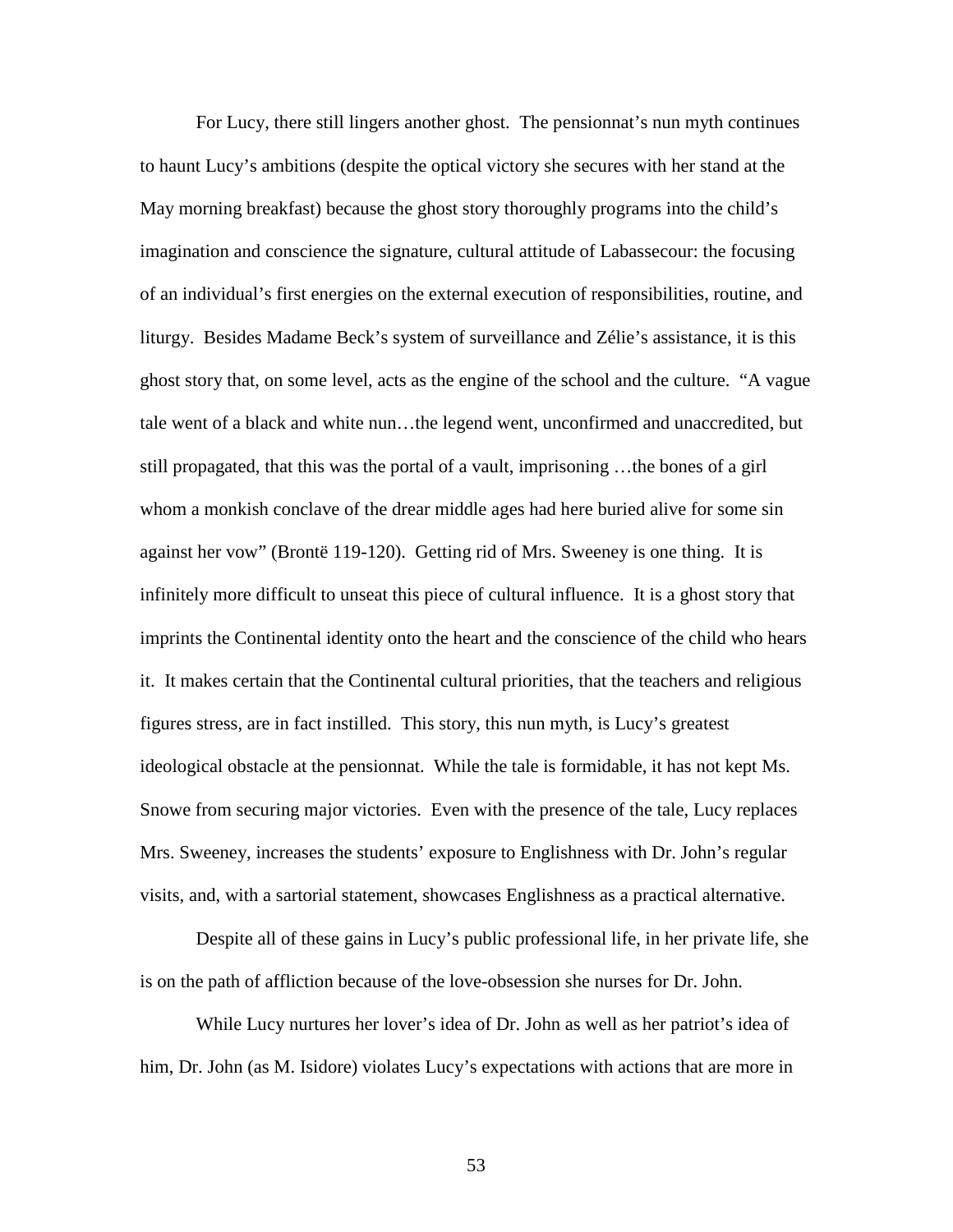For Lucy, there still lingers another ghost. The pensionnat's nun myth continues to haunt Lucy's ambitions (despite the optical victory she secures with her stand at the May morning breakfast) because the ghost story thoroughly programs into the child's imagination and conscience the signature, cultural attitude of Labassecour: the focusing of an individual's first energies on the external execution of responsibilities, routine, and liturgy. Besides Madame Beck's system of surveillance and Zélie's assistance, it is this ghost story that, on some level, acts as the engine of the school and the culture. "A vague tale went of a black and white nun…the legend went, unconfirmed and unaccredited, but still propagated, that this was the portal of a vault, imprisoning …the bones of a girl whom a monkish conclave of the drear middle ages had here buried alive for some sin against her vow" (Brontë 119-120). Getting rid of Mrs. Sweeney is one thing. It is infinitely more difficult to unseat this piece of cultural influence. It is a ghost story that imprints the Continental identity onto the heart and the conscience of the child who hears it. It makes certain that the Continental cultural priorities, that the teachers and religious figures stress, are in fact instilled. This story, this nun myth, is Lucy's greatest ideological obstacle at the pensionnat. While the tale is formidable, it has not kept Ms. Snowe from securing major victories. Even with the presence of the tale, Lucy replaces Mrs. Sweeney, increases the students' exposure to Englishness with Dr. John's regular visits, and, with a sartorial statement, showcases Englishness as a practical alternative.

Despite all of these gains in Lucy's public professional life, in her private life, she is on the path of affliction because of the love-obsession she nurses for Dr. John.

While Lucy nurtures her lover's idea of Dr. John as well as her patriot's idea of him, Dr. John (as M. Isidore) violates Lucy's expectations with actions that are more in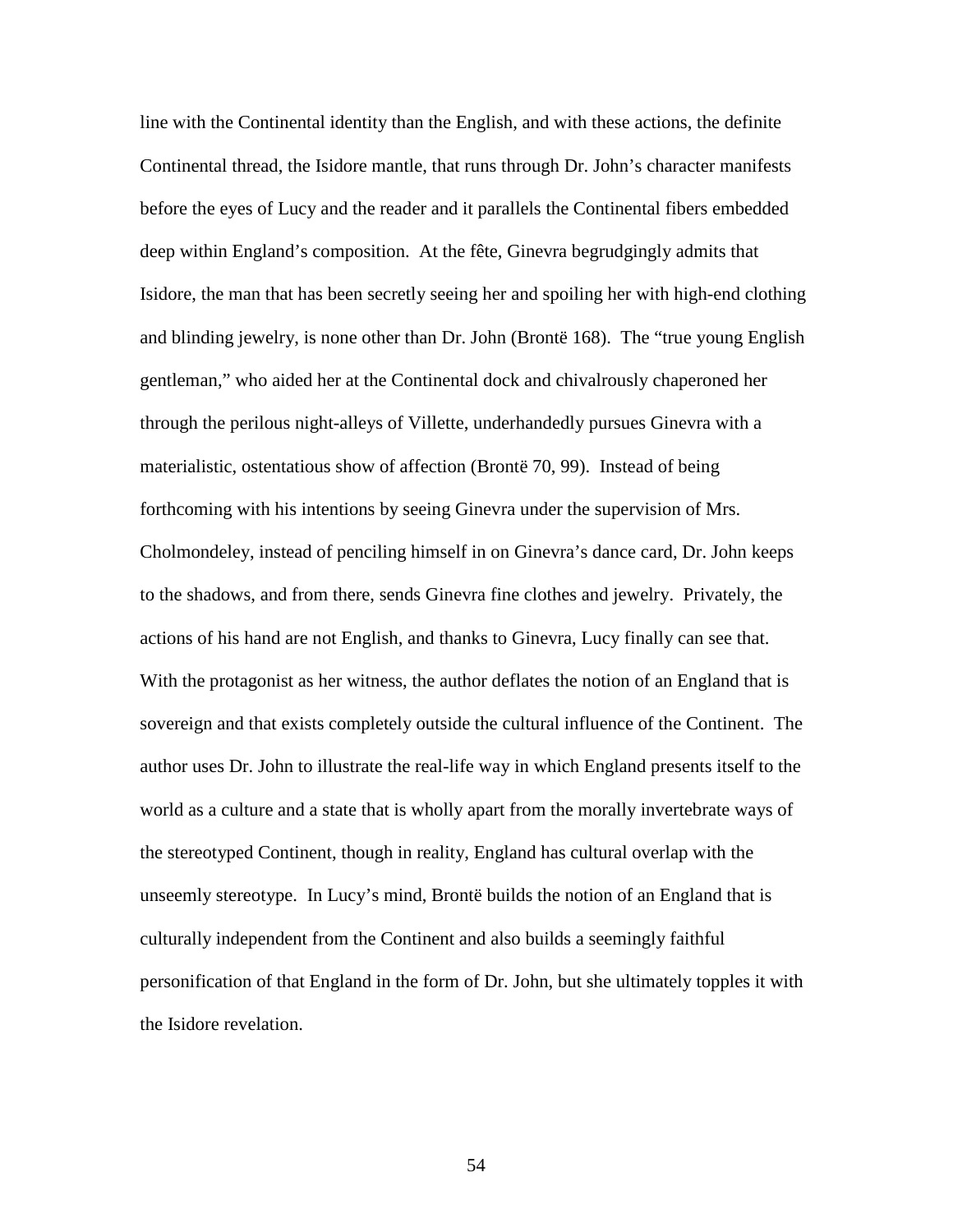line with the Continental identity than the English, and with these actions, the definite Continental thread, the Isidore mantle, that runs through Dr. John's character manifests before the eyes of Lucy and the reader and it parallels the Continental fibers embedded deep within England's composition. At the fête, Ginevra begrudgingly admits that Isidore, the man that has been secretly seeing her and spoiling her with high-end clothing and blinding jewelry, is none other than Dr. John (Brontë 168). The "true young English gentleman," who aided her at the Continental dock and chivalrously chaperoned her through the perilous night-alleys of Villette, underhandedly pursues Ginevra with a materialistic, ostentatious show of affection (Brontë 70, 99). Instead of being forthcoming with his intentions by seeing Ginevra under the supervision of Mrs. Cholmondeley, instead of penciling himself in on Ginevra's dance card, Dr. John keeps to the shadows, and from there, sends Ginevra fine clothes and jewelry. Privately, the actions of his hand are not English, and thanks to Ginevra, Lucy finally can see that. With the protagonist as her witness, the author deflates the notion of an England that is sovereign and that exists completely outside the cultural influence of the Continent. The author uses Dr. John to illustrate the real-life way in which England presents itself to the world as a culture and a state that is wholly apart from the morally invertebrate ways of the stereotyped Continent, though in reality, England has cultural overlap with the unseemly stereotype. In Lucy's mind, Brontë builds the notion of an England that is culturally independent from the Continent and also builds a seemingly faithful personification of that England in the form of Dr. John, but she ultimately topples it with the Isidore revelation.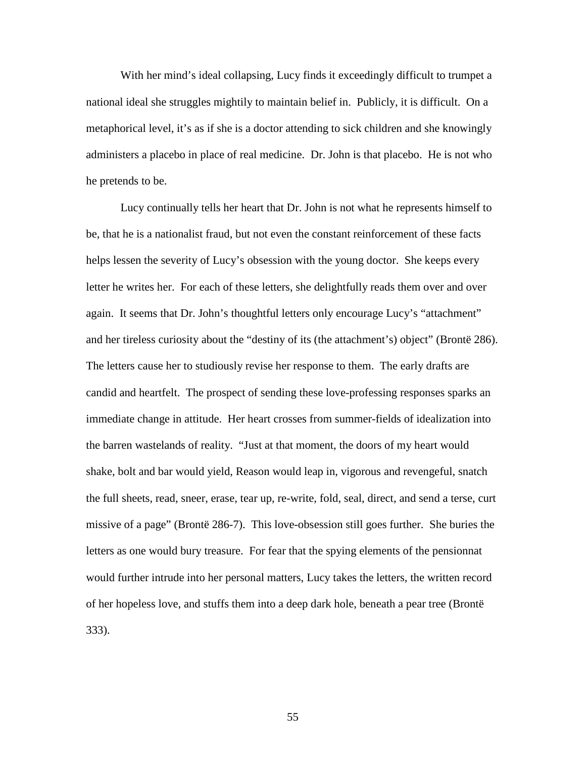With her mind's ideal collapsing, Lucy finds it exceedingly difficult to trumpet a national ideal she struggles mightily to maintain belief in. Publicly, it is difficult. On a metaphorical level, it's as if she is a doctor attending to sick children and she knowingly administers a placebo in place of real medicine. Dr. John is that placebo. He is not who he pretends to be.

Lucy continually tells her heart that Dr. John is not what he represents himself to be, that he is a nationalist fraud, but not even the constant reinforcement of these facts helps lessen the severity of Lucy's obsession with the young doctor. She keeps every letter he writes her. For each of these letters, she delightfully reads them over and over again. It seems that Dr. John's thoughtful letters only encourage Lucy's "attachment" and her tireless curiosity about the "destiny of its (the attachment's) object" (Brontë 286). The letters cause her to studiously revise her response to them. The early drafts are candid and heartfelt. The prospect of sending these love-professing responses sparks an immediate change in attitude. Her heart crosses from summer-fields of idealization into the barren wastelands of reality. "Just at that moment, the doors of my heart would shake, bolt and bar would yield, Reason would leap in, vigorous and revengeful, snatch the full sheets, read, sneer, erase, tear up, re-write, fold, seal, direct, and send a terse, curt missive of a page" (Brontë 286-7). This love-obsession still goes further. She buries the letters as one would bury treasure. For fear that the spying elements of the pensionnat would further intrude into her personal matters, Lucy takes the letters, the written record of her hopeless love, and stuffs them into a deep dark hole, beneath a pear tree (Brontë 333).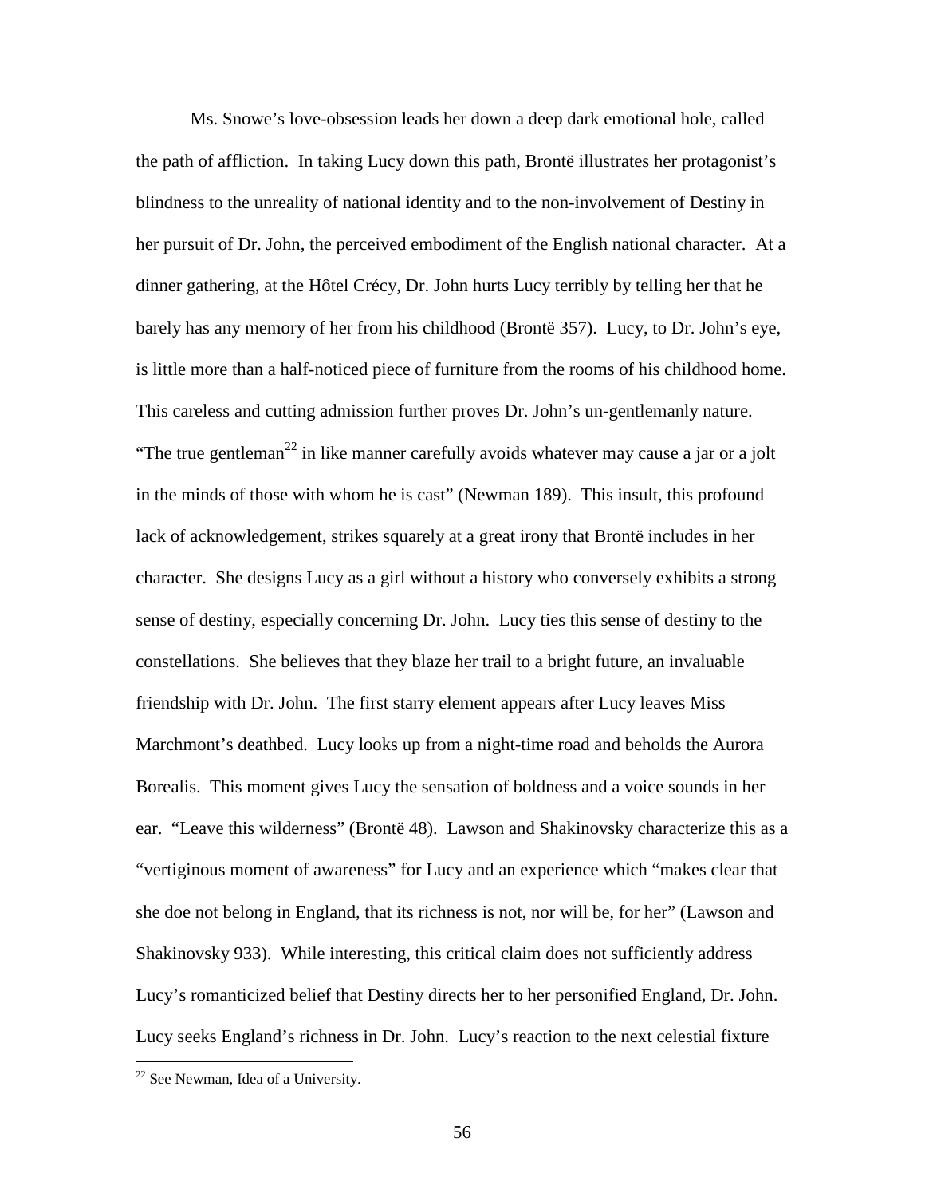Ms. Snowe's love-obsession leads her down a deep dark emotional hole, called the path of affliction. In taking Lucy down this path, Brontë illustrates her protagonist's blindness to the unreality of national identity and to the non-involvement of Destiny in her pursuit of Dr. John, the perceived embodiment of the English national character. At a dinner gathering, at the Hôtel Crécy, Dr. John hurts Lucy terribly by telling her that he barely has any memory of her from his childhood (Brontë 357). Lucy, to Dr. John's eye, is little more than a half-noticed piece of furniture from the rooms of his childhood home. This careless and cutting admission further proves Dr. John's un-gentlemanly nature. "The true gentleman[22] in like manner carefully avoids whatever may cause a jar or a jolt in the minds of those with whom he is cast" (Newman 189). This insult, this profound lack of acknowledgement, strikes squarely at a great irony that Brontë includes in her character. She designs Lucy as a girl without a history who conversely exhibits a strong sense of destiny, especially concerning Dr. John. Lucy ties this sense of destiny to the constellations. She believes that they blaze her trail to a bright future, an invaluable friendship with Dr. John. The first starry element appears after Lucy leaves Miss Marchmont's deathbed. Lucy looks up from a night-time road and beholds the Aurora Borealis. This moment gives Lucy the sensation of boldness and a voice sounds in her ear. "Leave this wilderness" (Brontë 48). Lawson and Shakinovsky characterize this as a "vertiginous moment of awareness" for Lucy and an experience which "makes clear that she doe not belong in England, that its richness is not, nor will be, for her" (Lawson and Shakinovsky 933). While interesting, this critical claim does not sufficiently address Lucy's romanticized belief that Destiny directs her to her personified England, Dr. John. Lucy seeks England's richness in Dr. John. Lucy's reaction to the next celestial fixture

[22] See Newman, Idea of a University.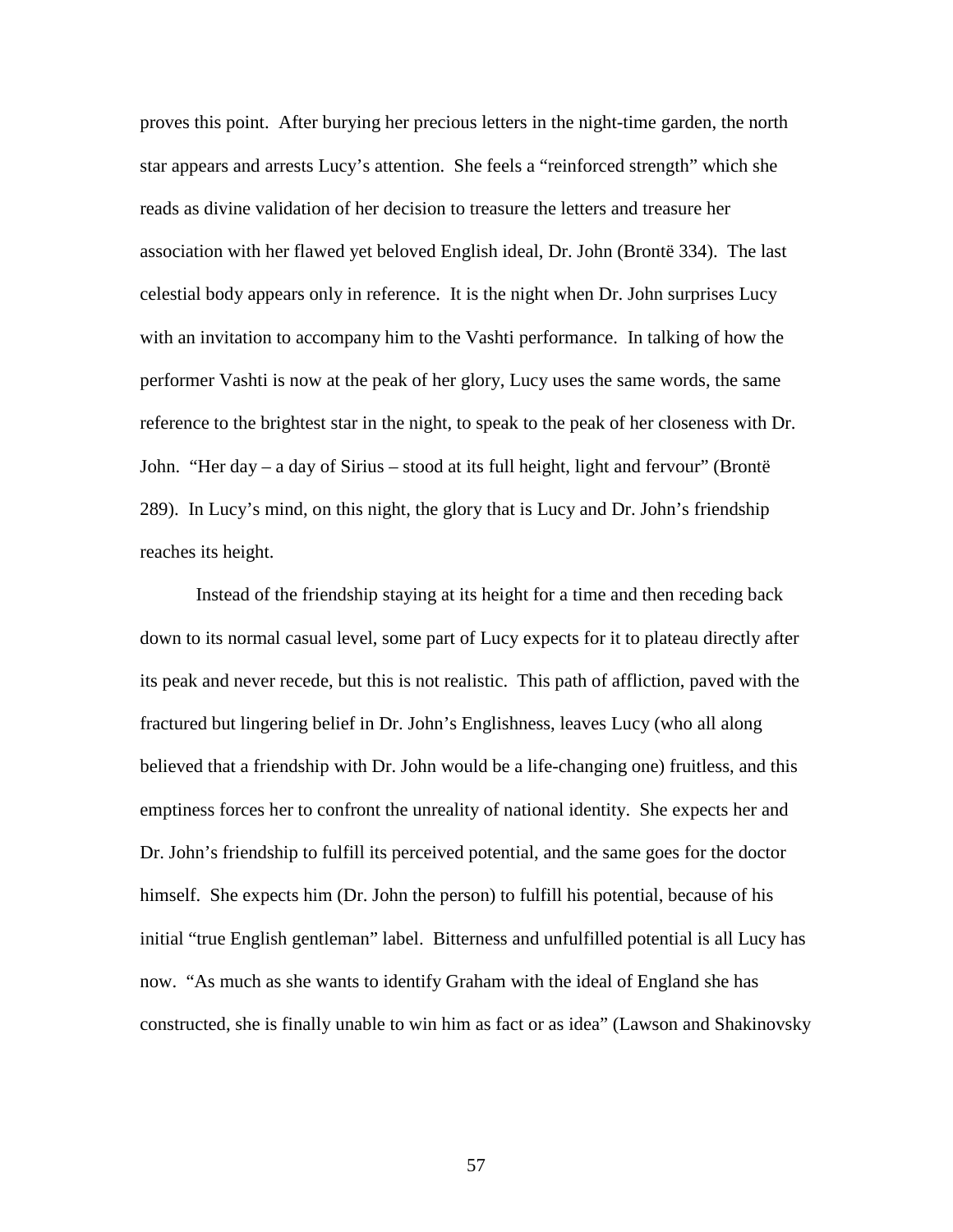proves this point. After burying her precious letters in the night-time garden, the north star appears and arrests Lucy's attention. She feels a "reinforced strength" which she reads as divine validation of her decision to treasure the letters and treasure her association with her flawed yet beloved English ideal, Dr. John (Brontë 334). The last celestial body appears only in reference. It is the night when Dr. John surprises Lucy with an invitation to accompany him to the Vashti performance. In talking of how the performer Vashti is now at the peak of her glory, Lucy uses the same words, the same reference to the brightest star in the night, to speak to the peak of her closeness with Dr. John. "Her day – a day of Sirius – stood at its full height, light and fervour" (Brontë 289). In Lucy's mind, on this night, the glory that is Lucy and Dr. John's friendship reaches its height.

Instead of the friendship staying at its height for a time and then receding back down to its normal casual level, some part of Lucy expects for it to plateau directly after its peak and never recede, but this is not realistic. This path of affliction, paved with the fractured but lingering belief in Dr. John's Englishness, leaves Lucy (who all along believed that a friendship with Dr. John would be a life-changing one) fruitless, and this emptiness forces her to confront the unreality of national identity. She expects her and Dr. John's friendship to fulfill its perceived potential, and the same goes for the doctor himself. She expects him (Dr. John the person) to fulfill his potential, because of his initial "true English gentleman" label. Bitterness and unfulfilled potential is all Lucy has now. "As much as she wants to identify Graham with the ideal of England she has constructed, she is finally unable to win him as fact or as idea" (Lawson and Shakinovsky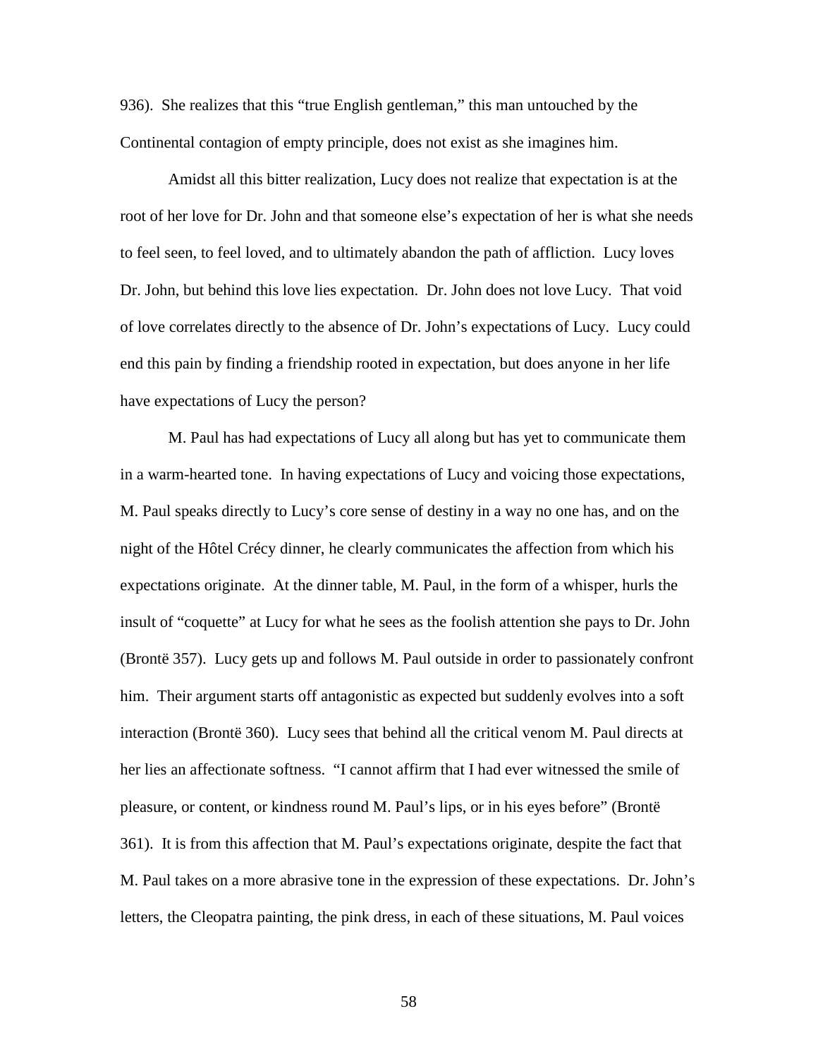936). She realizes that this "true English gentleman," this man untouched by the Continental contagion of empty principle, does not exist as she imagines him.

Amidst all this bitter realization, Lucy does not realize that expectation is at the root of her love for Dr. John and that someone else's expectation of her is what she needs to feel seen, to feel loved, and to ultimately abandon the path of affliction. Lucy loves Dr. John, but behind this love lies expectation. Dr. John does not love Lucy. That void of love correlates directly to the absence of Dr. John's expectations of Lucy. Lucy could end this pain by finding a friendship rooted in expectation, but does anyone in her life have expectations of Lucy the person?

M. Paul has had expectations of Lucy all along but has yet to communicate them in a warm-hearted tone. In having expectations of Lucy and voicing those expectations, M. Paul speaks directly to Lucy's core sense of destiny in a way no one has, and on the night of the Hôtel Crécy dinner, he clearly communicates the affection from which his expectations originate. At the dinner table, M. Paul, in the form of a whisper, hurls the insult of "coquette" at Lucy for what he sees as the foolish attention she pays to Dr. John (Brontë 357). Lucy gets up and follows M. Paul outside in order to passionately confront him. Their argument starts off antagonistic as expected but suddenly evolves into a soft interaction (Brontë 360). Lucy sees that behind all the critical venom M. Paul directs at her lies an affectionate softness. "I cannot affirm that I had ever witnessed the smile of pleasure, or content, or kindness round M. Paul's lips, or in his eyes before" (Brontë 361). It is from this affection that M. Paul's expectations originate, despite the fact that M. Paul takes on a more abrasive tone in the expression of these expectations. Dr. John's letters, the Cleopatra painting, the pink dress, in each of these situations, M. Paul voices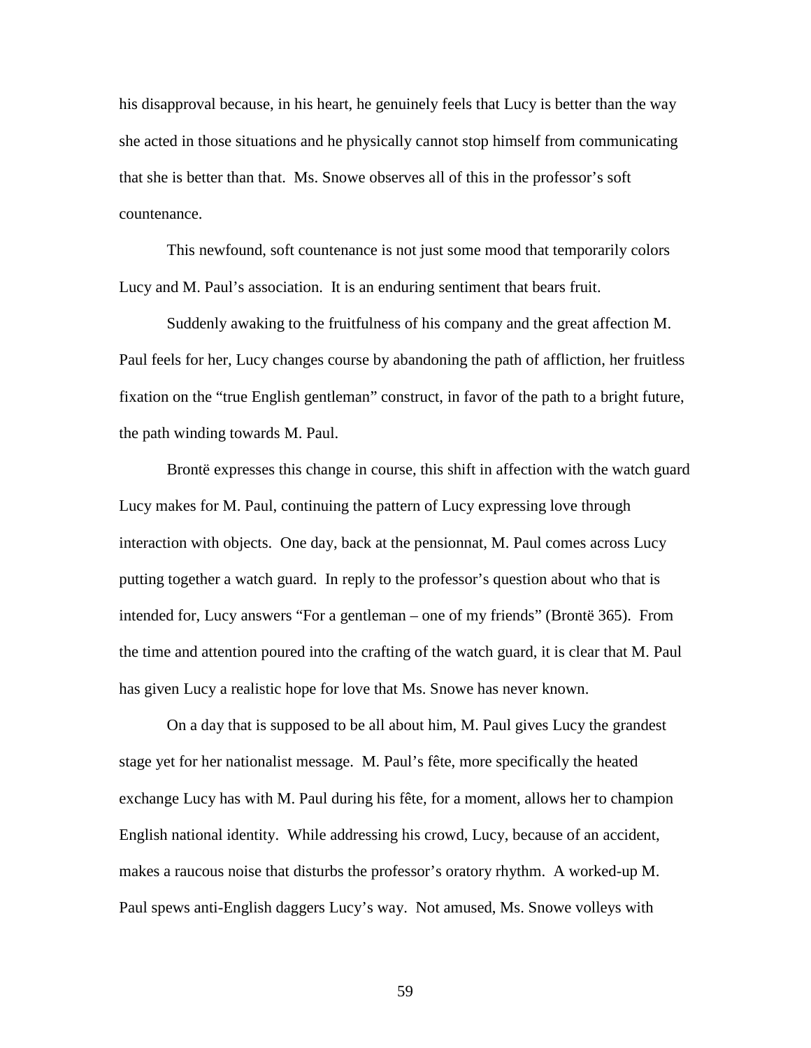his disapproval because, in his heart, he genuinely feels that Lucy is better than the way she acted in those situations and he physically cannot stop himself from communicating that she is better than that. Ms. Snowe observes all of this in the professor's soft countenance.

This newfound, soft countenance is not just some mood that temporarily colors Lucy and M. Paul's association. It is an enduring sentiment that bears fruit.

Suddenly awaking to the fruitfulness of his company and the great affection M. Paul feels for her, Lucy changes course by abandoning the path of affliction, her fruitless fixation on the "true English gentleman" construct, in favor of the path to a bright future, the path winding towards M. Paul.

Brontë expresses this change in course, this shift in affection with the watch guard Lucy makes for M. Paul, continuing the pattern of Lucy expressing love through interaction with objects. One day, back at the pensionnat, M. Paul comes across Lucy putting together a watch guard. In reply to the professor's question about who that is intended for, Lucy answers "For a gentleman – one of my friends" (Brontë 365). From the time and attention poured into the crafting of the watch guard, it is clear that M. Paul has given Lucy a realistic hope for love that Ms. Snowe has never known.

On a day that is supposed to be all about him, M. Paul gives Lucy the grandest stage yet for her nationalist message. M. Paul's fête, more specifically the heated exchange Lucy has with M. Paul during his fête, for a moment, allows her to champion English national identity. While addressing his crowd, Lucy, because of an accident, makes a raucous noise that disturbs the professor's oratory rhythm. A worked-up M. Paul spews anti-English daggers Lucy's way. Not amused, Ms. Snowe volleys with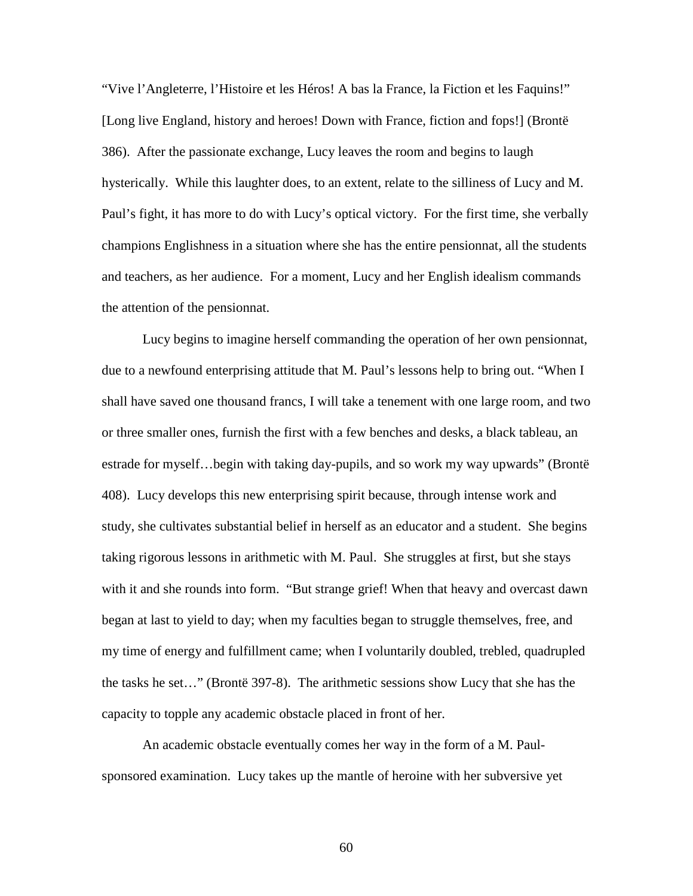“Vive l’Angleterre, l’Histoire et les Héros! A bas la France, la Fiction et les Faquins!” [Long live England, history and heroes! Down with France, fiction and fops!] (Brontë 386). After the passionate exchange, Lucy leaves the room and begins to laugh hysterically. While this laughter does, to an extent, relate to the silliness of Lucy and M. Paul’s fight, it has more to do with Lucy’s optical victory. For the first time, she verbally champions Englishness in a situation where she has the entire pensionnat, all the students and teachers, as her audience. For a moment, Lucy and her English idealism commands the attention of the pensionnat.

Lucy begins to imagine herself commanding the operation of her own pensionnat, due to a newfound enterprising attitude that M. Paul’s lessons help to bring out. “When I shall have saved one thousand francs, I will take a tenement with one large room, and two or three smaller ones, furnish the first with a few benches and desks, a black tableau, an estrade for myself…begin with taking day-pupils, and so work my way upwards” (Brontë 408). Lucy develops this new enterprising spirit because, through intense work and study, she cultivates substantial belief in herself as an educator and a student. She begins taking rigorous lessons in arithmetic with M. Paul. She struggles at first, but she stays with it and she rounds into form. “But strange grief! When that heavy and overcast dawn began at last to yield to day; when my faculties began to struggle themselves, free, and my time of energy and fulfillment came; when I voluntarily doubled, trebled, quadrupled the tasks he set…” (Brontë 397-8). The arithmetic sessions show Lucy that she has the capacity to topple any academic obstacle placed in front of her.

An academic obstacle eventually comes her way in the form of a M. Paul-sponsored examination. Lucy takes up the mantle of heroine with her subversive yet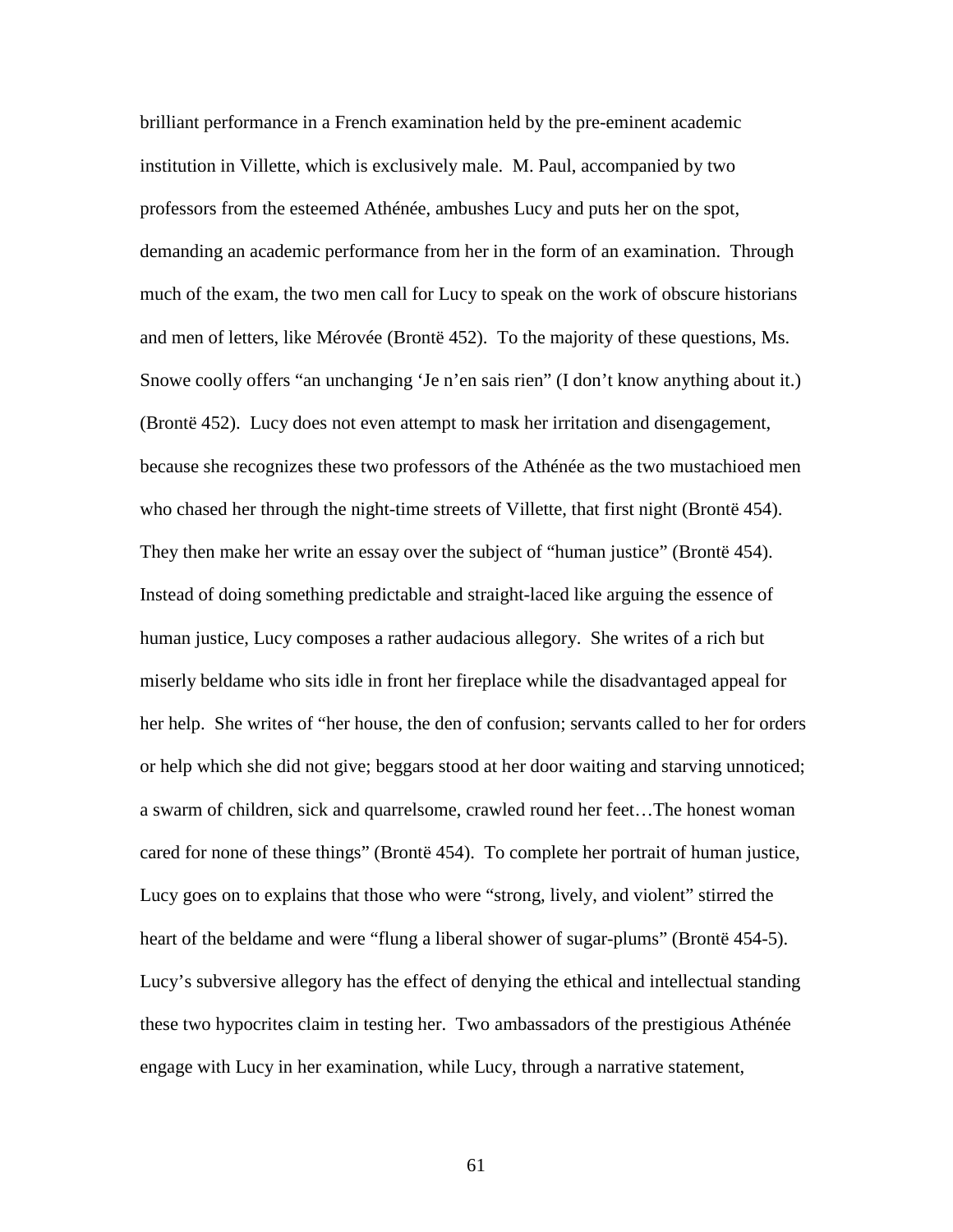brilliant performance in a French examination held by the pre-eminent academic institution in Villette, which is exclusively male. M. Paul, accompanied by two professors from the esteemed Athénée, ambushes Lucy and puts her on the spot, demanding an academic performance from her in the form of an examination. Through much of the exam, the two men call for Lucy to speak on the work of obscure historians and men of letters, like Mérovée (Brontë 452). To the majority of these questions, Ms. Snowe coolly offers "an unchanging 'Je n'en sais rien" (I don't know anything about it.) (Brontë 452). Lucy does not even attempt to mask her irritation and disengagement, because she recognizes these two professors of the Athénée as the two mustachioed men who chased her through the night-time streets of Villette, that first night (Brontë 454). They then make her write an essay over the subject of "human justice" (Brontë 454). Instead of doing something predictable and straight-laced like arguing the essence of human justice, Lucy composes a rather audacious allegory. She writes of a rich but miserly beldame who sits idle in front her fireplace while the disadvantaged appeal for her help. She writes of "her house, the den of confusion; servants called to her for orders or help which she did not give; beggars stood at her door waiting and starving unnoticed; a swarm of children, sick and quarrelsome, crawled round her feet…The honest woman cared for none of these things" (Brontë 454). To complete her portrait of human justice, Lucy goes on to explains that those who were "strong, lively, and violent" stirred the heart of the beldame and were "flung a liberal shower of sugar-plums" (Brontë 454-5). Lucy's subversive allegory has the effect of denying the ethical and intellectual standing these two hypocrites claim in testing her. Two ambassadors of the prestigious Athénée engage with Lucy in her examination, while Lucy, through a narrative statement,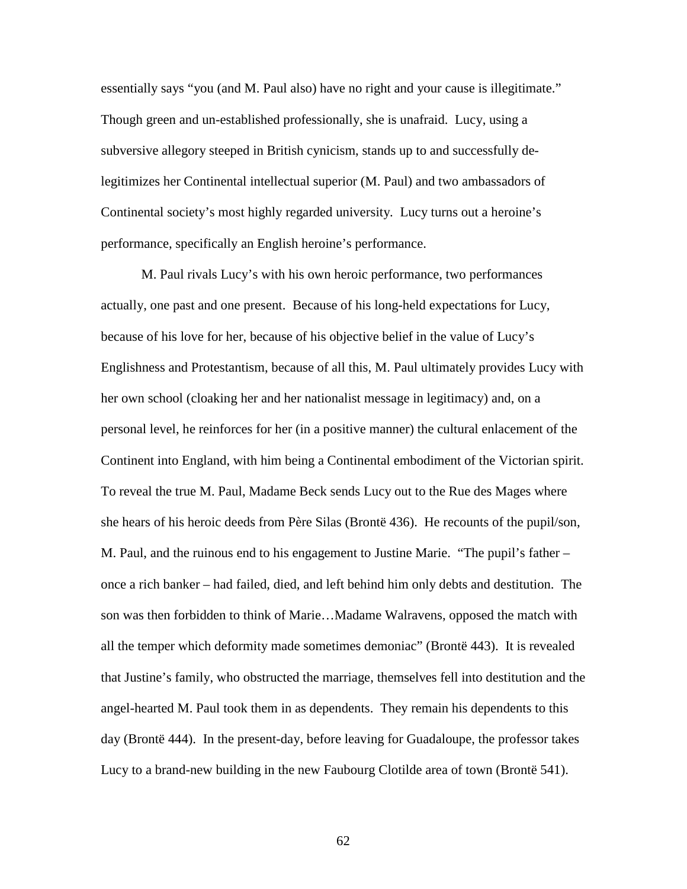essentially says "you (and M. Paul also) have no right and your cause is illegitimate." Though green and un-established professionally, she is unafraid. Lucy, using a subversive allegory steeped in British cynicism, stands up to and successfully de-legitimizes her Continental intellectual superior (M. Paul) and two ambassadors of Continental society's most highly regarded university. Lucy turns out a heroine's performance, specifically an English heroine's performance.

M. Paul rivals Lucy's with his own heroic performance, two performances actually, one past and one present. Because of his long-held expectations for Lucy, because of his love for her, because of his objective belief in the value of Lucy's Englishness and Protestantism, because of all this, M. Paul ultimately provides Lucy with her own school (cloaking her and her nationalist message in legitimacy) and, on a personal level, he reinforces for her (in a positive manner) the cultural enlacement of the Continent into England, with him being a Continental embodiment of the Victorian spirit. To reveal the true M. Paul, Madame Beck sends Lucy out to the Rue des Mages where she hears of his heroic deeds from Père Silas (Brontë 436). He recounts of the pupil/son, M. Paul, and the ruinous end to his engagement to Justine Marie. "The pupil's father – once a rich banker – had failed, died, and left behind him only debts and destitution. The son was then forbidden to think of Marie…Madame Walravens, opposed the match with all the temper which deformity made sometimes demoniac" (Brontë 443). It is revealed that Justine's family, who obstructed the marriage, themselves fell into destitution and the angel-hearted M. Paul took them in as dependents. They remain his dependents to this day (Brontë 444). In the present-day, before leaving for Guadaloupe, the professor takes Lucy to a brand-new building in the new Faubourg Clotilde area of town (Brontë 541).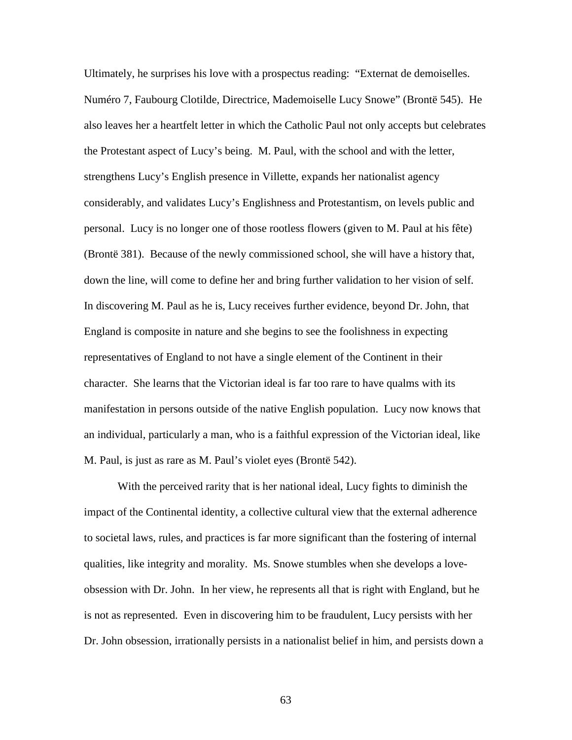Ultimately, he surprises his love with a prospectus reading: "Externat de demoiselles. Numéro 7, Faubourg Clotilde, Directrice, Mademoiselle Lucy Snowe" (Brontë 545). He also leaves her a heartfelt letter in which the Catholic Paul not only accepts but celebrates the Protestant aspect of Lucy's being. M. Paul, with the school and with the letter, strengthens Lucy's English presence in Villette, expands her nationalist agency considerably, and validates Lucy's Englishness and Protestantism, on levels public and personal. Lucy is no longer one of those rootless flowers (given to M. Paul at his fête) (Brontë 381). Because of the newly commissioned school, she will have a history that, down the line, will come to define her and bring further validation to her vision of self. In discovering M. Paul as he is, Lucy receives further evidence, beyond Dr. John, that England is composite in nature and she begins to see the foolishness in expecting representatives of England to not have a single element of the Continent in their character. She learns that the Victorian ideal is far too rare to have qualms with its manifestation in persons outside of the native English population. Lucy now knows that an individual, particularly a man, who is a faithful expression of the Victorian ideal, like M. Paul, is just as rare as M. Paul's violet eyes (Brontë 542).

With the perceived rarity that is her national ideal, Lucy fights to diminish the impact of the Continental identity, a collective cultural view that the external adherence to societal laws, rules, and practices is far more significant than the fostering of internal qualities, like integrity and morality. Ms. Snowe stumbles when she develops a love-obsession with Dr. John. In her view, he represents all that is right with England, but he is not as represented. Even in discovering him to be fraudulent, Lucy persists with her Dr. John obsession, irrationally persists in a nationalist belief in him, and persists down a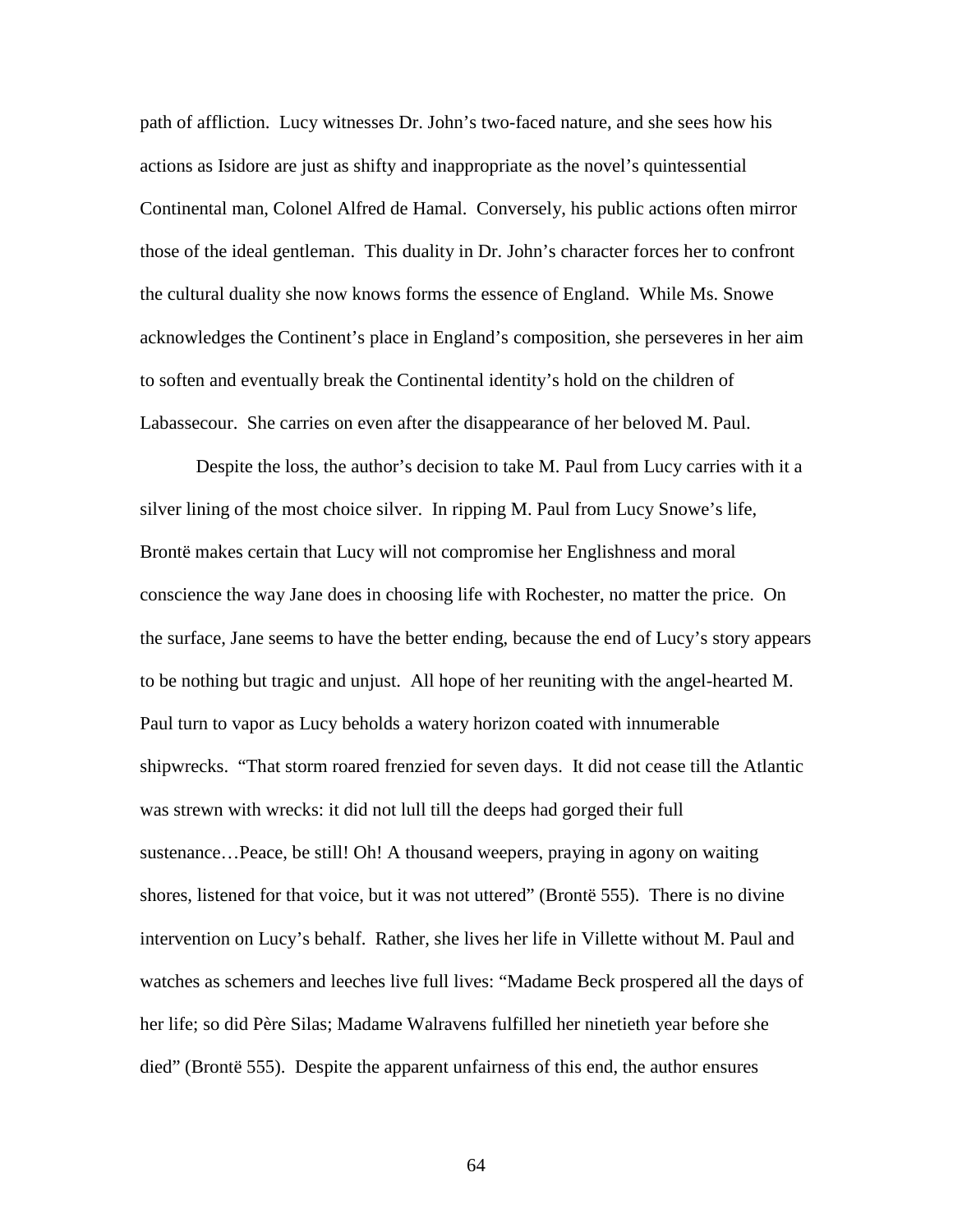path of affliction. Lucy witnesses Dr. John's two-faced nature, and she sees how his actions as Isidore are just as shifty and inappropriate as the novel's quintessential Continental man, Colonel Alfred de Hamal. Conversely, his public actions often mirror those of the ideal gentleman. This duality in Dr. John's character forces her to confront the cultural duality she now knows forms the essence of England. While Ms. Snowe acknowledges the Continent's place in England's composition, she perseveres in her aim to soften and eventually break the Continental identity's hold on the children of Labassecour. She carries on even after the disappearance of her beloved M. Paul.

Despite the loss, the author's decision to take M. Paul from Lucy carries with it a silver lining of the most choice silver. In ripping M. Paul from Lucy Snowe's life, Brontë makes certain that Lucy will not compromise her Englishness and moral conscience the way Jane does in choosing life with Rochester, no matter the price. On the surface, Jane seems to have the better ending, because the end of Lucy's story appears to be nothing but tragic and unjust. All hope of her reuniting with the angel-hearted M. Paul turn to vapor as Lucy beholds a watery horizon coated with innumerable shipwrecks. "That storm roared frenzied for seven days. It did not cease till the Atlantic was strewn with wrecks: it did not lull till the deeps had gorged their full sustenance…Peace, be still! Oh! A thousand weepers, praying in agony on waiting shores, listened for that voice, but it was not uttered" (Brontë 555). There is no divine intervention on Lucy's behalf. Rather, she lives her life in Villette without M. Paul and watches as schemers and leeches live full lives: "Madame Beck prospered all the days of her life; so did Père Silas; Madame Walravens fulfilled her ninetieth year before she died" (Brontë 555). Despite the apparent unfairness of this end, the author ensures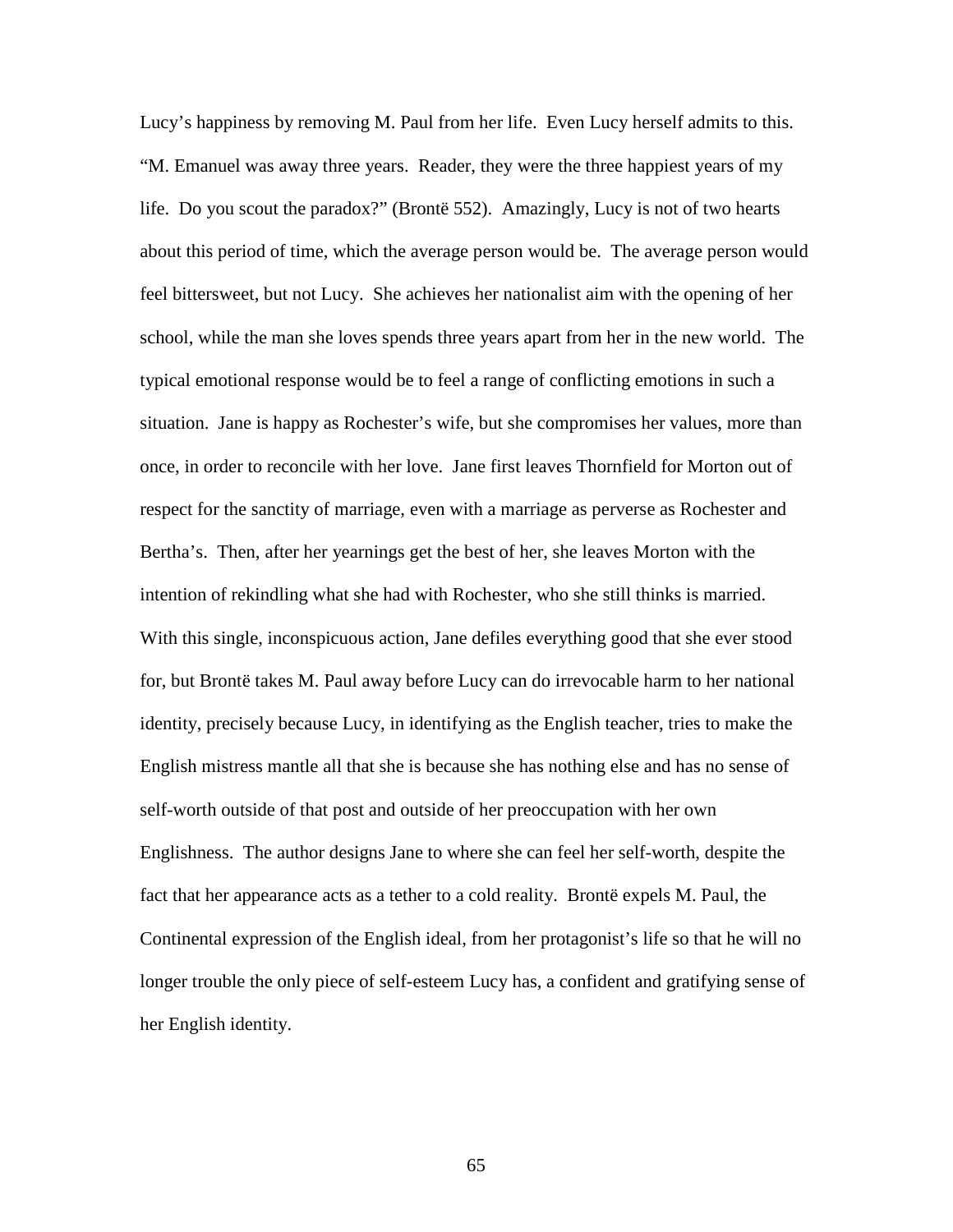Lucy's happiness by removing M. Paul from her life. Even Lucy herself admits to this. "M. Emanuel was away three years. Reader, they were the three happiest years of my life. Do you scout the paradox?" (Brontë 552). Amazingly, Lucy is not of two hearts about this period of time, which the average person would be. The average person would feel bittersweet, but not Lucy. She achieves her nationalist aim with the opening of her school, while the man she loves spends three years apart from her in the new world. The typical emotional response would be to feel a range of conflicting emotions in such a situation. Jane is happy as Rochester's wife, but she compromises her values, more than once, in order to reconcile with her love. Jane first leaves Thornfield for Morton out of respect for the sanctity of marriage, even with a marriage as perverse as Rochester and Bertha's. Then, after her yearnings get the best of her, she leaves Morton with the intention of rekindling what she had with Rochester, who she still thinks is married. With this single, inconspicuous action, Jane defiles everything good that she ever stood for, but Brontë takes M. Paul away before Lucy can do irrevocable harm to her national identity, precisely because Lucy, in identifying as the English teacher, tries to make the English mistress mantle all that she is because she has nothing else and has no sense of self-worth outside of that post and outside of her preoccupation with her own Englishness. The author designs Jane to where she can feel her self-worth, despite the fact that her appearance acts as a tether to a cold reality. Brontë expels M. Paul, the Continental expression of the English ideal, from her protagonist's life so that he will no longer trouble the only piece of self-esteem Lucy has, a confident and gratifying sense of her English identity.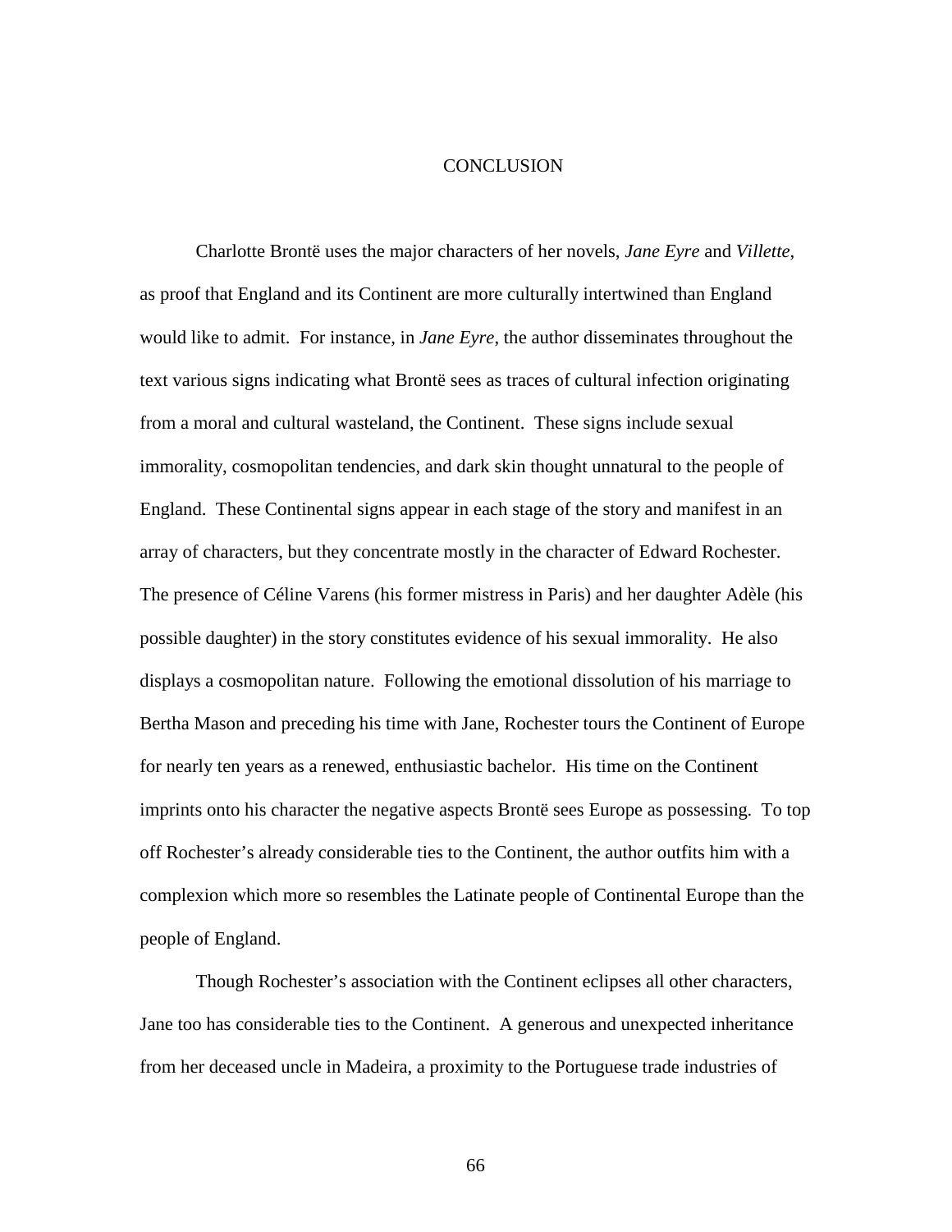# CONCLUSION

Charlotte Brontë uses the major characters of her novels, *Jane Eyre* and *Villette*, as proof that England and its Continent are more culturally intertwined than England would like to admit. For instance, in *Jane Eyre*, the author disseminates throughout the text various signs indicating what Brontë sees as traces of cultural infection originating from a moral and cultural wasteland, the Continent. These signs include sexual immorality, cosmopolitan tendencies, and dark skin thought unnatural to the people of England. These Continental signs appear in each stage of the story and manifest in an array of characters, but they concentrate mostly in the character of Edward Rochester. The presence of Céline Varens (his former mistress in Paris) and her daughter Adèle (his possible daughter) in the story constitutes evidence of his sexual immorality. He also displays a cosmopolitan nature. Following the emotional dissolution of his marriage to Bertha Mason and preceding his time with Jane, Rochester tours the Continent of Europe for nearly ten years as a renewed, enthusiastic bachelor. His time on the Continent imprints onto his character the negative aspects Brontë sees Europe as possessing. To top off Rochester's already considerable ties to the Continent, the author outfits him with a complexion which more so resembles the Latinate people of Continental Europe than the people of England.

Though Rochester's association with the Continent eclipses all other characters, Jane too has considerable ties to the Continent. A generous and unexpected inheritance from her deceased uncle in Madeira, a proximity to the Portuguese trade industries of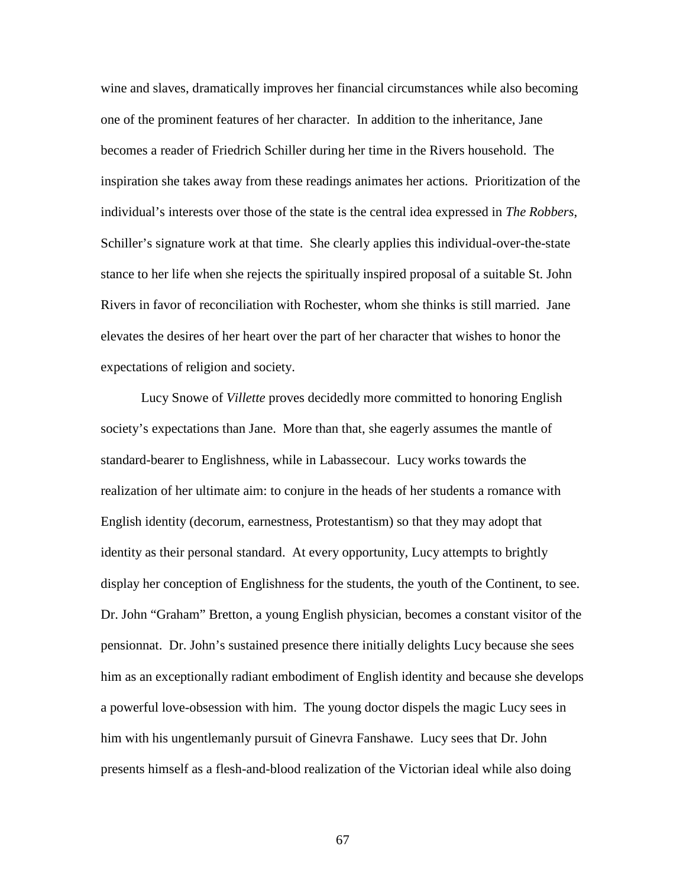wine and slaves, dramatically improves her financial circumstances while also becoming one of the prominent features of her character. In addition to the inheritance, Jane becomes a reader of Friedrich Schiller during her time in the Rivers household. The inspiration she takes away from these readings animates her actions. Prioritization of the individual's interests over those of the state is the central idea expressed in *The Robbers*, Schiller's signature work at that time. She clearly applies this individual-over-the-state stance to her life when she rejects the spiritually inspired proposal of a suitable St. John Rivers in favor of reconciliation with Rochester, whom she thinks is still married. Jane elevates the desires of her heart over the part of her character that wishes to honor the expectations of religion and society.

Lucy Snowe of *Villette* proves decidedly more committed to honoring English society's expectations than Jane. More than that, she eagerly assumes the mantle of standard-bearer to Englishness, while in Labassecour. Lucy works towards the realization of her ultimate aim: to conjure in the heads of her students a romance with English identity (decorum, earnestness, Protestantism) so that they may adopt that identity as their personal standard. At every opportunity, Lucy attempts to brightly display her conception of Englishness for the students, the youth of the Continent, to see. Dr. John "Graham" Bretton, a young English physician, becomes a constant visitor of the pensionnat. Dr. John's sustained presence there initially delights Lucy because she sees him as an exceptionally radiant embodiment of English identity and because she develops a powerful love-obsession with him. The young doctor dispels the magic Lucy sees in him with his ungentlemanly pursuit of Ginevra Fanshawe. Lucy sees that Dr. John presents himself as a flesh-and-blood realization of the Victorian ideal while also doing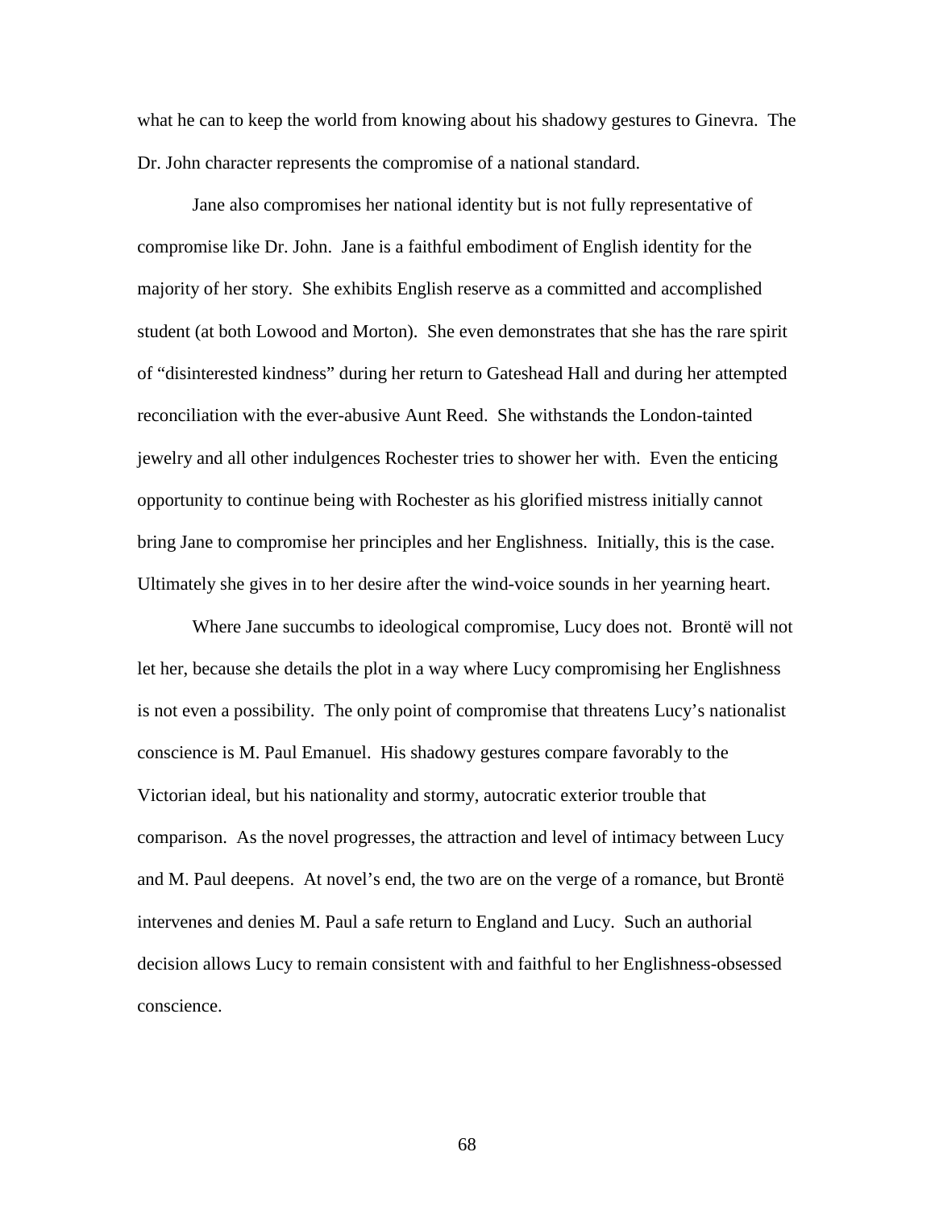what he can to keep the world from knowing about his shadowy gestures to Ginevra. The Dr. John character represents the compromise of a national standard.

Jane also compromises her national identity but is not fully representative of compromise like Dr. John. Jane is a faithful embodiment of English identity for the majority of her story. She exhibits English reserve as a committed and accomplished student (at both Lowood and Morton). She even demonstrates that she has the rare spirit of "disinterested kindness" during her return to Gateshead Hall and during her attempted reconciliation with the ever-abusive Aunt Reed. She withstands the London-tainted jewelry and all other indulgences Rochester tries to shower her with. Even the enticing opportunity to continue being with Rochester as his glorified mistress initially cannot bring Jane to compromise her principles and her Englishness. Initially, this is the case. Ultimately she gives in to her desire after the wind-voice sounds in her yearning heart.

Where Jane succumbs to ideological compromise, Lucy does not. Brontë will not let her, because she details the plot in a way where Lucy compromising her Englishness is not even a possibility. The only point of compromise that threatens Lucy's nationalist conscience is M. Paul Emanuel. His shadowy gestures compare favorably to the Victorian ideal, but his nationality and stormy, autocratic exterior trouble that comparison. As the novel progresses, the attraction and level of intimacy between Lucy and M. Paul deepens. At novel's end, the two are on the verge of a romance, but Brontë intervenes and denies M. Paul a safe return to England and Lucy. Such an authorial decision allows Lucy to remain consistent with and faithful to her Englishness-obsessed conscience.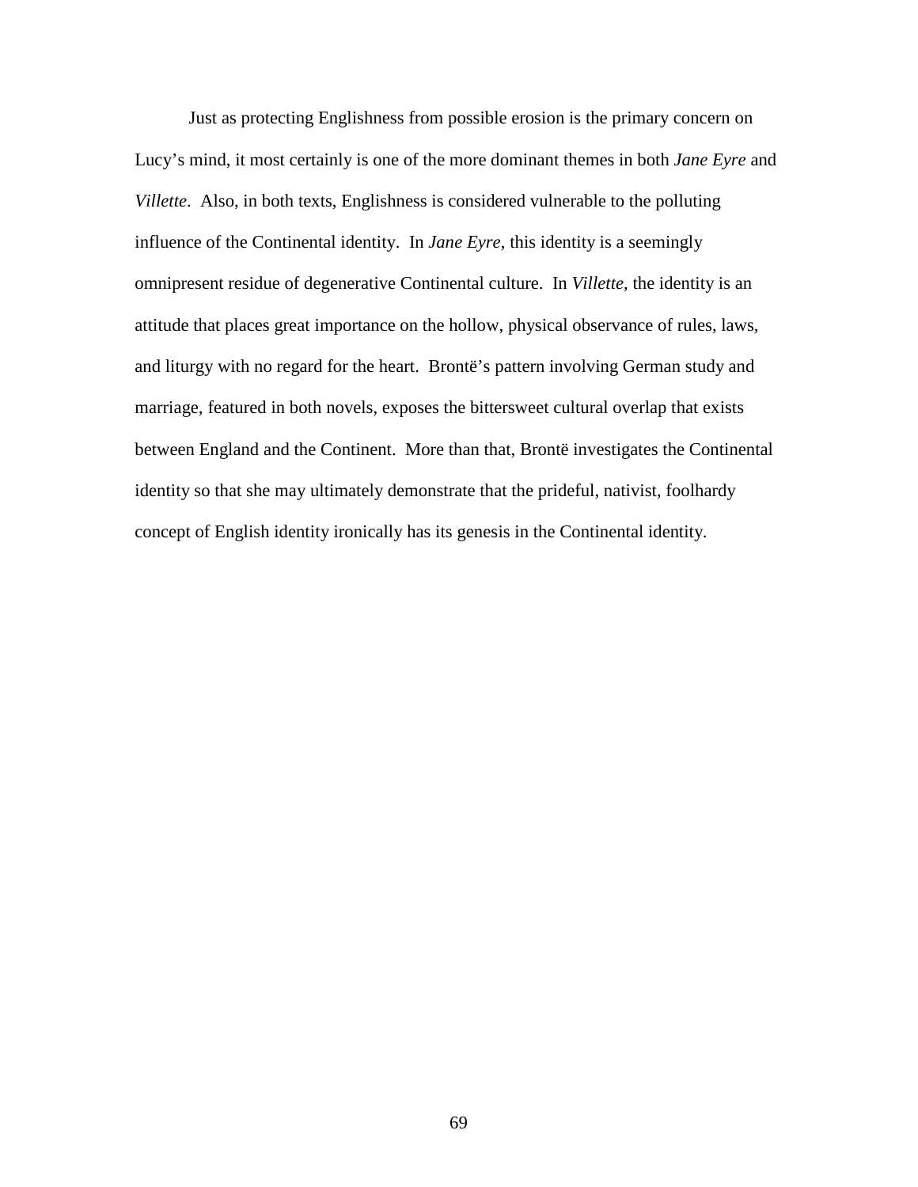Just as protecting Englishness from possible erosion is the primary concern on Lucy's mind, it most certainly is one of the more dominant themes in both *Jane Eyre* and *Villette*. Also, in both texts, Englishness is considered vulnerable to the polluting influence of the Continental identity. In *Jane Eyre*, this identity is a seemingly omnipresent residue of degenerative Continental culture. In *Villette*, the identity is an attitude that places great importance on the hollow, physical observance of rules, laws, and liturgy with no regard for the heart. Brontë's pattern involving German study and marriage, featured in both novels, exposes the bittersweet cultural overlap that exists between England and the Continent. More than that, Brontë investigates the Continental identity so that she may ultimately demonstrate that the prideful, nativist, foolhardy concept of English identity ironically has its genesis in the Continental identity.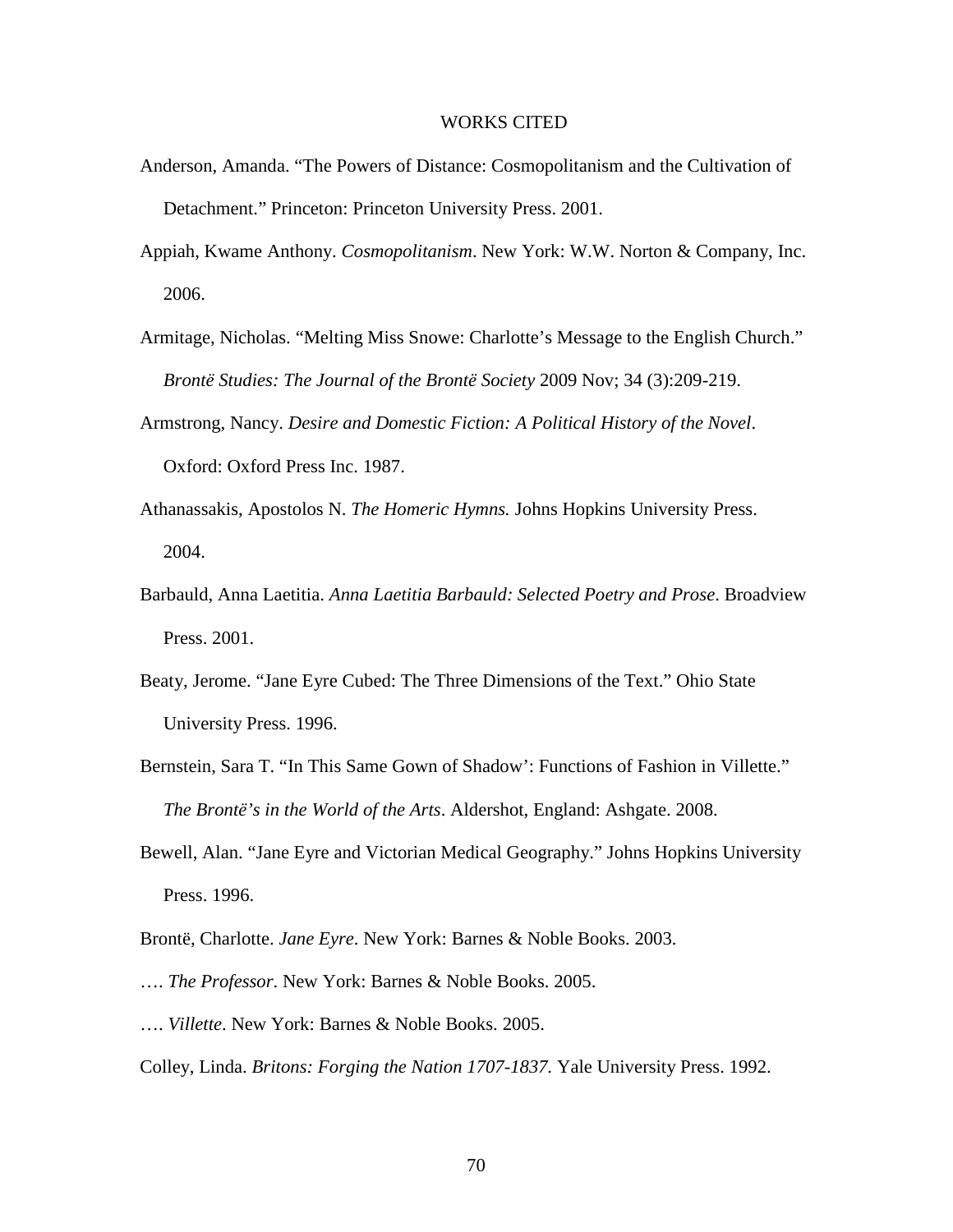# WORKS CITED

Anderson, Amanda. "The Powers of Distance: Cosmopolitanism and the Cultivation of Detachment." Princeton: Princeton University Press. 2001.

Appiah, Kwame Anthony. *Cosmopolitanism*. New York: W.W. Norton & Company, Inc. 2006.

Armitage, Nicholas. "Melting Miss Snowe: Charlotte's Message to the English Church." *Brontë Studies: The Journal of the Brontë Society* 2009 Nov; 34 (3):209-219.

Armstrong, Nancy. *Desire and Domestic Fiction: A Political History of the Novel*. Oxford: Oxford Press Inc. 1987.

Athanassakis, Apostolos N. *The Homeric Hymns.* Johns Hopkins University Press. 2004.

Barbauld, Anna Laetitia. *Anna Laetitia Barbauld: Selected Poetry and Prose*. Broadview Press. 2001.

Beaty, Jerome. "Jane Eyre Cubed: The Three Dimensions of the Text." Ohio State University Press. 1996.

Bernstein, Sara T. "In This Same Gown of Shadow': Functions of Fashion in Villette." *The Brontë's in the World of the Arts*. Aldershot, England: Ashgate. 2008.

Bewell, Alan. "Jane Eyre and Victorian Medical Geography." Johns Hopkins University Press. 1996.

Brontë, Charlotte. *Jane Eyre*. New York: Barnes & Noble Books. 2003.

…. *The Professor*. New York: Barnes & Noble Books. 2005.

…. *Villette*. New York: Barnes & Noble Books. 2005.

Colley, Linda. *Britons: Forging the Nation 1707-1837.* Yale University Press. 1992.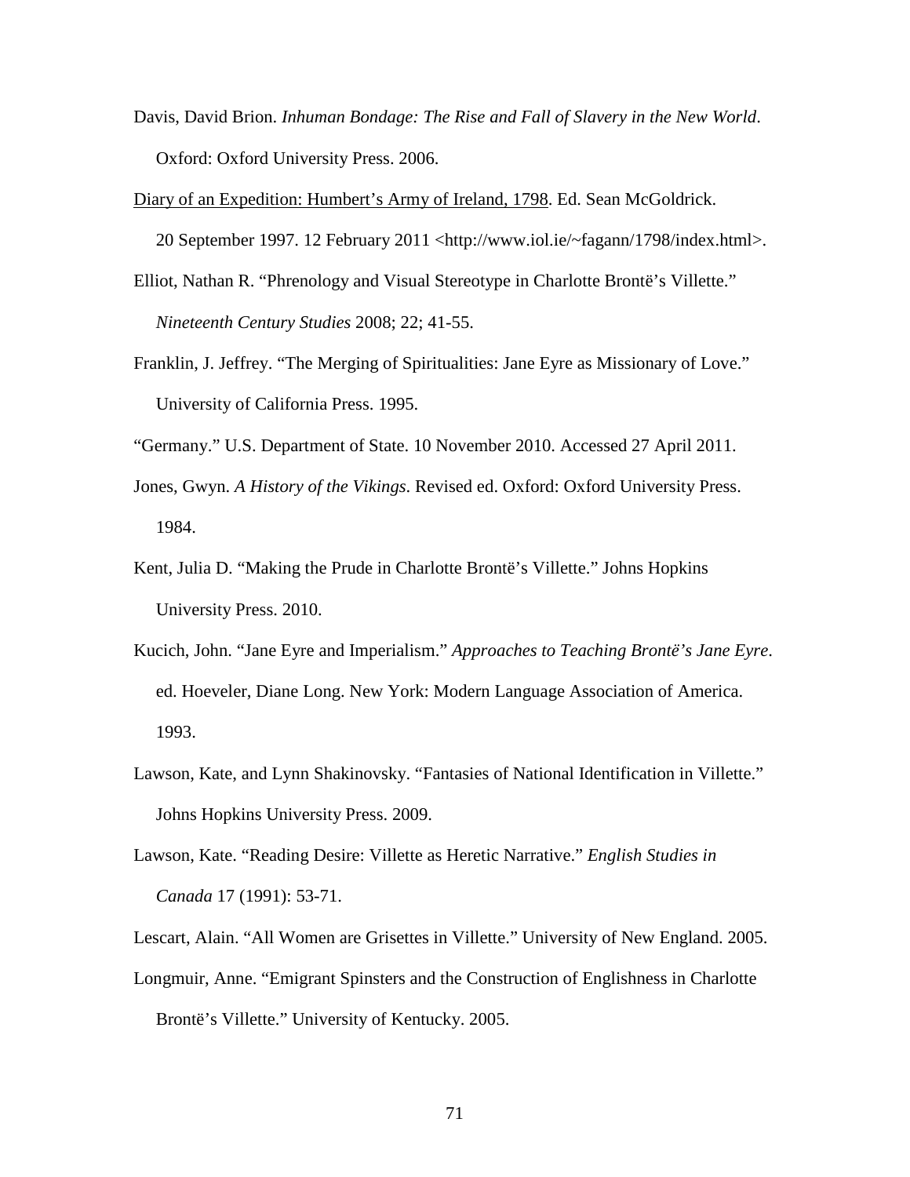Davis, David Brion. *Inhuman Bondage: The Rise and Fall of Slavery in the New World*. Oxford: Oxford University Press. 2006.

<u>Diary of an Expedition: Humbert's Army of Ireland, 1798</u>. Ed. Sean McGoldrick. 20 September 1997. 12 February 2011 <http://www.iol.ie/~fagann/1798/index.html>.

Elliot, Nathan R. "Phrenology and Visual Stereotype in Charlotte Brontë's Villette." *Nineteenth Century Studies* 2008; 22; 41-55.

Franklin, J. Jeffrey. "The Merging of Spiritualities: Jane Eyre as Missionary of Love." University of California Press. 1995.

"Germany." U.S. Department of State. 10 November 2010. Accessed 27 April 2011.

Jones, Gwyn. *A History of the Vikings*. Revised ed. Oxford: Oxford University Press. 1984.

Kent, Julia D. "Making the Prude in Charlotte Brontë's Villette." Johns Hopkins University Press. 2010.

Kucich, John. "Jane Eyre and Imperialism." *Approaches to Teaching Brontë's Jane Eyre*. ed. Hoeveler, Diane Long. New York: Modern Language Association of America. 1993.

Lawson, Kate, and Lynn Shakinovsky. "Fantasies of National Identification in Villette." Johns Hopkins University Press. 2009.

Lawson, Kate. "Reading Desire: Villette as Heretic Narrative." *English Studies in Canada* 17 (1991): 53-71.

Lescart, Alain. "All Women are Grisettes in Villette." University of New England. 2005.

Longmuir, Anne. "Emigrant Spinsters and the Construction of Englishness in Charlotte Brontë's Villette." University of Kentucky. 2005.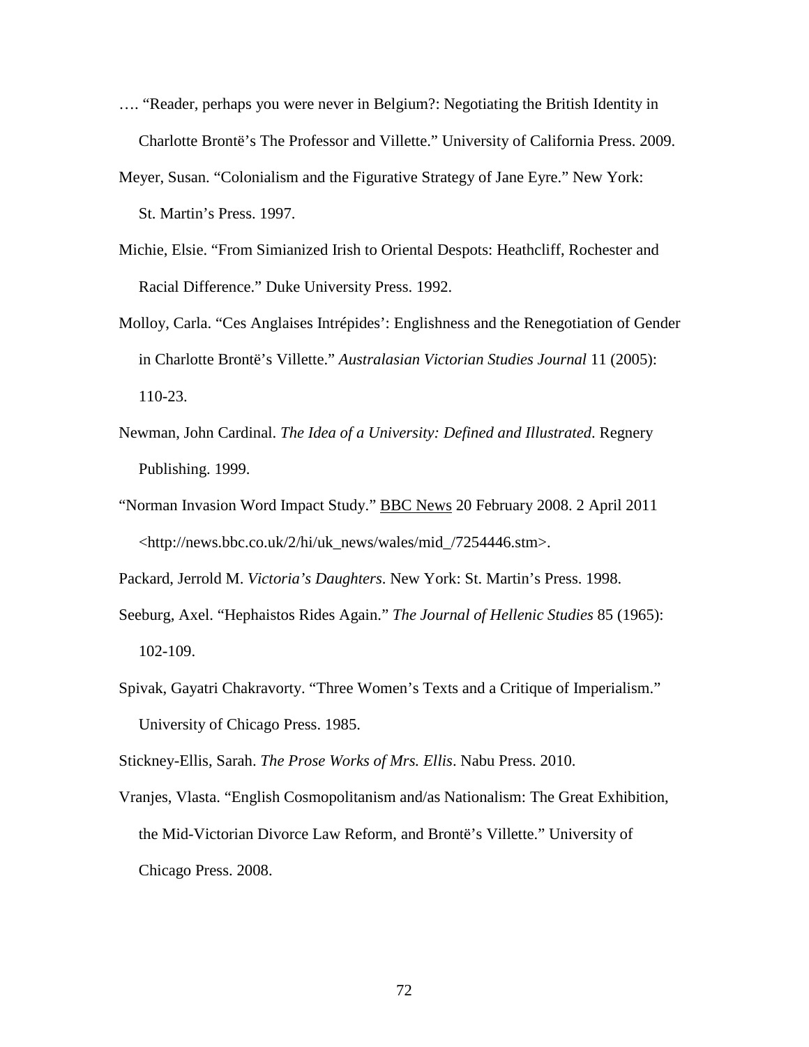…. "Reader, perhaps you were never in Belgium?: Negotiating the British Identity in Charlotte Brontë's The Professor and Villette." University of California Press. 2009.

Meyer, Susan. "Colonialism and the Figurative Strategy of Jane Eyre." New York: St. Martin's Press. 1997.

Michie, Elsie. "From Simianized Irish to Oriental Despots: Heathcliff, Rochester and Racial Difference." Duke University Press. 1992.

Molloy, Carla. "Ces Anglaises Intrépides': Englishness and the Renegotiation of Gender in Charlotte Brontë's Villette." *Australasian Victorian Studies Journal* 11 (2005): 110-23.

Newman, John Cardinal. *The Idea of a University: Defined and Illustrated*. Regnery Publishing. 1999.

"Norman Invasion Word Impact Study." BBC News 20 February 2008. 2 April 2011 <http://news.bbc.co.uk/2/hi/uk_news/wales/mid_/7254446.stm>.

Packard, Jerrold M. *Victoria's Daughters*. New York: St. Martin's Press. 1998.

Seeburg, Axel. "Hephaistos Rides Again." *The Journal of Hellenic Studies* 85 (1965): 102-109.

Spivak, Gayatri Chakravorty. "Three Women's Texts and a Critique of Imperialism." University of Chicago Press. 1985.

Stickney-Ellis, Sarah. *The Prose Works of Mrs. Ellis*. Nabu Press. 2010.

Vranjes, Vlasta. "English Cosmopolitanism and/as Nationalism: The Great Exhibition, the Mid-Victorian Divorce Law Reform, and Brontë's Villette." University of Chicago Press. 2008.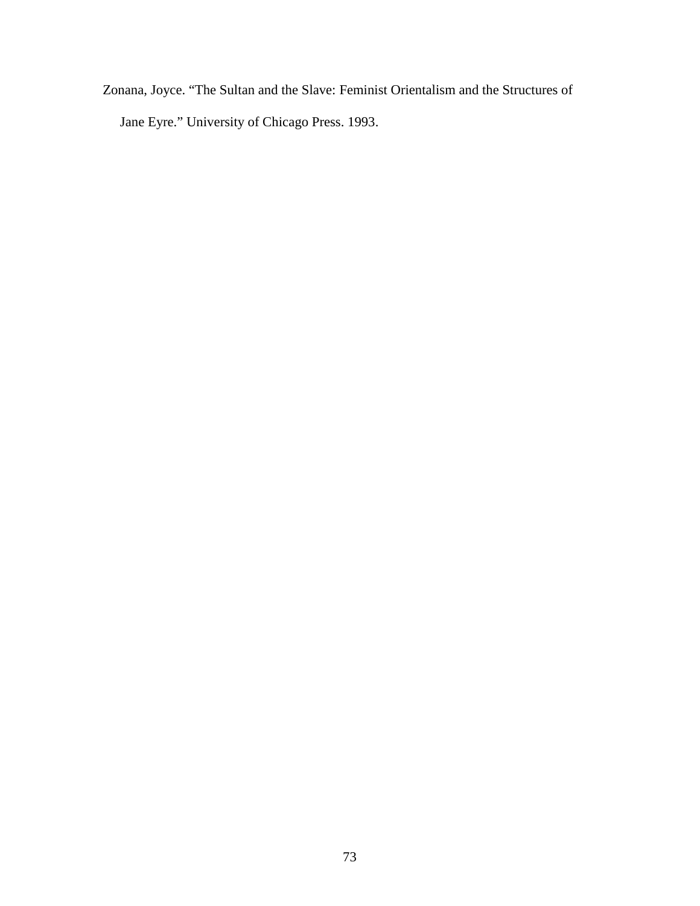Zonana, Joyce. “The Sultan and the Slave: Feminist Orientalism and the Structures of Jane Eyre.” University of Chicago Press. 1993.